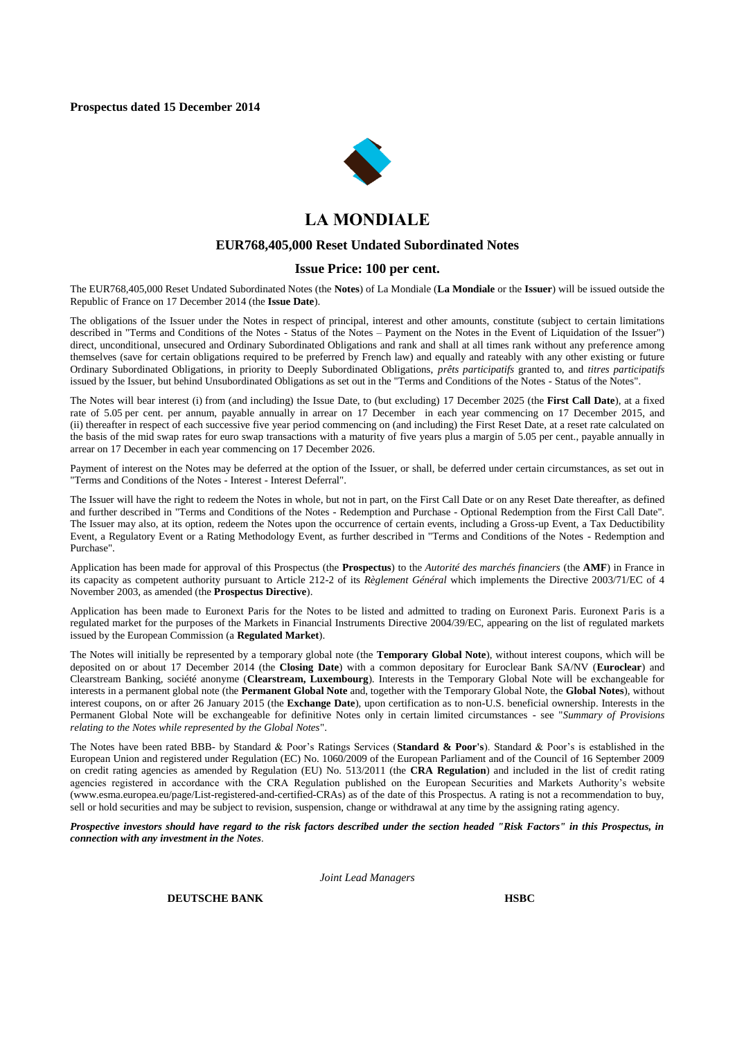**Prospectus dated 15 December 2014**

# LA MONDIALE

## EUR768,405,000 Reset Undated Subordinated Notes

## Issue Price: 100 per cent.

The EUR768,405,000 Reset Undated Subordinated Notes (the **Notes**) of La Mondiale (**La Mondiale** or the **Issuer**) will be issued outside the Republic of France on 17 December 2014 (the **Issue Date**).

The obligations of the Issuer under the Notes in respect of principal, interest and other amounts, constitute (subject to certain limitations described in "Terms and Conditions of the Notes - Status of the Notes – Payment on the Notes in the Event of Liquidation of the Issuer") direct, unconditional, unsecured and Ordinary Subordinated Obligations and rank and shall at all times rank without any preference among themselves (save for certain obligations required to be preferred by French law) and equally and rateably with any other existing or future Ordinary Subordinated Obligations, in priority to Deeply Subordinated Obligations, *prêts participatifs* granted to, and *titres participatifs* issued by the Issuer, but behind Unsubordinated Obligations as set out in the "Terms and Conditions of the Notes - Status of the Notes".

The Notes will bear interest (i) from (and including) the Issue Date, to (but excluding) 17 December 2025 (the **First Call Date**), at a fixed rate of 5.05 per cent. per annum, payable annually in arrear on 17 December in each year commencing on 17 December 2015, and (ii) thereafter in respect of each successive five year period commencing on (and including) the First Reset Date, at a reset rate calculated on the basis of the mid swap rates for euro swap transactions with a maturity of five years plus a margin of 5.05 per cent., payable annually in arrear on 17 December in each year commencing on 17 December 2026.

Payment of interest on the Notes may be deferred at the option of the Issuer, or shall, be deferred under certain circumstances, as set out in "Terms and Conditions of the Notes - Interest - Interest Deferral".

The Issuer will have the right to redeem the Notes in whole, but not in part, on the First Call Date or on any Reset Date thereafter, as defined and further described in "Terms and Conditions of the Notes - Redemption and Purchase - Optional Redemption from the First Call Date". The Issuer may also, at its option, redeem the Notes upon the occurrence of certain events, including a Gross-up Event, a Tax Deductibility Event, a Regulatory Event or a Rating Methodology Event, as further described in "Terms and Conditions of the Notes - Redemption and Purchase".

Application has been made for approval of this Prospectus (the **Prospectus**) to the *Autorité des marchés financiers* (the **AMF**) in France in its capacity as competent authority pursuant to Article 212-2 of its *Règlement Général* which implements the Directive 2003/71/EC of 4 November 2003, as amended (the **Prospectus Directive**).

Application has been made to Euronext Paris for the Notes to be listed and admitted to trading on Euronext Paris. Euronext Paris is a regulated market for the purposes of the Markets in Financial Instruments Directive 2004/39/EC, appearing on the list of regulated markets issued by the European Commission (a **Regulated Market**).

The Notes will initially be represented by a temporary global note (the **Temporary Global Note**), without interest coupons, which will be deposited on or about 17 December 2014 (the **Closing Date**) with a common depositary for Euroclear Bank SA/NV (**Euroclear**) and Clearstream Banking, société anonyme (**Clearstream, Luxembourg**). Interests in the Temporary Global Note will be exchangeable for interests in a permanent global note (the **Permanent Global Note** and, together with the Temporary Global Note, the **Global Notes**), without interest coupons, on or after 26 January 2015 (the **Exchange Date**), upon certification as to non-U.S. beneficial ownership. Interests in the Permanent Global Note will be exchangeable for definitive Notes only in certain limited circumstances - see "*Summary of Provisions relating to the Notes while represented by the Global Notes*".

The Notes have been rated BBB- by Standard & Poor's Ratings Services (**Standard & Poor's**). Standard & Poor's is established in the European Union and registered under Regulation (EC) No. 1060/2009 of the European Parliament and of the Council of 16 September 2009 on credit rating agencies as amended by Regulation (EU) No. 513/2011 (the **CRA Regulation**) and included in the list of credit rating agencies registered in accordance with the CRA Regulation published on the European Securities and Markets Authority's website (www.esma.europea.eu/page/List-registered-and-certified-CRAs) as of the date of this Prospectus. A rating is not a recommendation to buy, sell or hold securities and may be subject to revision, suspension, change or withdrawal at any time by the assigning rating agency.

***Prospective investors should have regard to the risk factors described under the section headed "Risk Factors" in this Prospectus, in connection with any investment in the Notes.***

*Joint Lead Managers*

**DEUTSCHE BANK** **HSBC**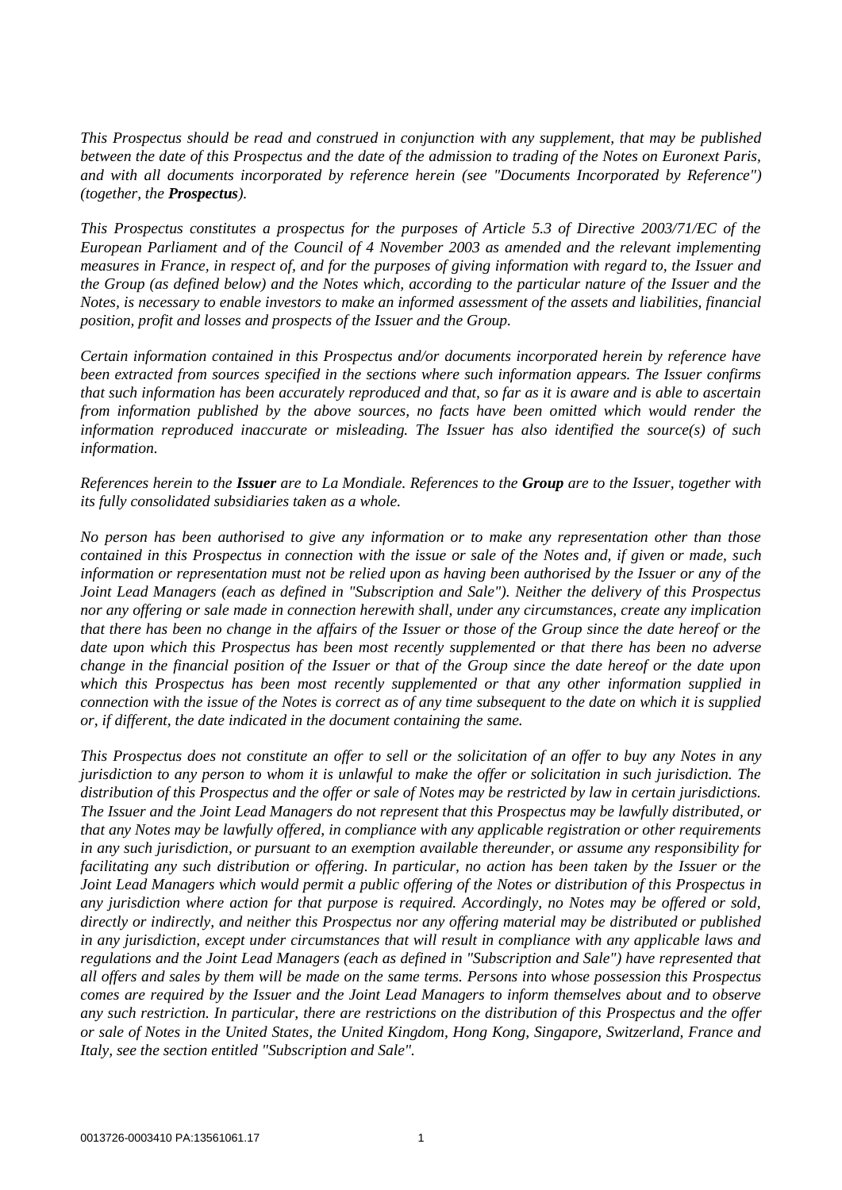*This Prospectus should be read and construed in conjunction with any supplement, that may be published between the date of this Prospectus and the date of the admission to trading of the Notes on Euronext Paris, and with all documents incorporated by reference herein (see "Documents Incorporated by Reference") (together, the* ***Prospectus****).*

*This Prospectus constitutes a prospectus for the purposes of Article 5.3 of Directive 2003/71/EC of the European Parliament and of the Council of 4 November 2003 as amended and the relevant implementing measures in France, in respect of, and for the purposes of giving information with regard to, the Issuer and the Group (as defined below) and the Notes which, according to the particular nature of the Issuer and the Notes, is necessary to enable investors to make an informed assessment of the assets and liabilities, financial position, profit and losses and prospects of the Issuer and the Group.*

*Certain information contained in this Prospectus and/or documents incorporated herein by reference have been extracted from sources specified in the sections where such information appears. The Issuer confirms that such information has been accurately reproduced and that, so far as it is aware and is able to ascertain from information published by the above sources, no facts have been omitted which would render the information reproduced inaccurate or misleading. The Issuer has also identified the source(s) of such information.*

*References herein to the* ***Issuer*** *are to La Mondiale. References to the* ***Group*** *are to the Issuer, together with its fully consolidated subsidiaries taken as a whole.*

*No person has been authorised to give any information or to make any representation other than those contained in this Prospectus in connection with the issue or sale of the Notes and, if given or made, such information or representation must not be relied upon as having been authorised by the Issuer or any of the Joint Lead Managers (each as defined in "Subscription and Sale"). Neither the delivery of this Prospectus nor any offering or sale made in connection herewith shall, under any circumstances, create any implication that there has been no change in the affairs of the Issuer or those of the Group since the date hereof or the date upon which this Prospectus has been most recently supplemented or that there has been no adverse change in the financial position of the Issuer or that of the Group since the date hereof or the date upon which this Prospectus has been most recently supplemented or that any other information supplied in connection with the issue of the Notes is correct as of any time subsequent to the date on which it is supplied or, if different, the date indicated in the document containing the same.*

*This Prospectus does not constitute an offer to sell or the solicitation of an offer to buy any Notes in any jurisdiction to any person to whom it is unlawful to make the offer or solicitation in such jurisdiction. The distribution of this Prospectus and the offer or sale of Notes may be restricted by law in certain jurisdictions. The Issuer and the Joint Lead Managers do not represent that this Prospectus may be lawfully distributed, or that any Notes may be lawfully offered, in compliance with any applicable registration or other requirements in any such jurisdiction, or pursuant to an exemption available thereunder, or assume any responsibility for facilitating any such distribution or offering. In particular, no action has been taken by the Issuer or the Joint Lead Managers which would permit a public offering of the Notes or distribution of this Prospectus in any jurisdiction where action for that purpose is required. Accordingly, no Notes may be offered or sold, directly or indirectly, and neither this Prospectus nor any offering material may be distributed or published in any jurisdiction, except under circumstances that will result in compliance with any applicable laws and regulations and the Joint Lead Managers (each as defined in "Subscription and Sale") have represented that all offers and sales by them will be made on the same terms. Persons into whose possession this Prospectus comes are required by the Issuer and the Joint Lead Managers to inform themselves about and to observe any such restriction. In particular, there are restrictions on the distribution of this Prospectus and the offer or sale of Notes in the United States, the United Kingdom, Hong Kong, Singapore, Switzerland, France and Italy, see the section entitled "Subscription and Sale".*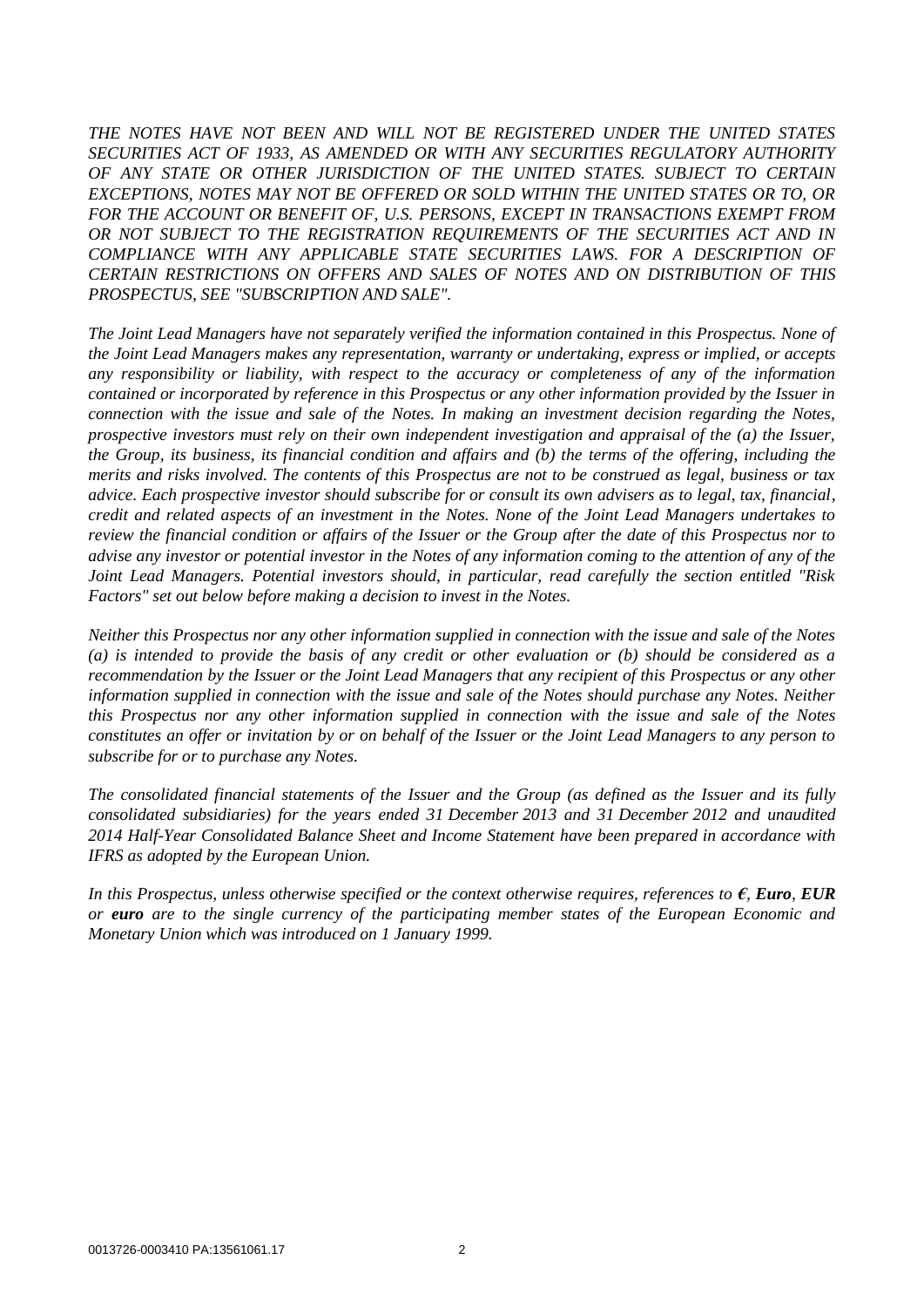*THE NOTES HAVE NOT BEEN AND WILL NOT BE REGISTERED UNDER THE UNITED STATES SECURITIES ACT OF 1933, AS AMENDED OR WITH ANY SECURITIES REGULATORY AUTHORITY OF ANY STATE OR OTHER JURISDICTION OF THE UNITED STATES. SUBJECT TO CERTAIN EXCEPTIONS, NOTES MAY NOT BE OFFERED OR SOLD WITHIN THE UNITED STATES OR TO, OR FOR THE ACCOUNT OR BENEFIT OF, U.S. PERSONS, EXCEPT IN TRANSACTIONS EXEMPT FROM OR NOT SUBJECT TO THE REGISTRATION REQUIREMENTS OF THE SECURITIES ACT AND IN COMPLIANCE WITH ANY APPLICABLE STATE SECURITIES LAWS. FOR A DESCRIPTION OF CERTAIN RESTRICTIONS ON OFFERS AND SALES OF NOTES AND ON DISTRIBUTION OF THIS PROSPECTUS, SEE "SUBSCRIPTION AND SALE".*

*The Joint Lead Managers have not separately verified the information contained in this Prospectus. None of the Joint Lead Managers makes any representation, warranty or undertaking, express or implied, or accepts any responsibility or liability, with respect to the accuracy or completeness of any of the information contained or incorporated by reference in this Prospectus or any other information provided by the Issuer in connection with the issue and sale of the Notes. In making an investment decision regarding the Notes, prospective investors must rely on their own independent investigation and appraisal of the (a) the Issuer, the Group, its business, its financial condition and affairs and (b) the terms of the offering, including the merits and risks involved. The contents of this Prospectus are not to be construed as legal, business or tax advice. Each prospective investor should subscribe for or consult its own advisers as to legal, tax, financial, credit and related aspects of an investment in the Notes. None of the Joint Lead Managers undertakes to review the financial condition or affairs of the Issuer or the Group after the date of this Prospectus nor to advise any investor or potential investor in the Notes of any information coming to the attention of any of the Joint Lead Managers. Potential investors should, in particular, read carefully the section entitled "Risk Factors" set out below before making a decision to invest in the Notes.*

*Neither this Prospectus nor any other information supplied in connection with the issue and sale of the Notes (a) is intended to provide the basis of any credit or other evaluation or (b) should be considered as a recommendation by the Issuer or the Joint Lead Managers that any recipient of this Prospectus or any other information supplied in connection with the issue and sale of the Notes should purchase any Notes. Neither this Prospectus nor any other information supplied in connection with the issue and sale of the Notes constitutes an offer or invitation by or on behalf of the Issuer or the Joint Lead Managers to any person to subscribe for or to purchase any Notes.*

*The consolidated financial statements of the Issuer and the Group (as defined as the Issuer and its fully consolidated subsidiaries) for the years ended 31 December 2013 and 31 December 2012 and unaudited 2014 Half-Year Consolidated Balance Sheet and Income Statement have been prepared in accordance with IFRS as adopted by the European Union.*

*In this Prospectus, unless otherwise specified or the context otherwise requires, references to **€**, **Euro**, **EUR** or **euro** are to the single currency of the participating member states of the European Economic and Monetary Union which was introduced on 1 January 1999.*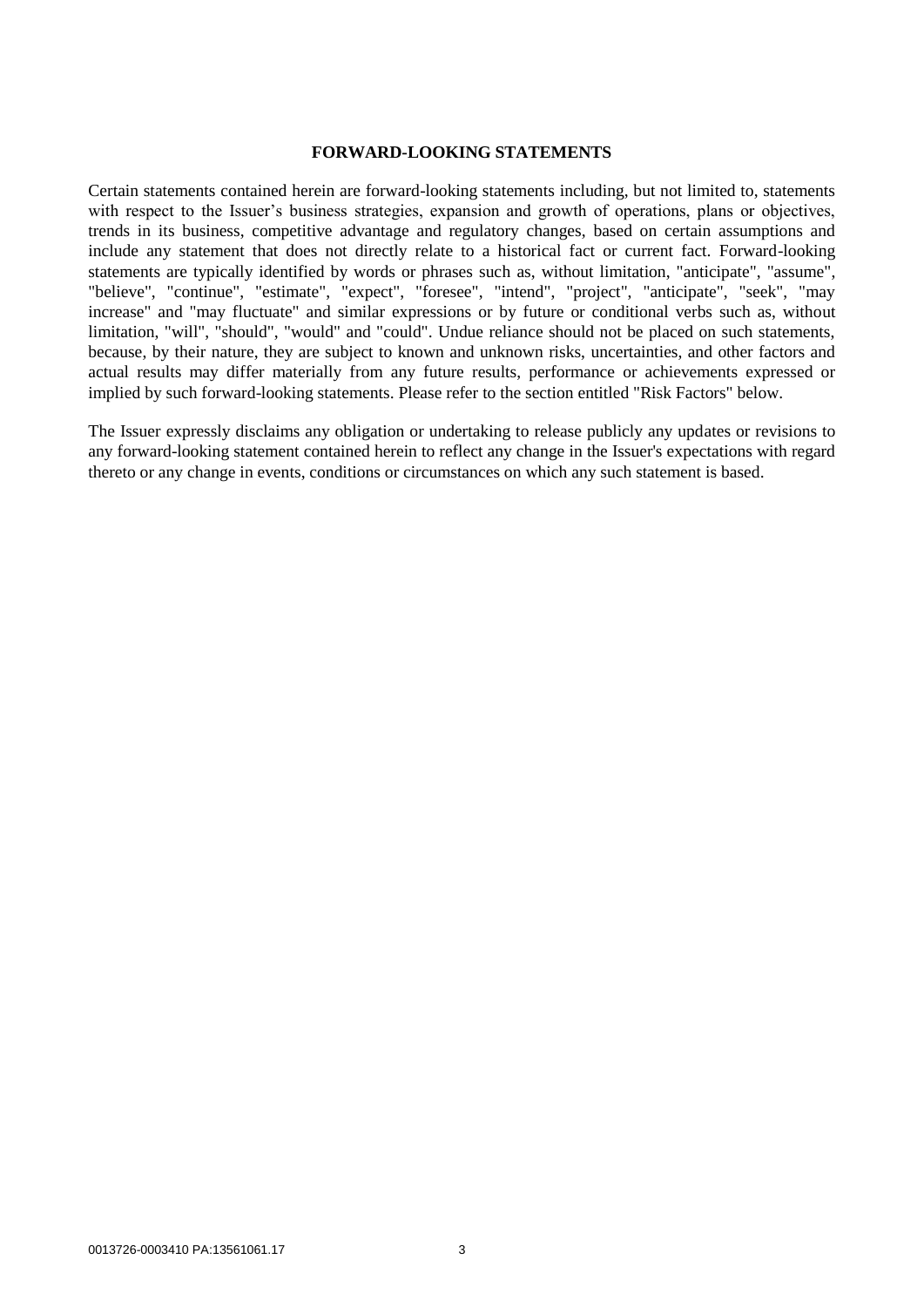## FORWARD-LOOKING STATEMENTS

Certain statements contained herein are forward-looking statements including, but not limited to, statements with respect to the Issuer's business strategies, expansion and growth of operations, plans or objectives, trends in its business, competitive advantage and regulatory changes, based on certain assumptions and include any statement that does not directly relate to a historical fact or current fact. Forward-looking statements are typically identified by words or phrases such as, without limitation, "anticipate", "assume", "believe", "continue", "estimate", "expect", "foresee", "intend", "project", "anticipate", "seek", "may increase" and "may fluctuate" and similar expressions or by future or conditional verbs such as, without limitation, "will", "should", "would" and "could". Undue reliance should not be placed on such statements, because, by their nature, they are subject to known and unknown risks, uncertainties, and other factors and actual results may differ materially from any future results, performance or achievements expressed or implied by such forward-looking statements. Please refer to the section entitled "Risk Factors" below.

The Issuer expressly disclaims any obligation or undertaking to release publicly any updates or revisions to any forward-looking statement contained herein to reflect any change in the Issuer's expectations with regard thereto or any change in events, conditions or circumstances on which any such statement is based.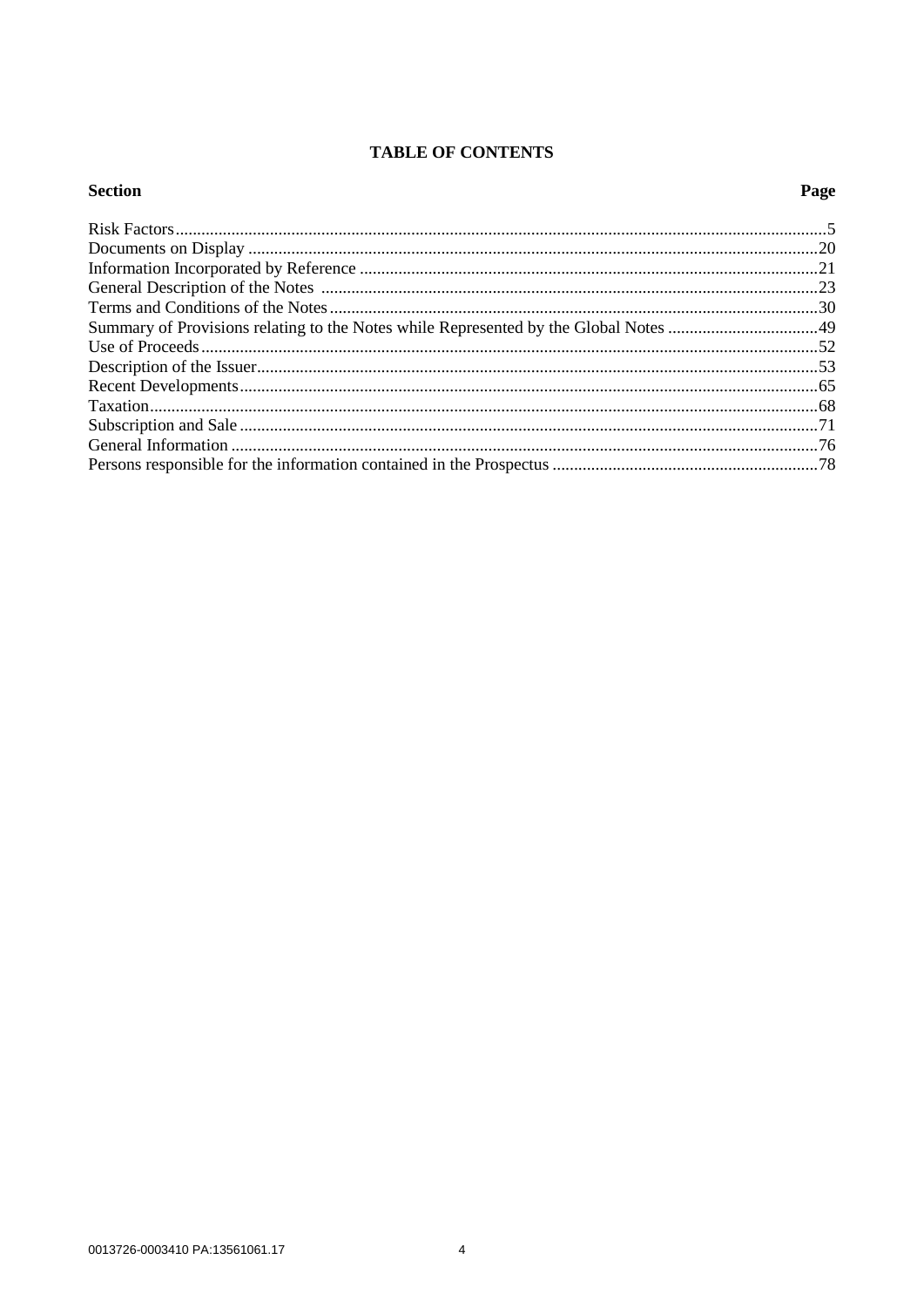# TABLE OF CONTENTS

| Section | Page |
|---|---|
| Risk Factors | 5 |
| Documents on Display | 20 |
| Information Incorporated by Reference | 21 |
| General Description of the Notes | 23 |
| Terms and Conditions of the Notes | 30 |
| Summary of Provisions relating to the Notes while Represented by the Global Notes | 49 |
| Use of Proceeds | 52 |
| Description of the Issuer | 53 |
| Recent Developments | 65 |
| Taxation | 68 |
| Subscription and Sale | 71 |
| General Information | 76 |
| Persons responsible for the information contained in the Prospectus | 78 |

0013726-0003410 PA:13561061.17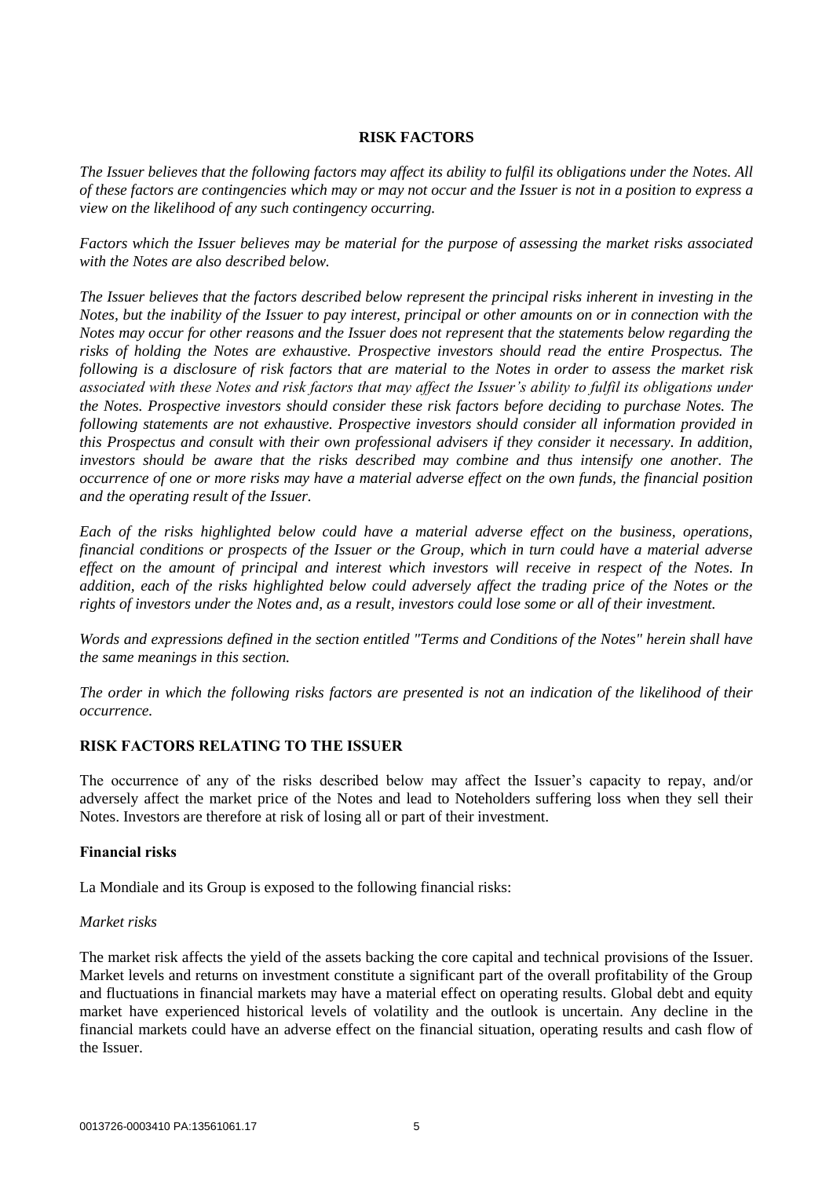## RISK FACTORS

*The Issuer believes that the following factors may affect its ability to fulfil its obligations under the Notes. All of these factors are contingencies which may or may not occur and the Issuer is not in a position to express a view on the likelihood of any such contingency occurring.*

*Factors which the Issuer believes may be material for the purpose of assessing the market risks associated with the Notes are also described below.*

*The Issuer believes that the factors described below represent the principal risks inherent in investing in the Notes, but the inability of the Issuer to pay interest, principal or other amounts on or in connection with the Notes may occur for other reasons and the Issuer does not represent that the statements below regarding the risks of holding the Notes are exhaustive. Prospective investors should read the entire Prospectus. The following is a disclosure of risk factors that are material to the Notes in order to assess the market risk associated with these Notes and risk factors that may affect the Issuer's ability to fulfil its obligations under the Notes. Prospective investors should consider these risk factors before deciding to purchase Notes. The following statements are not exhaustive. Prospective investors should consider all information provided in this Prospectus and consult with their own professional advisers if they consider it necessary. In addition, investors should be aware that the risks described may combine and thus intensify one another. The occurrence of one or more risks may have a material adverse effect on the own funds, the financial position and the operating result of the Issuer.*

*Each of the risks highlighted below could have a material adverse effect on the business, operations, financial conditions or prospects of the Issuer or the Group, which in turn could have a material adverse effect on the amount of principal and interest which investors will receive in respect of the Notes. In addition, each of the risks highlighted below could adversely affect the trading price of the Notes or the rights of investors under the Notes and, as a result, investors could lose some or all of their investment.*

*Words and expressions defined in the section entitled "Terms and Conditions of the Notes" herein shall have the same meanings in this section.*

*The order in which the following risks factors are presented is not an indication of the likelihood of their occurrence.*

### RISK FACTORS RELATING TO THE ISSUER

The occurrence of any of the risks described below may affect the Issuer's capacity to repay, and/or adversely affect the market price of the Notes and lead to Noteholders suffering loss when they sell their Notes. Investors are therefore at risk of losing all or part of their investment.

#### Financial risks

La Mondiale and its Group is exposed to the following financial risks:

*Market risks*

The market risk affects the yield of the assets backing the core capital and technical provisions of the Issuer. Market levels and returns on investment constitute a significant part of the overall profitability of the Group and fluctuations in financial markets may have a material effect on operating results. Global debt and equity market have experienced historical levels of volatility and the outlook is uncertain. Any decline in the financial markets could have an adverse effect on the financial situation, operating results and cash flow of the Issuer.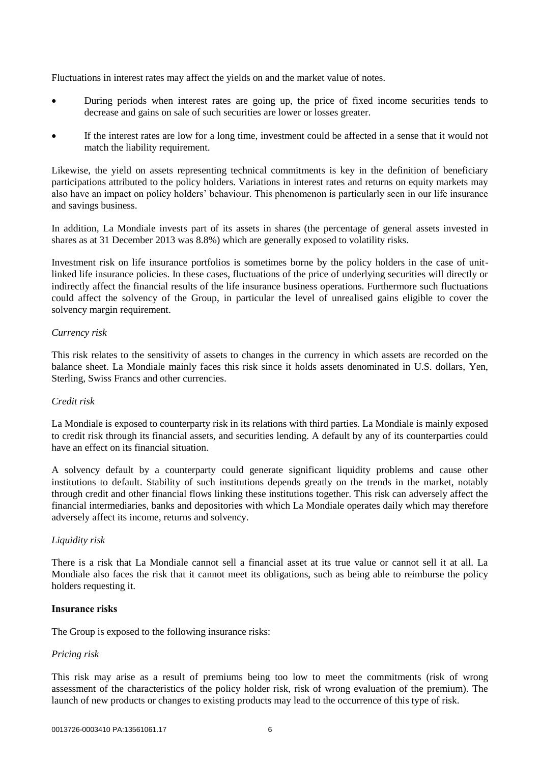Fluctuations in interest rates may affect the yields on and the market value of notes.

- During periods when interest rates are going up, the price of fixed income securities tends to decrease and gains on sale of such securities are lower or losses greater.
- If the interest rates are low for a long time, investment could be affected in a sense that it would not match the liability requirement.

Likewise, the yield on assets representing technical commitments is key in the definition of beneficiary participations attributed to the policy holders. Variations in interest rates and returns on equity markets may also have an impact on policy holders' behaviour. This phenomenon is particularly seen in our life insurance and savings business.

In addition, La Mondiale invests part of its assets in shares (the percentage of general assets invested in shares as at 31 December 2013 was 8.8%) which are generally exposed to volatility risks.

Investment risk on life insurance portfolios is sometimes borne by the policy holders in the case of unit-linked life insurance policies. In these cases, fluctuations of the price of underlying securities will directly or indirectly affect the financial results of the life insurance business operations. Furthermore such fluctuations could affect the solvency of the Group, in particular the level of unrealised gains eligible to cover the solvency margin requirement.

*Currency risk*

This risk relates to the sensitivity of assets to changes in the currency in which assets are recorded on the balance sheet. La Mondiale mainly faces this risk since it holds assets denominated in U.S. dollars, Yen, Sterling, Swiss Francs and other currencies.

*Credit risk*

La Mondiale is exposed to counterparty risk in its relations with third parties. La Mondiale is mainly exposed to credit risk through its financial assets, and securities lending. A default by any of its counterparties could have an effect on its financial situation.

A solvency default by a counterparty could generate significant liquidity problems and cause other institutions to default. Stability of such institutions depends greatly on the trends in the market, notably through credit and other financial flows linking these institutions together. This risk can adversely affect the financial intermediaries, banks and depositories with which La Mondiale operates daily which may therefore adversely affect its income, returns and solvency.

*Liquidity risk*

There is a risk that La Mondiale cannot sell a financial asset at its true value or cannot sell it at all. La Mondiale also faces the risk that it cannot meet its obligations, such as being able to reimburse the policy holders requesting it.

**Insurance risks**

The Group is exposed to the following insurance risks:

*Pricing risk*

This risk may arise as a result of premiums being too low to meet the commitments (risk of wrong assessment of the characteristics of the policy holder risk, risk of wrong evaluation of the premium). The launch of new products or changes to existing products may lead to the occurrence of this type of risk.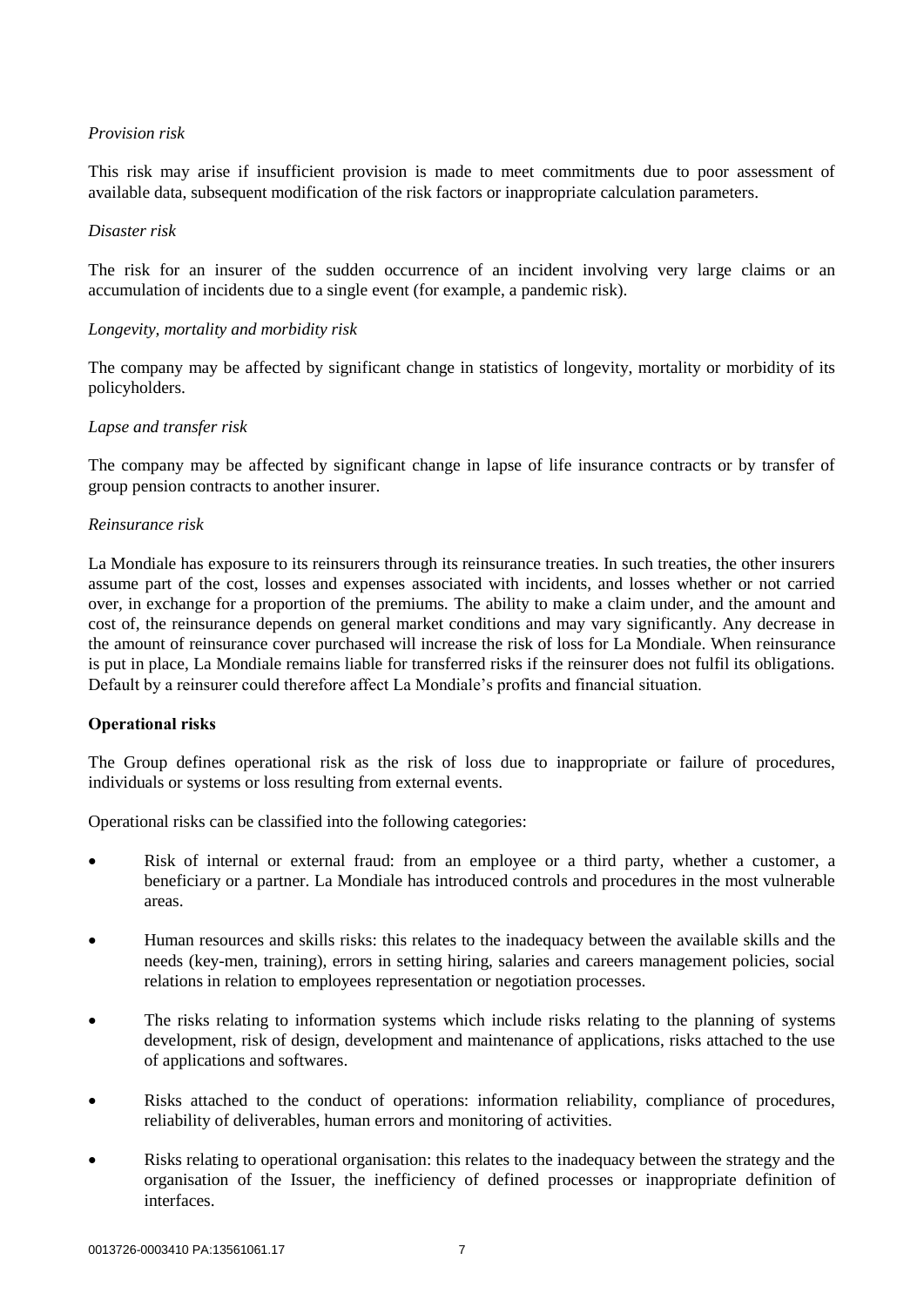*Provision risk*

This risk may arise if insufficient provision is made to meet commitments due to poor assessment of available data, subsequent modification of the risk factors or inappropriate calculation parameters.

*Disaster risk*

The risk for an insurer of the sudden occurrence of an incident involving very large claims or an accumulation of incidents due to a single event (for example, a pandemic risk).

*Longevity, mortality and morbidity risk*

The company may be affected by significant change in statistics of longevity, mortality or morbidity of its policyholders.

*Lapse and transfer risk*

The company may be affected by significant change in lapse of life insurance contracts or by transfer of group pension contracts to another insurer.

*Reinsurance risk*

La Mondiale has exposure to its reinsurers through its reinsurance treaties. In such treaties, the other insurers assume part of the cost, losses and expenses associated with incidents, and losses whether or not carried over, in exchange for a proportion of the premiums. The ability to make a claim under, and the amount and cost of, the reinsurance depends on general market conditions and may vary significantly. Any decrease in the amount of reinsurance cover purchased will increase the risk of loss for La Mondiale. When reinsurance is put in place, La Mondiale remains liable for transferred risks if the reinsurer does not fulfil its obligations. Default by a reinsurer could therefore affect La Mondiale's profits and financial situation.

**Operational risks**

The Group defines operational risk as the risk of loss due to inappropriate or failure of procedures, individuals or systems or loss resulting from external events.

Operational risks can be classified into the following categories:

- Risk of internal or external fraud: from an employee or a third party, whether a customer, a beneficiary or a partner. La Mondiale has introduced controls and procedures in the most vulnerable areas.
- Human resources and skills risks: this relates to the inadequacy between the available skills and the needs (key-men, training), errors in setting hiring, salaries and careers management policies, social relations in relation to employees representation or negotiation processes.
- The risks relating to information systems which include risks relating to the planning of systems development, risk of design, development and maintenance of applications, risks attached to the use of applications and softwares.
- Risks attached to the conduct of operations: information reliability, compliance of procedures, reliability of deliverables, human errors and monitoring of activities.
- Risks relating to operational organisation: this relates to the inadequacy between the strategy and the organisation of the Issuer, the inefficiency of defined processes or inappropriate definition of interfaces.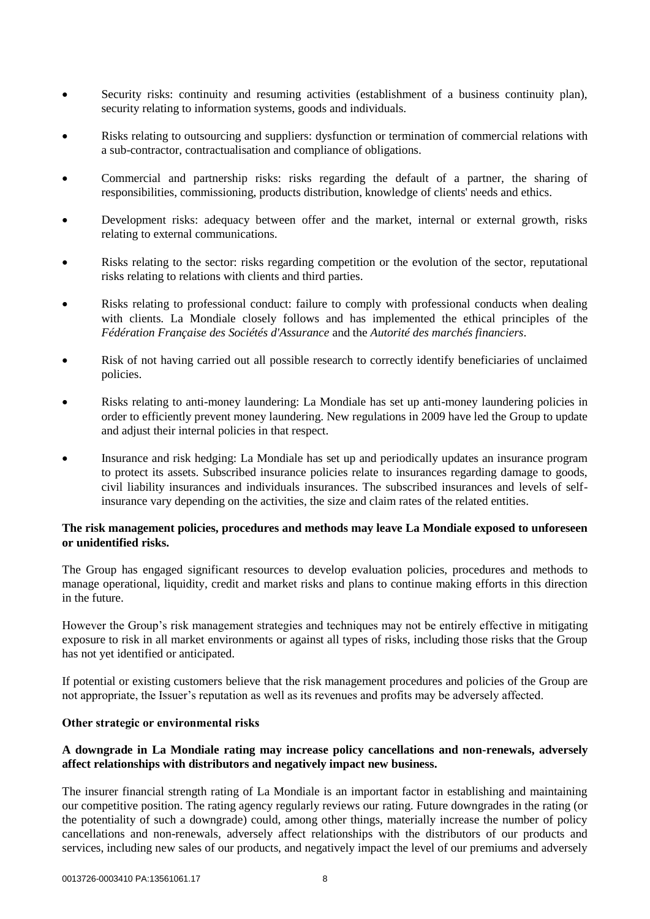- Security risks: continuity and resuming activities (establishment of a business continuity plan), security relating to information systems, goods and individuals.
- Risks relating to outsourcing and suppliers: dysfunction or termination of commercial relations with a sub-contractor, contractualisation and compliance of obligations.
- Commercial and partnership risks: risks regarding the default of a partner, the sharing of responsibilities, commissioning, products distribution, knowledge of clients' needs and ethics.
- Development risks: adequacy between offer and the market, internal or external growth, risks relating to external communications.
- Risks relating to the sector: risks regarding competition or the evolution of the sector, reputational risks relating to relations with clients and third parties.
- Risks relating to professional conduct: failure to comply with professional conducts when dealing with clients. La Mondiale closely follows and has implemented the ethical principles of the *Fédération Française des Sociétés d'Assurance* and the *Autorité des marchés financiers*.
- Risk of not having carried out all possible research to correctly identify beneficiaries of unclaimed policies.
- Risks relating to anti-money laundering: La Mondiale has set up anti-money laundering policies in order to efficiently prevent money laundering. New regulations in 2009 have led the Group to update and adjust their internal policies in that respect.
- Insurance and risk hedging: La Mondiale has set up and periodically updates an insurance program to protect its assets. Subscribed insurance policies relate to insurances regarding damage to goods, civil liability insurances and individuals insurances. The subscribed insurances and levels of self-insurance vary depending on the activities, the size and claim rates of the related entities.

**The risk management policies, procedures and methods may leave La Mondiale exposed to unforeseen or unidentified risks.**

The Group has engaged significant resources to develop evaluation policies, procedures and methods to manage operational, liquidity, credit and market risks and plans to continue making efforts in this direction in the future.

However the Group's risk management strategies and techniques may not be entirely effective in mitigating exposure to risk in all market environments or against all types of risks, including those risks that the Group has not yet identified or anticipated.

If potential or existing customers believe that the risk management procedures and policies of the Group are not appropriate, the Issuer's reputation as well as its revenues and profits may be adversely affected.

**Other strategic or environmental risks**

**A downgrade in La Mondiale rating may increase policy cancellations and non-renewals, adversely affect relationships with distributors and negatively impact new business.**

The insurer financial strength rating of La Mondiale is an important factor in establishing and maintaining our competitive position. The rating agency regularly reviews our rating. Future downgrades in the rating (or the potentiality of such a downgrade) could, among other things, materially increase the number of policy cancellations and non-renewals, adversely affect relationships with the distributors of our products and services, including new sales of our products, and negatively impact the level of our premiums and adversely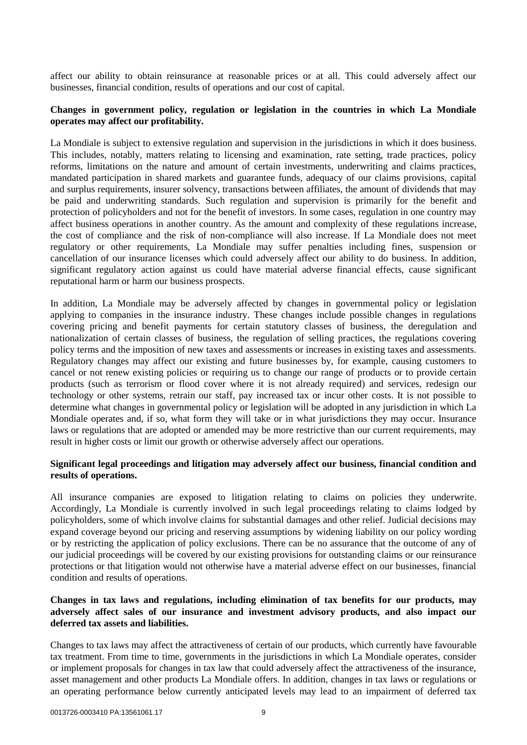affect our ability to obtain reinsurance at reasonable prices or at all. This could adversely affect our businesses, financial condition, results of operations and our cost of capital.

**Changes in government policy, regulation or legislation in the countries in which La Mondiale operates may affect our profitability.**

La Mondiale is subject to extensive regulation and supervision in the jurisdictions in which it does business. This includes, notably, matters relating to licensing and examination, rate setting, trade practices, policy reforms, limitations on the nature and amount of certain investments, underwriting and claims practices, mandated participation in shared markets and guarantee funds, adequacy of our claims provisions, capital and surplus requirements, insurer solvency, transactions between affiliates, the amount of dividends that may be paid and underwriting standards. Such regulation and supervision is primarily for the benefit and protection of policyholders and not for the benefit of investors. In some cases, regulation in one country may affect business operations in another country. As the amount and complexity of these regulations increase, the cost of compliance and the risk of non-compliance will also increase. If La Mondiale does not meet regulatory or other requirements, La Mondiale may suffer penalties including fines, suspension or cancellation of our insurance licenses which could adversely affect our ability to do business. In addition, significant regulatory action against us could have material adverse financial effects, cause significant reputational harm or harm our business prospects.

In addition, La Mondiale may be adversely affected by changes in governmental policy or legislation applying to companies in the insurance industry. These changes include possible changes in regulations covering pricing and benefit payments for certain statutory classes of business, the deregulation and nationalization of certain classes of business, the regulation of selling practices, the regulations covering policy terms and the imposition of new taxes and assessments or increases in existing taxes and assessments. Regulatory changes may affect our existing and future businesses by, for example, causing customers to cancel or not renew existing policies or requiring us to change our range of products or to provide certain products (such as terrorism or flood cover where it is not already required) and services, redesign our technology or other systems, retrain our staff, pay increased tax or incur other costs. It is not possible to determine what changes in governmental policy or legislation will be adopted in any jurisdiction in which La Mondiale operates and, if so, what form they will take or in what jurisdictions they may occur. Insurance laws or regulations that are adopted or amended may be more restrictive than our current requirements, may result in higher costs or limit our growth or otherwise adversely affect our operations.

**Significant legal proceedings and litigation may adversely affect our business, financial condition and results of operations.**

All insurance companies are exposed to litigation relating to claims on policies they underwrite. Accordingly, La Mondiale is currently involved in such legal proceedings relating to claims lodged by policyholders, some of which involve claims for substantial damages and other relief. Judicial decisions may expand coverage beyond our pricing and reserving assumptions by widening liability on our policy wording or by restricting the application of policy exclusions. There can be no assurance that the outcome of any of our judicial proceedings will be covered by our existing provisions for outstanding claims or our reinsurance protections or that litigation would not otherwise have a material adverse effect on our businesses, financial condition and results of operations.

**Changes in tax laws and regulations, including elimination of tax benefits for our products, may adversely affect sales of our insurance and investment advisory products, and also impact our deferred tax assets and liabilities.**

Changes to tax laws may affect the attractiveness of certain of our products, which currently have favourable tax treatment. From time to time, governments in the jurisdictions in which La Mondiale operates, consider or implement proposals for changes in tax law that could adversely affect the attractiveness of the insurance, asset management and other products La Mondiale offers. In addition, changes in tax laws or regulations or an operating performance below currently anticipated levels may lead to an impairment of deferred tax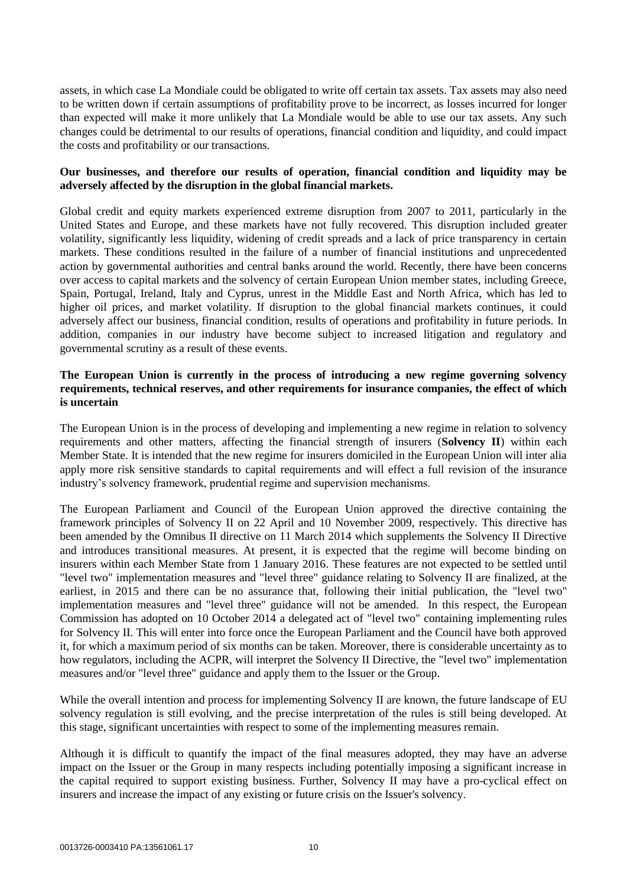assets, in which case La Mondiale could be obligated to write off certain tax assets. Tax assets may also need to be written down if certain assumptions of profitability prove to be incorrect, as losses incurred for longer than expected will make it more unlikely that La Mondiale would be able to use our tax assets. Any such changes could be detrimental to our results of operations, financial condition and liquidity, and could impact the costs and profitability or our transactions.

**Our businesses, and therefore our results of operation, financial condition and liquidity may be adversely affected by the disruption in the global financial markets.**

Global credit and equity markets experienced extreme disruption from 2007 to 2011, particularly in the United States and Europe, and these markets have not fully recovered. This disruption included greater volatility, significantly less liquidity, widening of credit spreads and a lack of price transparency in certain markets. These conditions resulted in the failure of a number of financial institutions and unprecedented action by governmental authorities and central banks around the world. Recently, there have been concerns over access to capital markets and the solvency of certain European Union member states, including Greece, Spain, Portugal, Ireland, Italy and Cyprus, unrest in the Middle East and North Africa, which has led to higher oil prices, and market volatility. If disruption to the global financial markets continues, it could adversely affect our business, financial condition, results of operations and profitability in future periods. In addition, companies in our industry have become subject to increased litigation and regulatory and governmental scrutiny as a result of these events.

**The European Union is currently in the process of introducing a new regime governing solvency requirements, technical reserves, and other requirements for insurance companies, the effect of which is uncertain**

The European Union is in the process of developing and implementing a new regime in relation to solvency requirements and other matters, affecting the financial strength of insurers (**Solvency II**) within each Member State. It is intended that the new regime for insurers domiciled in the European Union will inter alia apply more risk sensitive standards to capital requirements and will effect a full revision of the insurance industry's solvency framework, prudential regime and supervision mechanisms.

The European Parliament and Council of the European Union approved the directive containing the framework principles of Solvency II on 22 April and 10 November 2009, respectively. This directive has been amended by the Omnibus II directive on 11 March 2014 which supplements the Solvency II Directive and introduces transitional measures. At present, it is expected that the regime will become binding on insurers within each Member State from 1 January 2016. These features are not expected to be settled until "level two" implementation measures and "level three" guidance relating to Solvency II are finalized, at the earliest, in 2015 and there can be no assurance that, following their initial publication, the "level two" implementation measures and "level three" guidance will not be amended. In this respect, the European Commission has adopted on 10 October 2014 a delegated act of "level two" containing implementing rules for Solvency II. This will enter into force once the European Parliament and the Council have both approved it, for which a maximum period of six months can be taken. Moreover, there is considerable uncertainty as to how regulators, including the ACPR, will interpret the Solvency II Directive, the "level two" implementation measures and/or "level three" guidance and apply them to the Issuer or the Group.

While the overall intention and process for implementing Solvency II are known, the future landscape of EU solvency regulation is still evolving, and the precise interpretation of the rules is still being developed. At this stage, significant uncertainties with respect to some of the implementing measures remain.

Although it is difficult to quantify the impact of the final measures adopted, they may have an adverse impact on the Issuer or the Group in many respects including potentially imposing a significant increase in the capital required to support existing business. Further, Solvency II may have a pro-cyclical effect on insurers and increase the impact of any existing or future crisis on the Issuer's solvency.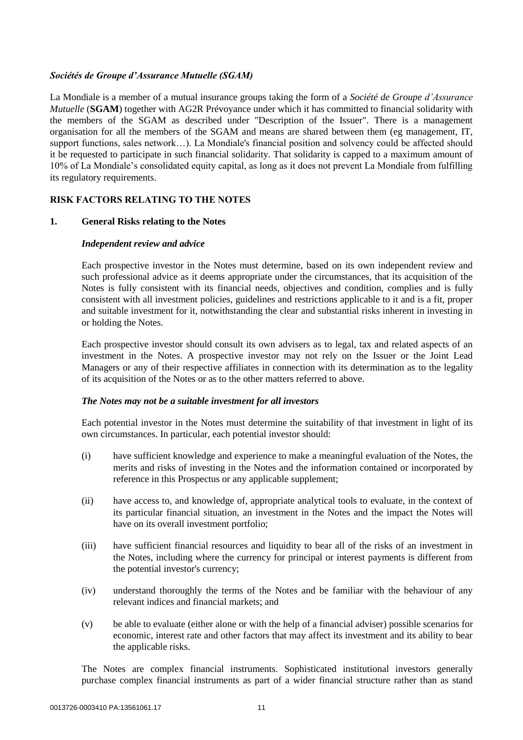### *Sociétés de Groupe d'Assurance Mutuelle (SGAM)*

La Mondiale is a member of a mutual insurance groups taking the form of a *Société de Groupe d'Assurance Mutuelle* (**SGAM**) together with AG2R Prévoyance under which it has committed to financial solidarity with the members of the SGAM as described under "Description of the Issuer". There is a management organisation for all the members of the SGAM and means are shared between them (eg management, IT, support functions, sales network…). La Mondiale's financial position and solvency could be affected should it be requested to participate in such financial solidarity. That solidarity is capped to a maximum amount of 10% of La Mondiale's consolidated equity capital, as long as it does not prevent La Mondiale from fulfilling its regulatory requirements.

## RISK FACTORS RELATING TO THE NOTES

### 1. General Risks relating to the Notes

*Independent review and advice*

Each prospective investor in the Notes must determine, based on its own independent review and such professional advice as it deems appropriate under the circumstances, that its acquisition of the Notes is fully consistent with its financial needs, objectives and condition, complies and is fully consistent with all investment policies, guidelines and restrictions applicable to it and is a fit, proper and suitable investment for it, notwithstanding the clear and substantial risks inherent in investing in or holding the Notes.

Each prospective investor should consult its own advisers as to legal, tax and related aspects of an investment in the Notes. A prospective investor may not rely on the Issuer or the Joint Lead Managers or any of their respective affiliates in connection with its determination as to the legality of its acquisition of the Notes or as to the other matters referred to above.

***The Notes may not be a suitable investment for all investors***

Each potential investor in the Notes must determine the suitability of that investment in light of its own circumstances. In particular, each potential investor should:

(i) have sufficient knowledge and experience to make a meaningful evaluation of the Notes, the merits and risks of investing in the Notes and the information contained or incorporated by reference in this Prospectus or any applicable supplement;

(ii) have access to, and knowledge of, appropriate analytical tools to evaluate, in the context of its particular financial situation, an investment in the Notes and the impact the Notes will have on its overall investment portfolio;

(iii) have sufficient financial resources and liquidity to bear all of the risks of an investment in the Notes, including where the currency for principal or interest payments is different from the potential investor's currency;

(iv) understand thoroughly the terms of the Notes and be familiar with the behaviour of any relevant indices and financial markets; and

(v) be able to evaluate (either alone or with the help of a financial adviser) possible scenarios for economic, interest rate and other factors that may affect its investment and its ability to bear the applicable risks.

The Notes are complex financial instruments. Sophisticated institutional investors generally purchase complex financial instruments as part of a wider financial structure rather than as stand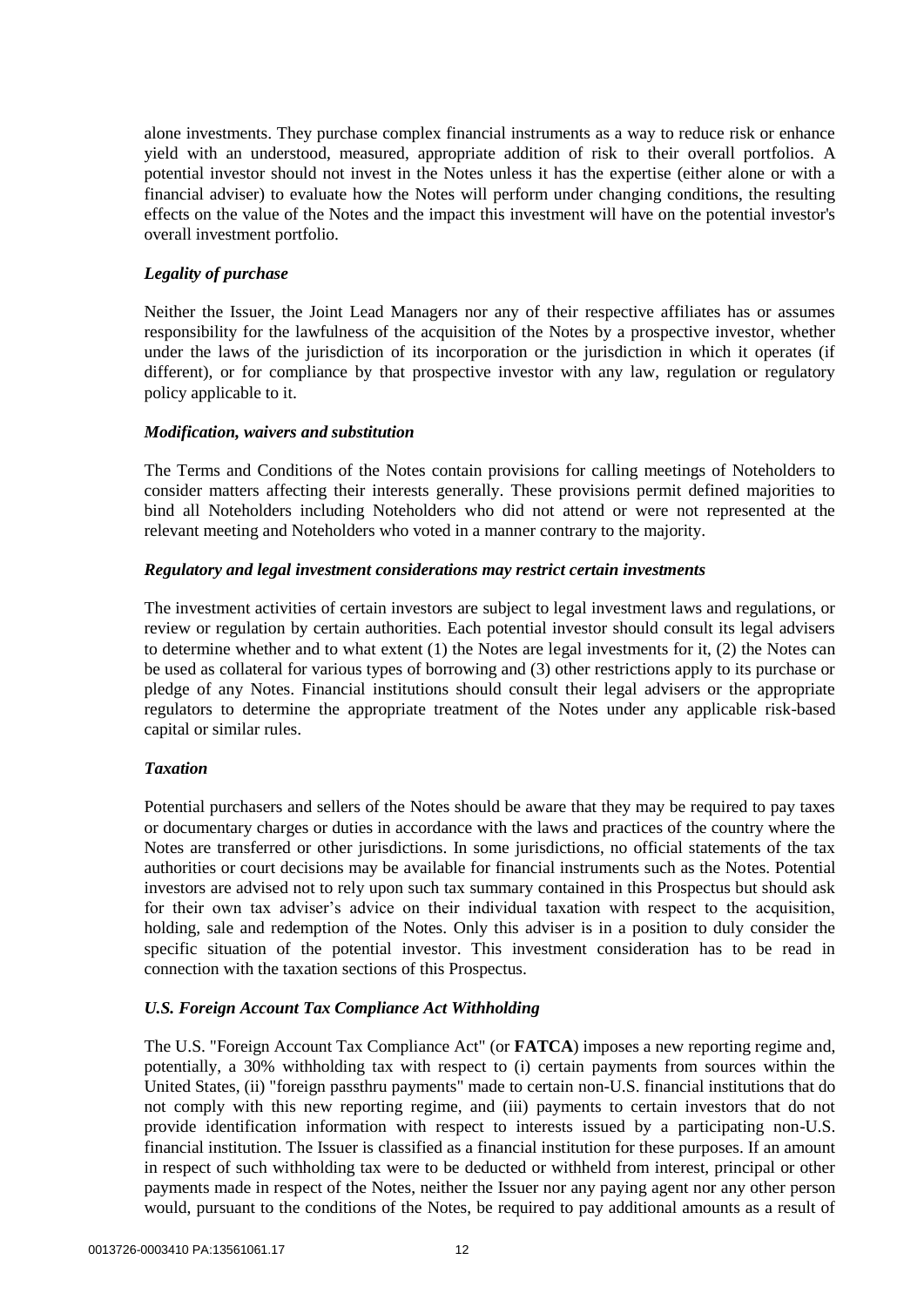alone investments. They purchase complex financial instruments as a way to reduce risk or enhance yield with an understood, measured, appropriate addition of risk to their overall portfolios. A potential investor should not invest in the Notes unless it has the expertise (either alone or with a financial adviser) to evaluate how the Notes will perform under changing conditions, the resulting effects on the value of the Notes and the impact this investment will have on the potential investor's overall investment portfolio.

***Legality of purchase***

Neither the Issuer, the Joint Lead Managers nor any of their respective affiliates has or assumes responsibility for the lawfulness of the acquisition of the Notes by a prospective investor, whether under the laws of the jurisdiction of its incorporation or the jurisdiction in which it operates (if different), or for compliance by that prospective investor with any law, regulation or regulatory policy applicable to it.

***Modification, waivers and substitution***

The Terms and Conditions of the Notes contain provisions for calling meetings of Noteholders to consider matters affecting their interests generally. These provisions permit defined majorities to bind all Noteholders including Noteholders who did not attend or were not represented at the relevant meeting and Noteholders who voted in a manner contrary to the majority.

***Regulatory and legal investment considerations may restrict certain investments***

The investment activities of certain investors are subject to legal investment laws and regulations, or review or regulation by certain authorities. Each potential investor should consult its legal advisers to determine whether and to what extent (1) the Notes are legal investments for it, (2) the Notes can be used as collateral for various types of borrowing and (3) other restrictions apply to its purchase or pledge of any Notes. Financial institutions should consult their legal advisers or the appropriate regulators to determine the appropriate treatment of the Notes under any applicable risk-based capital or similar rules.

***Taxation***

Potential purchasers and sellers of the Notes should be aware that they may be required to pay taxes or documentary charges or duties in accordance with the laws and practices of the country where the Notes are transferred or other jurisdictions. In some jurisdictions, no official statements of the tax authorities or court decisions may be available for financial instruments such as the Notes. Potential investors are advised not to rely upon such tax summary contained in this Prospectus but should ask for their own tax adviser's advice on their individual taxation with respect to the acquisition, holding, sale and redemption of the Notes. Only this adviser is in a position to duly consider the specific situation of the potential investor. This investment consideration has to be read in connection with the taxation sections of this Prospectus.

***U.S. Foreign Account Tax Compliance Act Withholding***

The U.S. "Foreign Account Tax Compliance Act" (or **FATCA**) imposes a new reporting regime and, potentially, a 30% withholding tax with respect to (i) certain payments from sources within the United States, (ii) "foreign passthru payments" made to certain non-U.S. financial institutions that do not comply with this new reporting regime, and (iii) payments to certain investors that do not provide identification information with respect to interests issued by a participating non-U.S. financial institution. The Issuer is classified as a financial institution for these purposes. If an amount in respect of such withholding tax were to be deducted or withheld from interest, principal or other payments made in respect of the Notes, neither the Issuer nor any paying agent nor any other person would, pursuant to the conditions of the Notes, be required to pay additional amounts as a result of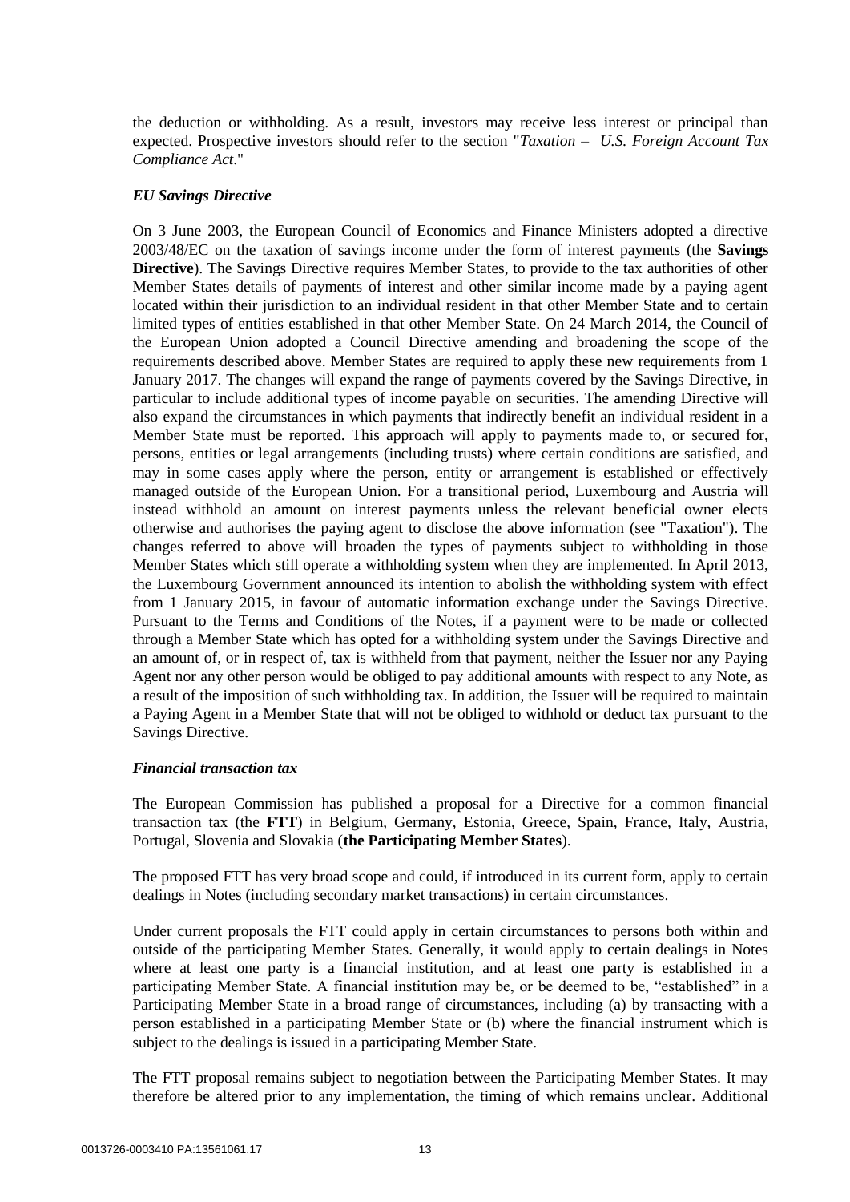the deduction or withholding. As a result, investors may receive less interest or principal than expected. Prospective investors should refer to the section "*Taxation – U.S. Foreign Account Tax Compliance Act*."

### *EU Savings Directive*

On 3 June 2003, the European Council of Economics and Finance Ministers adopted a directive 2003/48/EC on the taxation of savings income under the form of interest payments (the **Savings Directive**). The Savings Directive requires Member States, to provide to the tax authorities of other Member States details of payments of interest and other similar income made by a paying agent located within their jurisdiction to an individual resident in that other Member State and to certain limited types of entities established in that other Member State. On 24 March 2014, the Council of the European Union adopted a Council Directive amending and broadening the scope of the requirements described above. Member States are required to apply these new requirements from 1 January 2017. The changes will expand the range of payments covered by the Savings Directive, in particular to include additional types of income payable on securities. The amending Directive will also expand the circumstances in which payments that indirectly benefit an individual resident in a Member State must be reported. This approach will apply to payments made to, or secured for, persons, entities or legal arrangements (including trusts) where certain conditions are satisfied, and may in some cases apply where the person, entity or arrangement is established or effectively managed outside of the European Union. For a transitional period, Luxembourg and Austria will instead withhold an amount on interest payments unless the relevant beneficial owner elects otherwise and authorises the paying agent to disclose the above information (see "Taxation"). The changes referred to above will broaden the types of payments subject to withholding in those Member States which still operate a withholding system when they are implemented. In April 2013, the Luxembourg Government announced its intention to abolish the withholding system with effect from 1 January 2015, in favour of automatic information exchange under the Savings Directive. Pursuant to the Terms and Conditions of the Notes, if a payment were to be made or collected through a Member State which has opted for a withholding system under the Savings Directive and an amount of, or in respect of, tax is withheld from that payment, neither the Issuer nor any Paying Agent nor any other person would be obliged to pay additional amounts with respect to any Note, as a result of the imposition of such withholding tax. In addition, the Issuer will be required to maintain a Paying Agent in a Member State that will not be obliged to withhold or deduct tax pursuant to the Savings Directive.

### *Financial transaction tax*

The European Commission has published a proposal for a Directive for a common financial transaction tax (the **FTT**) in Belgium, Germany, Estonia, Greece, Spain, France, Italy, Austria, Portugal, Slovenia and Slovakia (**the Participating Member States**).

The proposed FTT has very broad scope and could, if introduced in its current form, apply to certain dealings in Notes (including secondary market transactions) in certain circumstances.

Under current proposals the FTT could apply in certain circumstances to persons both within and outside of the participating Member States. Generally, it would apply to certain dealings in Notes where at least one party is a financial institution, and at least one party is established in a participating Member State. A financial institution may be, or be deemed to be, "established" in a Participating Member State in a broad range of circumstances, including (a) by transacting with a person established in a participating Member State or (b) where the financial instrument which is subject to the dealings is issued in a participating Member State.

The FTT proposal remains subject to negotiation between the Participating Member States. It may therefore be altered prior to any implementation, the timing of which remains unclear. Additional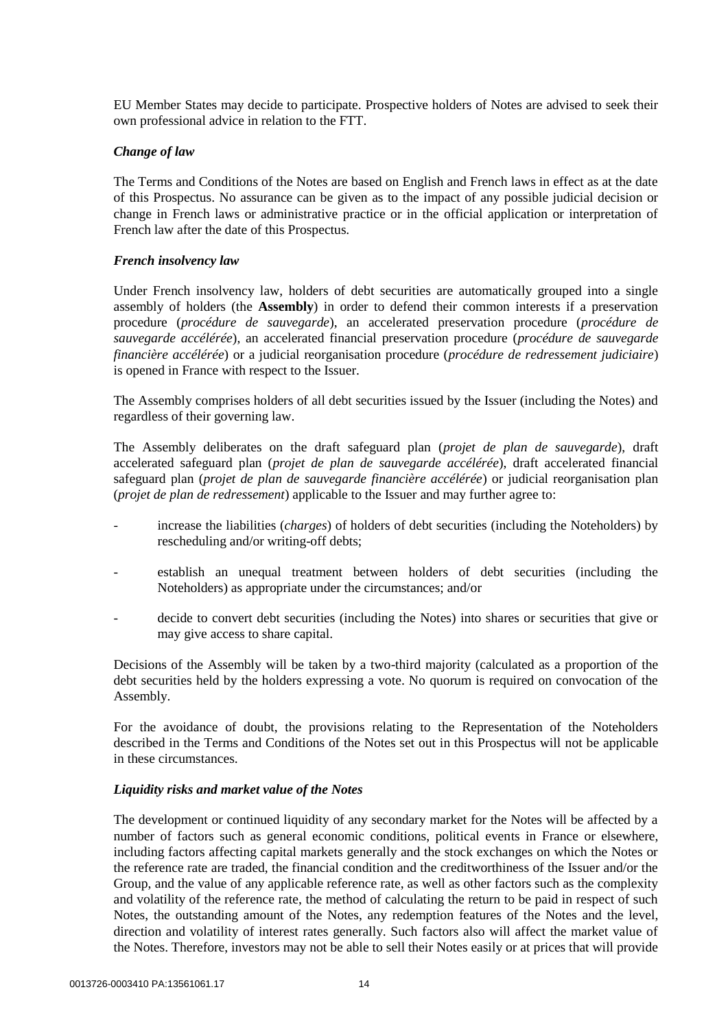EU Member States may decide to participate. Prospective holders of Notes are advised to seek their own professional advice in relation to the FTT.

### *Change of law*

The Terms and Conditions of the Notes are based on English and French laws in effect as at the date of this Prospectus. No assurance can be given as to the impact of any possible judicial decision or change in French laws or administrative practice or in the official application or interpretation of French law after the date of this Prospectus.

### *French insolvency law*

Under French insolvency law, holders of debt securities are automatically grouped into a single assembly of holders (the **Assembly**) in order to defend their common interests if a preservation procedure (*procédure de sauvegarde*), an accelerated preservation procedure (*procédure de sauvegarde accélérée*), an accelerated financial preservation procedure (*procédure de sauvegarde financière accélérée*) or a judicial reorganisation procedure (*procédure de redressement judiciaire*) is opened in France with respect to the Issuer.

The Assembly comprises holders of all debt securities issued by the Issuer (including the Notes) and regardless of their governing law.

The Assembly deliberates on the draft safeguard plan (*projet de plan de sauvegarde*), draft accelerated safeguard plan (*projet de plan de sauvegarde accélérée*), draft accelerated financial safeguard plan (*projet de plan de sauvegarde financière accélérée*) or judicial reorganisation plan (*projet de plan de redressement*) applicable to the Issuer and may further agree to:

- increase the liabilities (*charges*) of holders of debt securities (including the Noteholders) by rescheduling and/or writing-off debts;
- establish an unequal treatment between holders of debt securities (including the Noteholders) as appropriate under the circumstances; and/or
- decide to convert debt securities (including the Notes) into shares or securities that give or may give access to share capital.

Decisions of the Assembly will be taken by a two-third majority (calculated as a proportion of the debt securities held by the holders expressing a vote. No quorum is required on convocation of the Assembly.

For the avoidance of doubt, the provisions relating to the Representation of the Noteholders described in the Terms and Conditions of the Notes set out in this Prospectus will not be applicable in these circumstances.

### *Liquidity risks and market value of the Notes*

The development or continued liquidity of any secondary market for the Notes will be affected by a number of factors such as general economic conditions, political events in France or elsewhere, including factors affecting capital markets generally and the stock exchanges on which the Notes or the reference rate are traded, the financial condition and the creditworthiness of the Issuer and/or the Group, and the value of any applicable reference rate, as well as other factors such as the complexity and volatility of the reference rate, the method of calculating the return to be paid in respect of such Notes, the outstanding amount of the Notes, any redemption features of the Notes and the level, direction and volatility of interest rates generally. Such factors also will affect the market value of the Notes. Therefore, investors may not be able to sell their Notes easily or at prices that will provide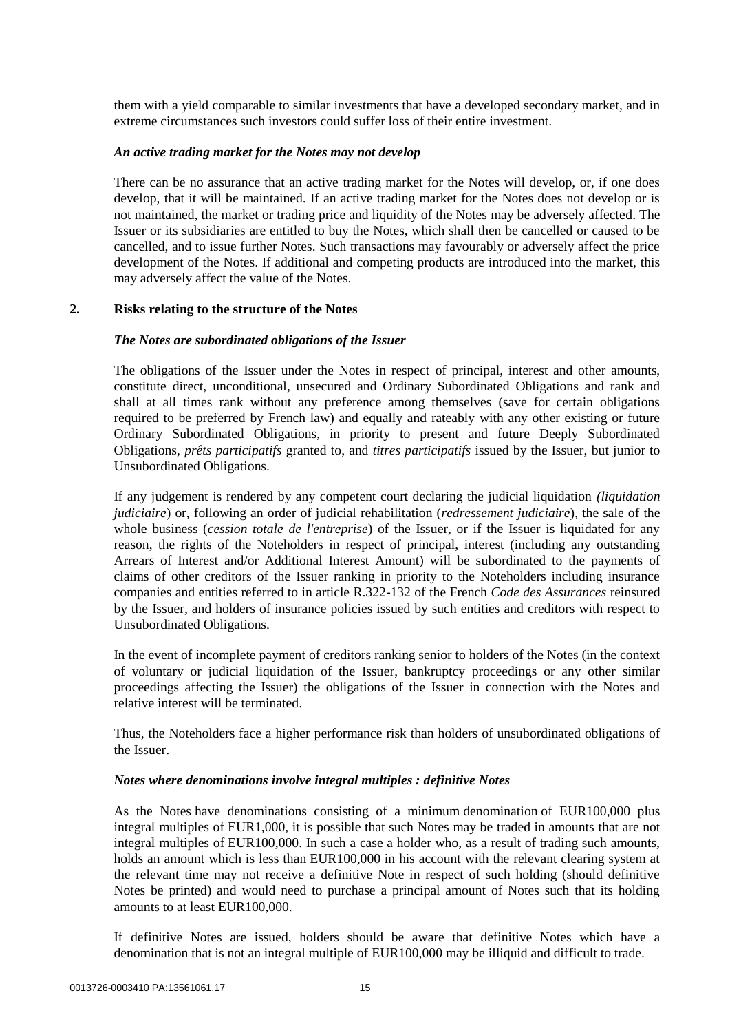them with a yield comparable to similar investments that have a developed secondary market, and in extreme circumstances such investors could suffer loss of their entire investment.

***An active trading market for the Notes may not develop***

There can be no assurance that an active trading market for the Notes will develop, or, if one does develop, that it will be maintained. If an active trading market for the Notes does not develop or is not maintained, the market or trading price and liquidity of the Notes may be adversely affected. The Issuer or its subsidiaries are entitled to buy the Notes, which shall then be cancelled or caused to be cancelled, and to issue further Notes. Such transactions may favourably or adversely affect the price development of the Notes. If additional and competing products are introduced into the market, this may adversely affect the value of the Notes.

## 2. Risks relating to the structure of the Notes

***The Notes are subordinated obligations of the Issuer***

The obligations of the Issuer under the Notes in respect of principal, interest and other amounts, constitute direct, unconditional, unsecured and Ordinary Subordinated Obligations and rank and shall at all times rank without any preference among themselves (save for certain obligations required to be preferred by French law) and equally and rateably with any other existing or future Ordinary Subordinated Obligations, in priority to present and future Deeply Subordinated Obligations, *prêts participatifs* granted to, and *titres participatifs* issued by the Issuer, but junior to Unsubordinated Obligations.

If any judgement is rendered by any competent court declaring the judicial liquidation *(liquidation judiciaire*) or, following an order of judicial rehabilitation (*redressement judiciaire*), the sale of the whole business (*cession totale de l'entreprise*) of the Issuer, or if the Issuer is liquidated for any reason, the rights of the Noteholders in respect of principal, interest (including any outstanding Arrears of Interest and/or Additional Interest Amount) will be subordinated to the payments of claims of other creditors of the Issuer ranking in priority to the Noteholders including insurance companies and entities referred to in article R.322-132 of the French *Code des Assurances* reinsured by the Issuer, and holders of insurance policies issued by such entities and creditors with respect to Unsubordinated Obligations.

In the event of incomplete payment of creditors ranking senior to holders of the Notes (in the context of voluntary or judicial liquidation of the Issuer, bankruptcy proceedings or any other similar proceedings affecting the Issuer) the obligations of the Issuer in connection with the Notes and relative interest will be terminated.

Thus, the Noteholders face a higher performance risk than holders of unsubordinated obligations of the Issuer.

***Notes where denominations involve integral multiples : definitive Notes***

As the Notes have denominations consisting of a minimum denomination of EUR100,000 plus integral multiples of EUR1,000, it is possible that such Notes may be traded in amounts that are not integral multiples of EUR100,000. In such a case a holder who, as a result of trading such amounts, holds an amount which is less than EUR100,000 in his account with the relevant clearing system at the relevant time may not receive a definitive Note in respect of such holding (should definitive Notes be printed) and would need to purchase a principal amount of Notes such that its holding amounts to at least EUR100,000.

If definitive Notes are issued, holders should be aware that definitive Notes which have a denomination that is not an integral multiple of EUR100,000 may be illiquid and difficult to trade.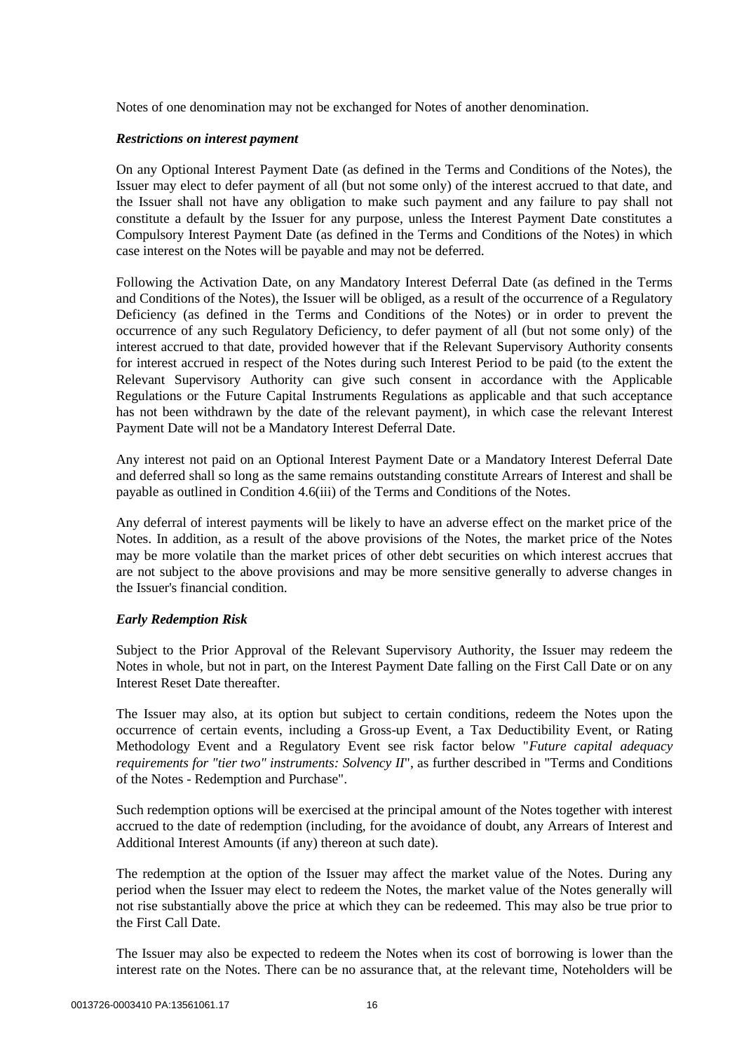Notes of one denomination may not be exchanged for Notes of another denomination.

***Restrictions on interest payment***

On any Optional Interest Payment Date (as defined in the Terms and Conditions of the Notes), the Issuer may elect to defer payment of all (but not some only) of the interest accrued to that date, and the Issuer shall not have any obligation to make such payment and any failure to pay shall not constitute a default by the Issuer for any purpose, unless the Interest Payment Date constitutes a Compulsory Interest Payment Date (as defined in the Terms and Conditions of the Notes) in which case interest on the Notes will be payable and may not be deferred.

Following the Activation Date, on any Mandatory Interest Deferral Date (as defined in the Terms and Conditions of the Notes), the Issuer will be obliged, as a result of the occurrence of a Regulatory Deficiency (as defined in the Terms and Conditions of the Notes) or in order to prevent the occurrence of any such Regulatory Deficiency, to defer payment of all (but not some only) of the interest accrued to that date, provided however that if the Relevant Supervisory Authority consents for interest accrued in respect of the Notes during such Interest Period to be paid (to the extent the Relevant Supervisory Authority can give such consent in accordance with the Applicable Regulations or the Future Capital Instruments Regulations as applicable and that such acceptance has not been withdrawn by the date of the relevant payment), in which case the relevant Interest Payment Date will not be a Mandatory Interest Deferral Date.

Any interest not paid on an Optional Interest Payment Date or a Mandatory Interest Deferral Date and deferred shall so long as the same remains outstanding constitute Arrears of Interest and shall be payable as outlined in Condition 4.6(iii) of the Terms and Conditions of the Notes.

Any deferral of interest payments will be likely to have an adverse effect on the market price of the Notes. In addition, as a result of the above provisions of the Notes, the market price of the Notes may be more volatile than the market prices of other debt securities on which interest accrues that are not subject to the above provisions and may be more sensitive generally to adverse changes in the Issuer's financial condition.

***Early Redemption Risk***

Subject to the Prior Approval of the Relevant Supervisory Authority, the Issuer may redeem the Notes in whole, but not in part, on the Interest Payment Date falling on the First Call Date or on any Interest Reset Date thereafter.

The Issuer may also, at its option but subject to certain conditions, redeem the Notes upon the occurrence of certain events, including a Gross-up Event, a Tax Deductibility Event, or Rating Methodology Event and a Regulatory Event see risk factor below "*Future capital adequacy requirements for "tier two" instruments: Solvency II*", as further described in "Terms and Conditions of the Notes - Redemption and Purchase".

Such redemption options will be exercised at the principal amount of the Notes together with interest accrued to the date of redemption (including, for the avoidance of doubt, any Arrears of Interest and Additional Interest Amounts (if any) thereon at such date).

The redemption at the option of the Issuer may affect the market value of the Notes. During any period when the Issuer may elect to redeem the Notes, the market value of the Notes generally will not rise substantially above the price at which they can be redeemed. This may also be true prior to the First Call Date.

The Issuer may also be expected to redeem the Notes when its cost of borrowing is lower than the interest rate on the Notes. There can be no assurance that, at the relevant time, Noteholders will be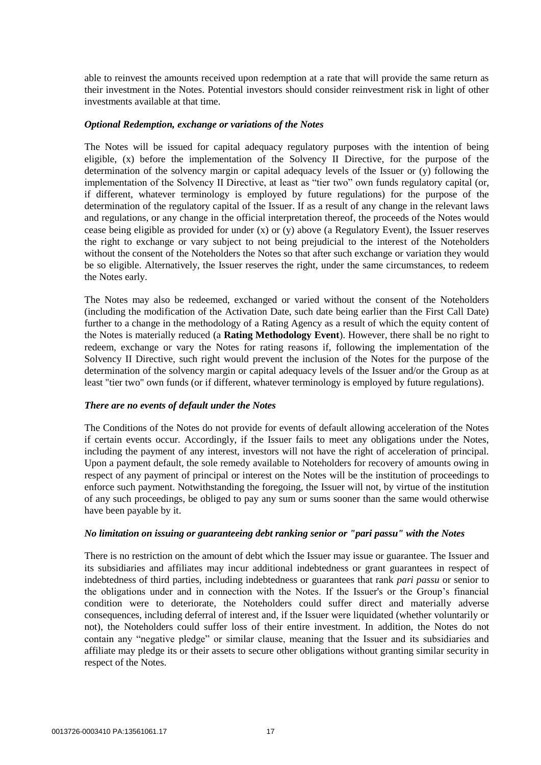able to reinvest the amounts received upon redemption at a rate that will provide the same return as their investment in the Notes. Potential investors should consider reinvestment risk in light of other investments available at that time.

***Optional Redemption, exchange or variations of the Notes***

The Notes will be issued for capital adequacy regulatory purposes with the intention of being eligible, (x) before the implementation of the Solvency II Directive, for the purpose of the determination of the solvency margin or capital adequacy levels of the Issuer or (y) following the implementation of the Solvency II Directive, at least as "tier two" own funds regulatory capital (or, if different, whatever terminology is employed by future regulations) for the purpose of the determination of the regulatory capital of the Issuer. If as a result of any change in the relevant laws and regulations, or any change in the official interpretation thereof, the proceeds of the Notes would cease being eligible as provided for under (x) or (y) above (a Regulatory Event), the Issuer reserves the right to exchange or vary subject to not being prejudicial to the interest of the Noteholders without the consent of the Noteholders the Notes so that after such exchange or variation they would be so eligible. Alternatively, the Issuer reserves the right, under the same circumstances, to redeem the Notes early.

The Notes may also be redeemed, exchanged or varied without the consent of the Noteholders (including the modification of the Activation Date, such date being earlier than the First Call Date) further to a change in the methodology of a Rating Agency as a result of which the equity content of the Notes is materially reduced (a **Rating Methodology Event**). However, there shall be no right to redeem, exchange or vary the Notes for rating reasons if, following the implementation of the Solvency II Directive, such right would prevent the inclusion of the Notes for the purpose of the determination of the solvency margin or capital adequacy levels of the Issuer and/or the Group as at least "tier two" own funds (or if different, whatever terminology is employed by future regulations).

***There are no events of default under the Notes***

The Conditions of the Notes do not provide for events of default allowing acceleration of the Notes if certain events occur. Accordingly, if the Issuer fails to meet any obligations under the Notes, including the payment of any interest, investors will not have the right of acceleration of principal. Upon a payment default, the sole remedy available to Noteholders for recovery of amounts owing in respect of any payment of principal or interest on the Notes will be the institution of proceedings to enforce such payment. Notwithstanding the foregoing, the Issuer will not, by virtue of the institution of any such proceedings, be obliged to pay any sum or sums sooner than the same would otherwise have been payable by it.

***No limitation on issuing or guaranteeing debt ranking senior or "pari passu" with the Notes***

There is no restriction on the amount of debt which the Issuer may issue or guarantee. The Issuer and its subsidiaries and affiliates may incur additional indebtedness or grant guarantees in respect of indebtedness of third parties, including indebtedness or guarantees that rank *pari passu* or senior to the obligations under and in connection with the Notes. If the Issuer's or the Group's financial condition were to deteriorate, the Noteholders could suffer direct and materially adverse consequences, including deferral of interest and, if the Issuer were liquidated (whether voluntarily or not), the Noteholders could suffer loss of their entire investment. In addition, the Notes do not contain any "negative pledge" or similar clause, meaning that the Issuer and its subsidiaries and affiliate may pledge its or their assets to secure other obligations without granting similar security in respect of the Notes.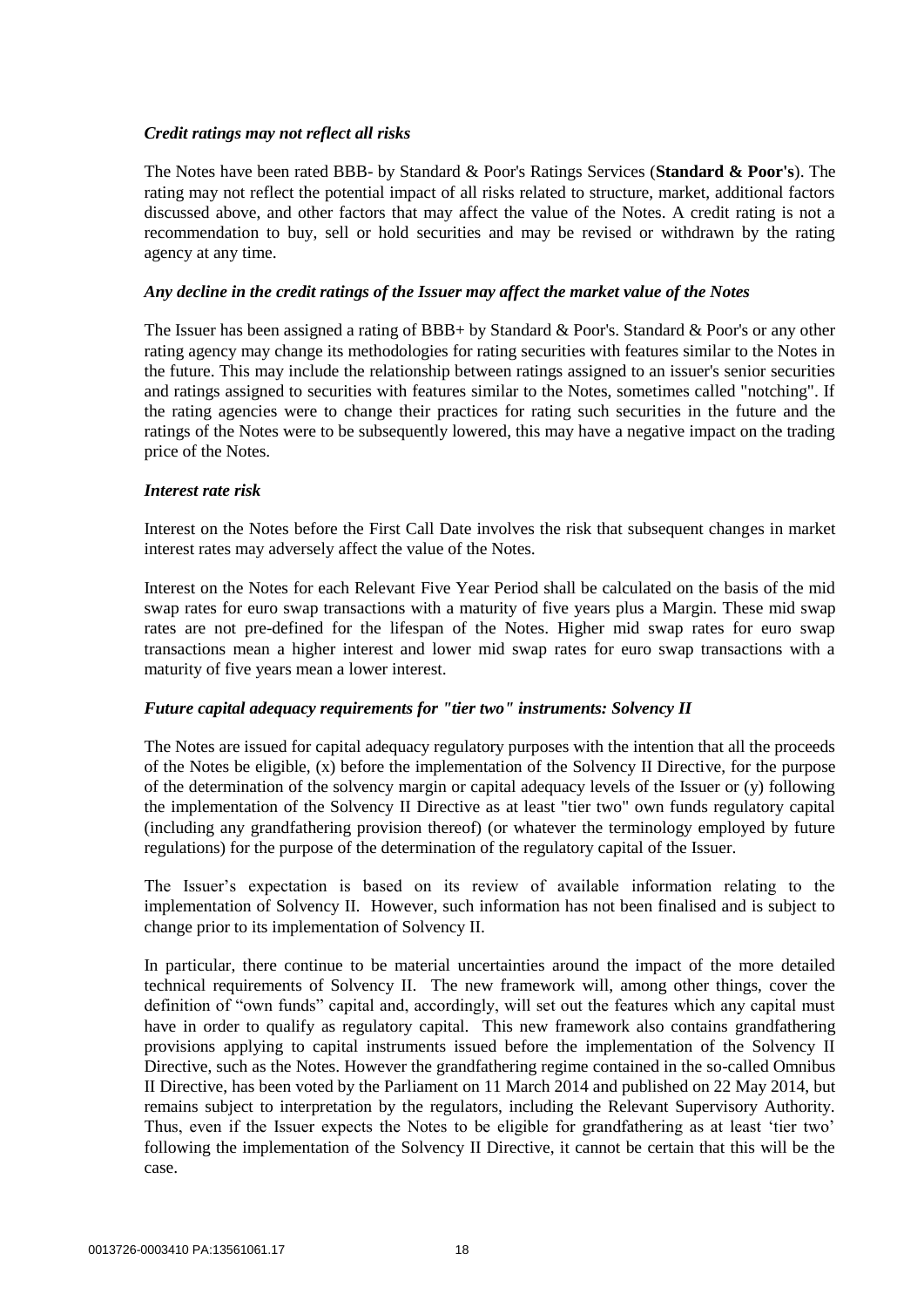*Credit ratings may not reflect all risks*

The Notes have been rated BBB- by Standard & Poor's Ratings Services (**Standard & Poor's**). The rating may not reflect the potential impact of all risks related to structure, market, additional factors discussed above, and other factors that may affect the value of the Notes. A credit rating is not a recommendation to buy, sell or hold securities and may be revised or withdrawn by the rating agency at any time.

*Any decline in the credit ratings of the Issuer may affect the market value of the Notes*

The Issuer has been assigned a rating of BBB+ by Standard & Poor's. Standard & Poor's or any other rating agency may change its methodologies for rating securities with features similar to the Notes in the future. This may include the relationship between ratings assigned to an issuer's senior securities and ratings assigned to securities with features similar to the Notes, sometimes called "notching". If the rating agencies were to change their practices for rating such securities in the future and the ratings of the Notes were to be subsequently lowered, this may have a negative impact on the trading price of the Notes.

*Interest rate risk*

Interest on the Notes before the First Call Date involves the risk that subsequent changes in market interest rates may adversely affect the value of the Notes.

Interest on the Notes for each Relevant Five Year Period shall be calculated on the basis of the mid swap rates for euro swap transactions with a maturity of five years plus a Margin. These mid swap rates are not pre-defined for the lifespan of the Notes. Higher mid swap rates for euro swap transactions mean a higher interest and lower mid swap rates for euro swap transactions with a maturity of five years mean a lower interest.

*Future capital adequacy requirements for "tier two" instruments: Solvency II*

The Notes are issued for capital adequacy regulatory purposes with the intention that all the proceeds of the Notes be eligible, (x) before the implementation of the Solvency II Directive, for the purpose of the determination of the solvency margin or capital adequacy levels of the Issuer or (y) following the implementation of the Solvency II Directive as at least "tier two" own funds regulatory capital (including any grandfathering provision thereof) (or whatever the terminology employed by future regulations) for the purpose of the determination of the regulatory capital of the Issuer.

The Issuer's expectation is based on its review of available information relating to the implementation of Solvency II. However, such information has not been finalised and is subject to change prior to its implementation of Solvency II.

In particular, there continue to be material uncertainties around the impact of the more detailed technical requirements of Solvency II. The new framework will, among other things, cover the definition of "own funds" capital and, accordingly, will set out the features which any capital must have in order to qualify as regulatory capital. This new framework also contains grandfathering provisions applying to capital instruments issued before the implementation of the Solvency II Directive, such as the Notes. However the grandfathering regime contained in the so-called Omnibus II Directive, has been voted by the Parliament on 11 March 2014 and published on 22 May 2014, but remains subject to interpretation by the regulators, including the Relevant Supervisory Authority. Thus, even if the Issuer expects the Notes to be eligible for grandfathering as at least 'tier two' following the implementation of the Solvency II Directive, it cannot be certain that this will be the case.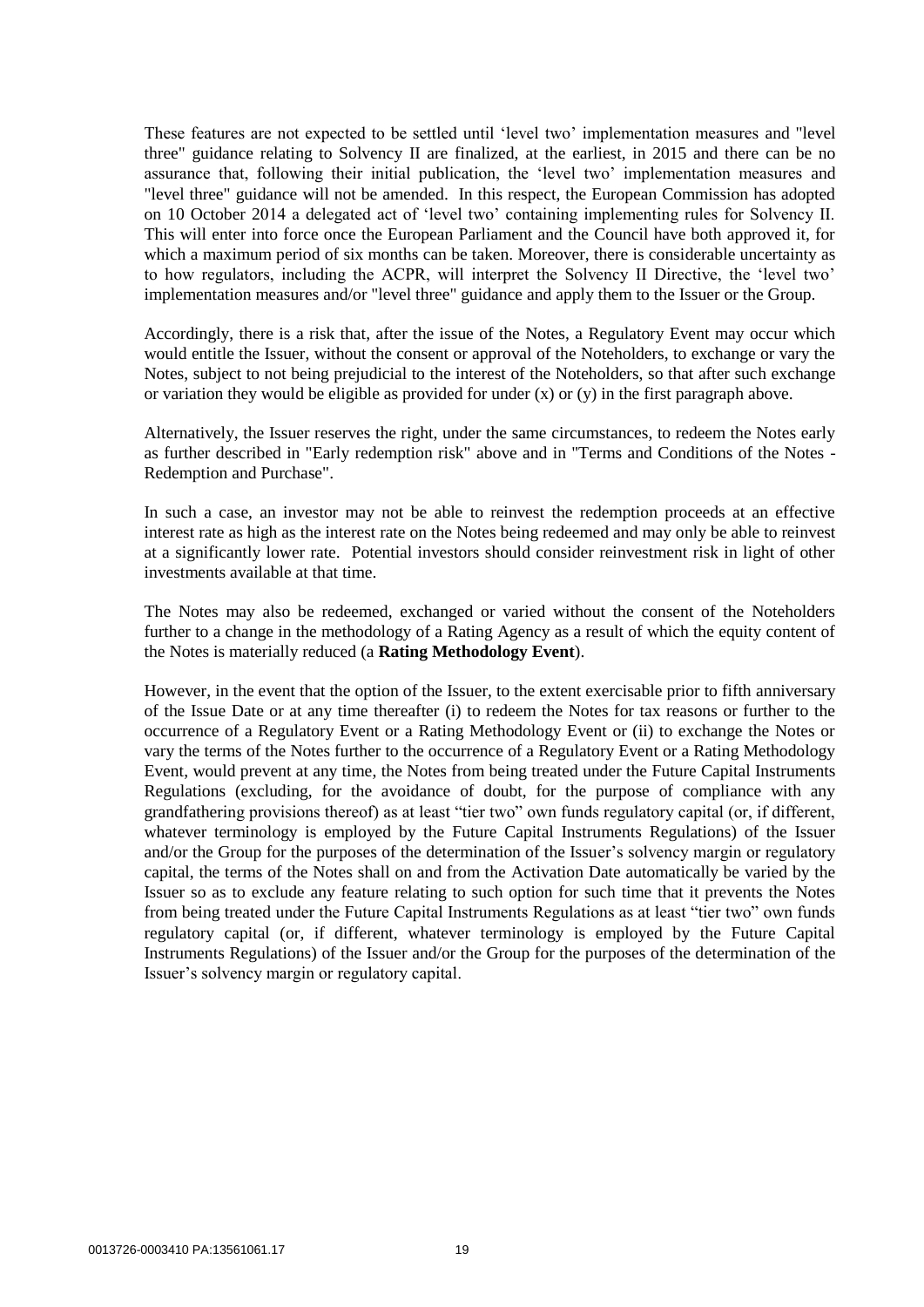These features are not expected to be settled until 'level two' implementation measures and "level three" guidance relating to Solvency II are finalized, at the earliest, in 2015 and there can be no assurance that, following their initial publication, the 'level two' implementation measures and "level three" guidance will not be amended. In this respect, the European Commission has adopted on 10 October 2014 a delegated act of 'level two' containing implementing rules for Solvency II. This will enter into force once the European Parliament and the Council have both approved it, for which a maximum period of six months can be taken. Moreover, there is considerable uncertainty as to how regulators, including the ACPR, will interpret the Solvency II Directive, the 'level two' implementation measures and/or "level three" guidance and apply them to the Issuer or the Group.

Accordingly, there is a risk that, after the issue of the Notes, a Regulatory Event may occur which would entitle the Issuer, without the consent or approval of the Noteholders, to exchange or vary the Notes, subject to not being prejudicial to the interest of the Noteholders, so that after such exchange or variation they would be eligible as provided for under (x) or (y) in the first paragraph above.

Alternatively, the Issuer reserves the right, under the same circumstances, to redeem the Notes early as further described in "Early redemption risk" above and in "Terms and Conditions of the Notes - Redemption and Purchase".

In such a case, an investor may not be able to reinvest the redemption proceeds at an effective interest rate as high as the interest rate on the Notes being redeemed and may only be able to reinvest at a significantly lower rate. Potential investors should consider reinvestment risk in light of other investments available at that time.

The Notes may also be redeemed, exchanged or varied without the consent of the Noteholders further to a change in the methodology of a Rating Agency as a result of which the equity content of the Notes is materially reduced (a **Rating Methodology Event**).

However, in the event that the option of the Issuer, to the extent exercisable prior to fifth anniversary of the Issue Date or at any time thereafter (i) to redeem the Notes for tax reasons or further to the occurrence of a Regulatory Event or a Rating Methodology Event or (ii) to exchange the Notes or vary the terms of the Notes further to the occurrence of a Regulatory Event or a Rating Methodology Event, would prevent at any time, the Notes from being treated under the Future Capital Instruments Regulations (excluding, for the avoidance of doubt, for the purpose of compliance with any grandfathering provisions thereof) as at least "tier two" own funds regulatory capital (or, if different, whatever terminology is employed by the Future Capital Instruments Regulations) of the Issuer and/or the Group for the purposes of the determination of the Issuer's solvency margin or regulatory capital, the terms of the Notes shall on and from the Activation Date automatically be varied by the Issuer so as to exclude any feature relating to such option for such time that it prevents the Notes from being treated under the Future Capital Instruments Regulations as at least "tier two" own funds regulatory capital (or, if different, whatever terminology is employed by the Future Capital Instruments Regulations) of the Issuer and/or the Group for the purposes of the determination of the Issuer's solvency margin or regulatory capital.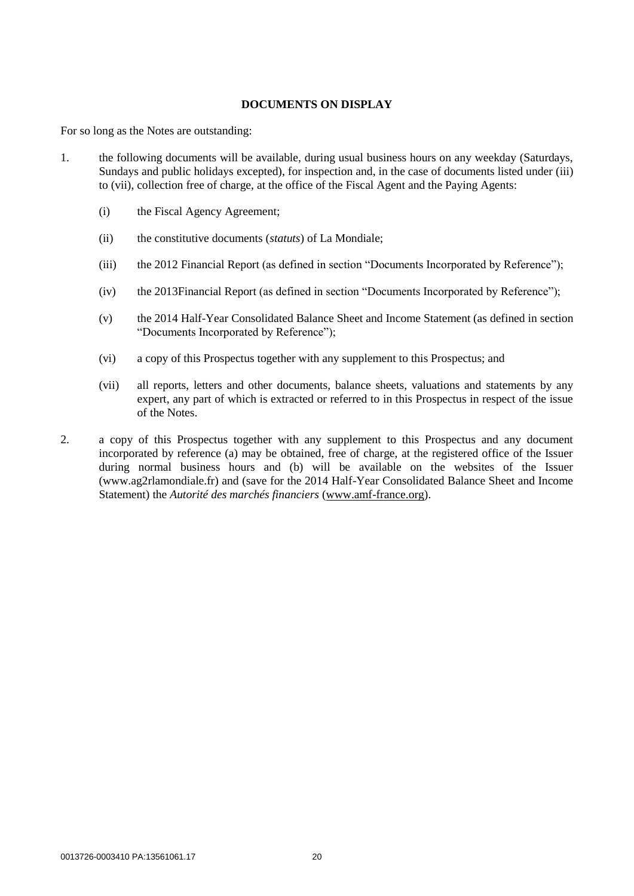## DOCUMENTS ON DISPLAY

For so long as the Notes are outstanding:

1. the following documents will be available, during usual business hours on any weekday (Saturdays, Sundays and public holidays excepted), for inspection and, in the case of documents listed under (iii) to (vii), collection free of charge, at the office of the Fiscal Agent and the Paying Agents:

   (i) the Fiscal Agency Agreement;

   (ii) the constitutive documents (*statuts*) of La Mondiale;

   (iii) the 2012 Financial Report (as defined in section "Documents Incorporated by Reference");

   (iv) the 2013Financial Report (as defined in section "Documents Incorporated by Reference");

   (v) the 2014 Half-Year Consolidated Balance Sheet and Income Statement (as defined in section "Documents Incorporated by Reference");

   (vi) a copy of this Prospectus together with any supplement to this Prospectus; and

   (vii) all reports, letters and other documents, balance sheets, valuations and statements by any expert, any part of which is extracted or referred to in this Prospectus in respect of the issue of the Notes.

2. a copy of this Prospectus together with any supplement to this Prospectus and any document incorporated by reference (a) may be obtained, free of charge, at the registered office of the Issuer during normal business hours and (b) will be available on the websites of the Issuer (www.ag2rlamondiale.fr) and (save for the 2014 Half-Year Consolidated Balance Sheet and Income Statement) the *Autorité des marchés financiers* (www.amf-france.org).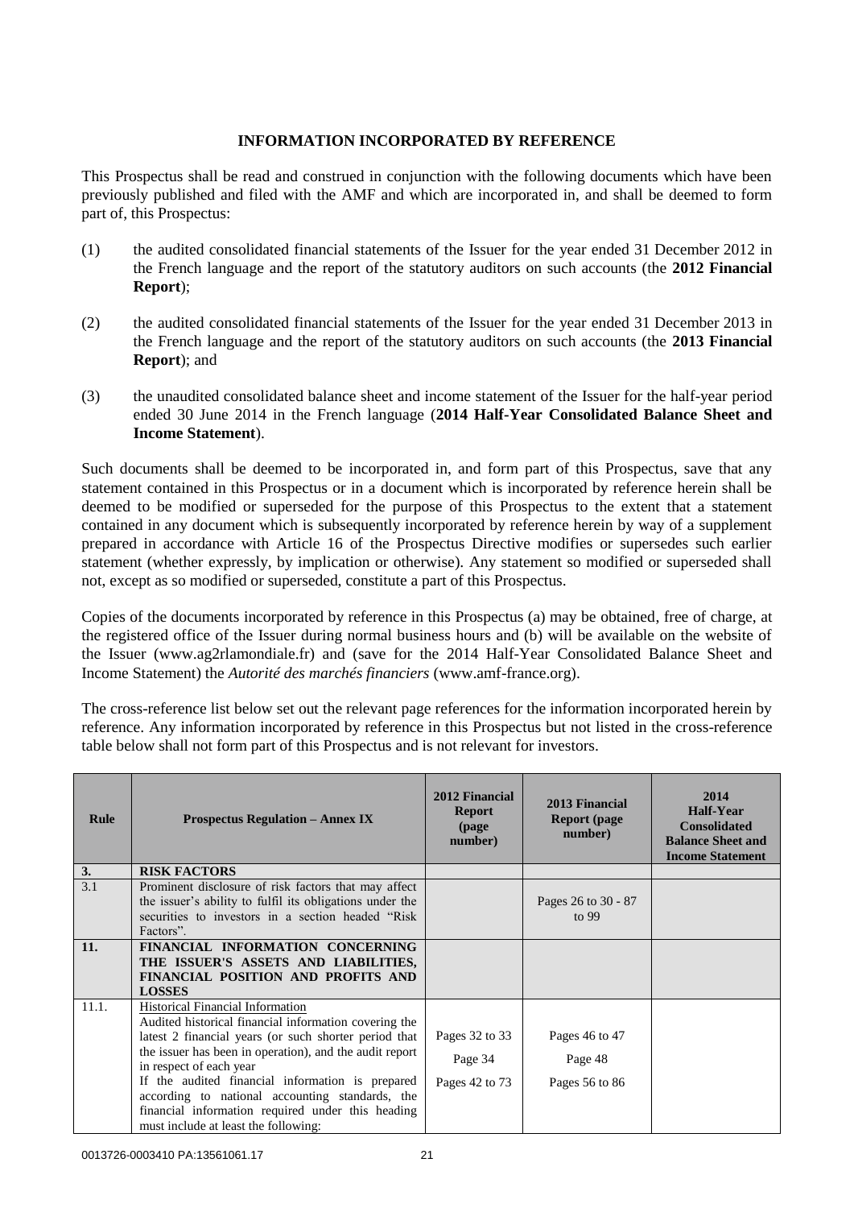## INFORMATION INCORPORATED BY REFERENCE

This Prospectus shall be read and construed in conjunction with the following documents which have been previously published and filed with the AMF and which are incorporated in, and shall be deemed to form part of, this Prospectus:

(1) the audited consolidated financial statements of the Issuer for the year ended 31 December 2012 in the French language and the report of the statutory auditors on such accounts (the **2012 Financial Report**);

(2) the audited consolidated financial statements of the Issuer for the year ended 31 December 2013 in the French language and the report of the statutory auditors on such accounts (the **2013 Financial Report**); and

(3) the unaudited consolidated balance sheet and income statement of the Issuer for the half-year period ended 30 June 2014 in the French language (**2014 Half-Year Consolidated Balance Sheet and Income Statement**).

Such documents shall be deemed to be incorporated in, and form part of this Prospectus, save that any statement contained in this Prospectus or in a document which is incorporated by reference herein shall be deemed to be modified or superseded for the purpose of this Prospectus to the extent that a statement contained in any document which is subsequently incorporated by reference herein by way of a supplement prepared in accordance with Article 16 of the Prospectus Directive modifies or supersedes such earlier statement (whether expressly, by implication or otherwise). Any statement so modified or superseded shall not, except as so modified or superseded, constitute a part of this Prospectus.

Copies of the documents incorporated by reference in this Prospectus (a) may be obtained, free of charge, at the registered office of the Issuer during normal business hours and (b) will be available on the website of the Issuer (www.ag2rlamondiale.fr) and (save for the 2014 Half-Year Consolidated Balance Sheet and Income Statement) the *Autorité des marchés financiers* (www.amf-france.org).

The cross-reference list below set out the relevant page references for the information incorporated herein by reference. Any information incorporated by reference in this Prospectus but not listed in the cross-reference table below shall not form part of this Prospectus and is not relevant for investors.

| Rule | Prospectus Regulation – Annex IX | 2012 Financial Report (page number) | 2013 Financial Report (page number) | 2014 Half-Year Consolidated Balance Sheet and Income Statement |
|---|---|---|---|---|
| **3.** | **RISK FACTORS** | | | |
| 3.1 | Prominent disclosure of risk factors that may affect the issuer's ability to fulfil its obligations under the securities to investors in a section headed "Risk Factors". | | Pages 26 to 30 - 87 to 99 | |
| **11.** | **FINANCIAL INFORMATION CONCERNING THE ISSUER'S ASSETS AND LIABILITIES, FINANCIAL POSITION AND PROFITS AND LOSSES** | | | |
| 11.1. | Historical Financial Information<br>Audited historical financial information covering the latest 2 financial years (or such shorter period that the issuer has been in operation), and the audit report in respect of each year<br>If the audited financial information is prepared according to national accounting standards, the financial information required under this heading must include at least the following: | Pages 32 to 33<br>Page 34<br>Pages 42 to 73 | Pages 46 to 47<br>Page 48<br>Pages 56 to 86 | |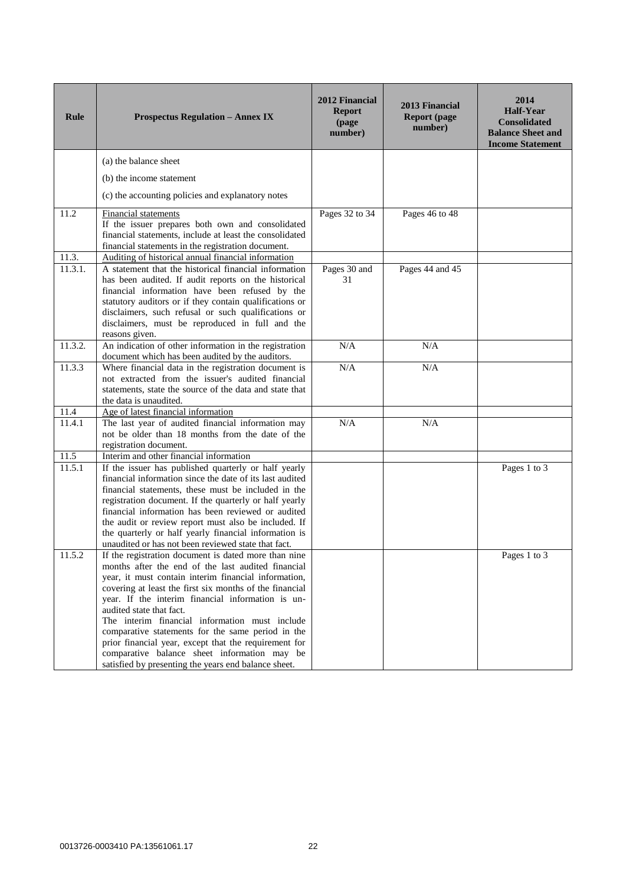| Rule | Prospectus Regulation – Annex IX | 2012 Financial Report (page number) | 2013 Financial Report (page number) | 2014 Half-Year Consolidated Balance Sheet and Income Statement |
|---|---|---|---|---|
| | (a) the balance sheet<br>(b) the income statement<br>(c) the accounting policies and explanatory notes | | | |
| 11.2 | Financial statements<br>If the issuer prepares both own and consolidated financial statements, include at least the consolidated financial statements in the registration document. | Pages 32 to 34 | Pages 46 to 48 | |
| 11.3. | Auditing of historical annual financial information | | | |
| 11.3.1. | A statement that the historical financial information has been audited. If audit reports on the historical financial information have been refused by the statutory auditors or if they contain qualifications or disclaimers, such refusal or such qualifications or disclaimers, must be reproduced in full and the reasons given. | Pages 30 and 31 | Pages 44 and 45 | |
| 11.3.2. | An indication of other information in the registration document which has been audited by the auditors. | N/A | N/A | |
| 11.3.3 | Where financial data in the registration document is not extracted from the issuer's audited financial statements, state the source of the data and state that the data is unaudited. | N/A | N/A | |
| 11.4 | Age of latest financial information | | | |
| 11.4.1 | The last year of audited financial information may not be older than 18 months from the date of the registration document. | N/A | N/A | |
| 11.5 | Interim and other financial information | | | |
| 11.5.1 | If the issuer has published quarterly or half yearly financial information since the date of its last audited financial statements, these must be included in the registration document. If the quarterly or half yearly financial information has been reviewed or audited the audit or review report must also be included. If the quarterly or half yearly financial information is unaudited or has not been reviewed state that fact. | | | Pages 1 to 3 |
| 11.5.2 | If the registration document is dated more than nine months after the end of the last audited financial year, it must contain interim financial information, covering at least the first six months of the financial year. If the interim financial information is un-audited state that fact.<br>The interim financial information must include comparative statements for the same period in the prior financial year, except that the requirement for comparative balance sheet information may be satisfied by presenting the years end balance sheet. | | | Pages 1 to 3 |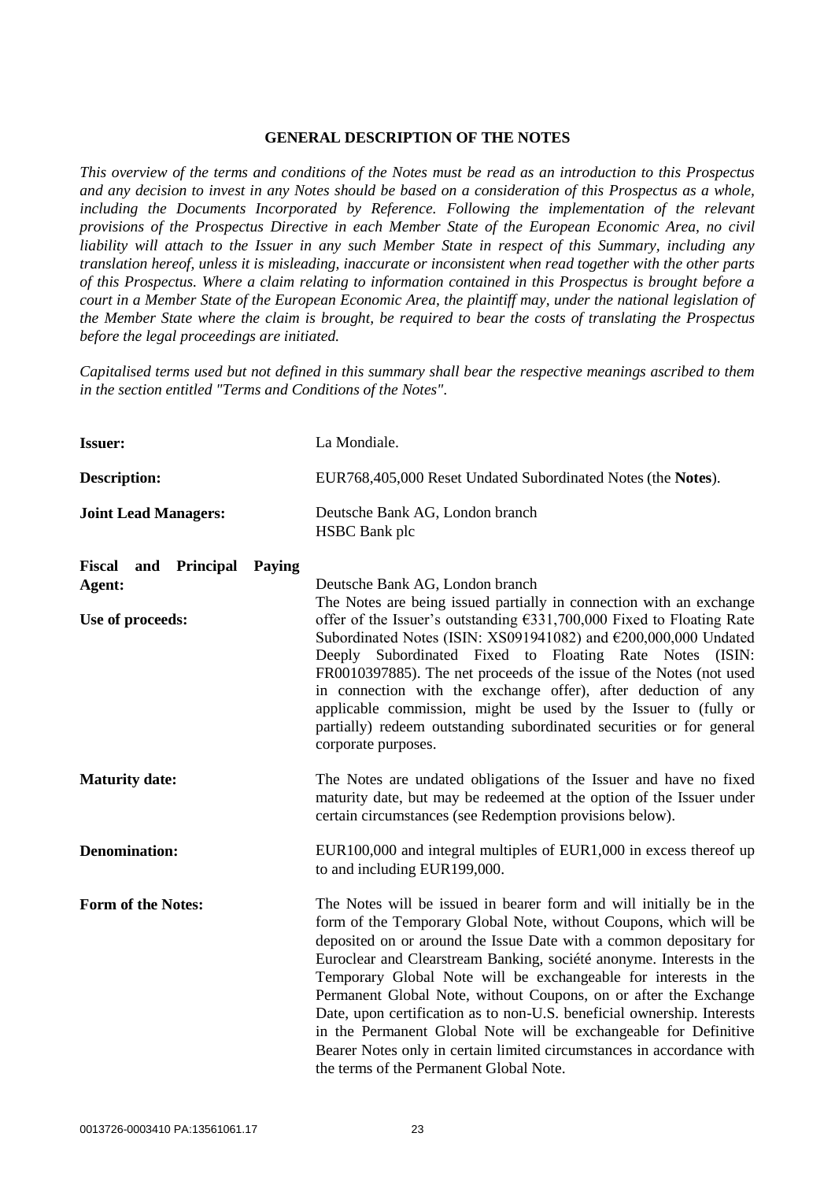## GENERAL DESCRIPTION OF THE NOTES

*This overview of the terms and conditions of the Notes must be read as an introduction to this Prospectus and any decision to invest in any Notes should be based on a consideration of this Prospectus as a whole, including the Documents Incorporated by Reference. Following the implementation of the relevant provisions of the Prospectus Directive in each Member State of the European Economic Area, no civil liability will attach to the Issuer in any such Member State in respect of this Summary, including any translation hereof, unless it is misleading, inaccurate or inconsistent when read together with the other parts of this Prospectus. Where a claim relating to information contained in this Prospectus is brought before a court in a Member State of the European Economic Area, the plaintiff may, under the national legislation of the Member State where the claim is brought, be required to bear the costs of translating the Prospectus before the legal proceedings are initiated.*

*Capitalised terms used but not defined in this summary shall bear the respective meanings ascribed to them in the section entitled "Terms and Conditions of the Notes".*

| | |
|---|---|
| **Issuer:** | La Mondiale. |
| **Description:** | EUR768,405,000 Reset Undated Subordinated Notes (the **Notes**). |
| **Joint Lead Managers:** | Deutsche Bank AG, London branch<br>HSBC Bank plc |
| **Fiscal and Principal Paying Agent:** | Deutsche Bank AG, London branch |
| **Use of proceeds:** | The Notes are being issued partially in connection with an exchange offer of the Issuer's outstanding €331,700,000 Fixed to Floating Rate Subordinated Notes (ISIN: XS091941082) and €200,000,000 Undated Deeply Subordinated Fixed to Floating Rate Notes (ISIN: FR0010397885). The net proceeds of the issue of the Notes (not used in connection with the exchange offer), after deduction of any applicable commission, might be used by the Issuer to (fully or partially) redeem outstanding subordinated securities or for general corporate purposes. |
| **Maturity date:** | The Notes are undated obligations of the Issuer and have no fixed maturity date, but may be redeemed at the option of the Issuer under certain circumstances (see Redemption provisions below). |
| **Denomination:** | EUR100,000 and integral multiples of EUR1,000 in excess thereof up to and including EUR199,000. |
| **Form of the Notes:** | The Notes will be issued in bearer form and will initially be in the form of the Temporary Global Note, without Coupons, which will be deposited on or around the Issue Date with a common depositary for Euroclear and Clearstream Banking, société anonyme. Interests in the Temporary Global Note will be exchangeable for interests in the Permanent Global Note, without Coupons, on or after the Exchange Date, upon certification as to non-U.S. beneficial ownership. Interests in the Permanent Global Note will be exchangeable for Definitive Bearer Notes only in certain limited circumstances in accordance with the terms of the Permanent Global Note. |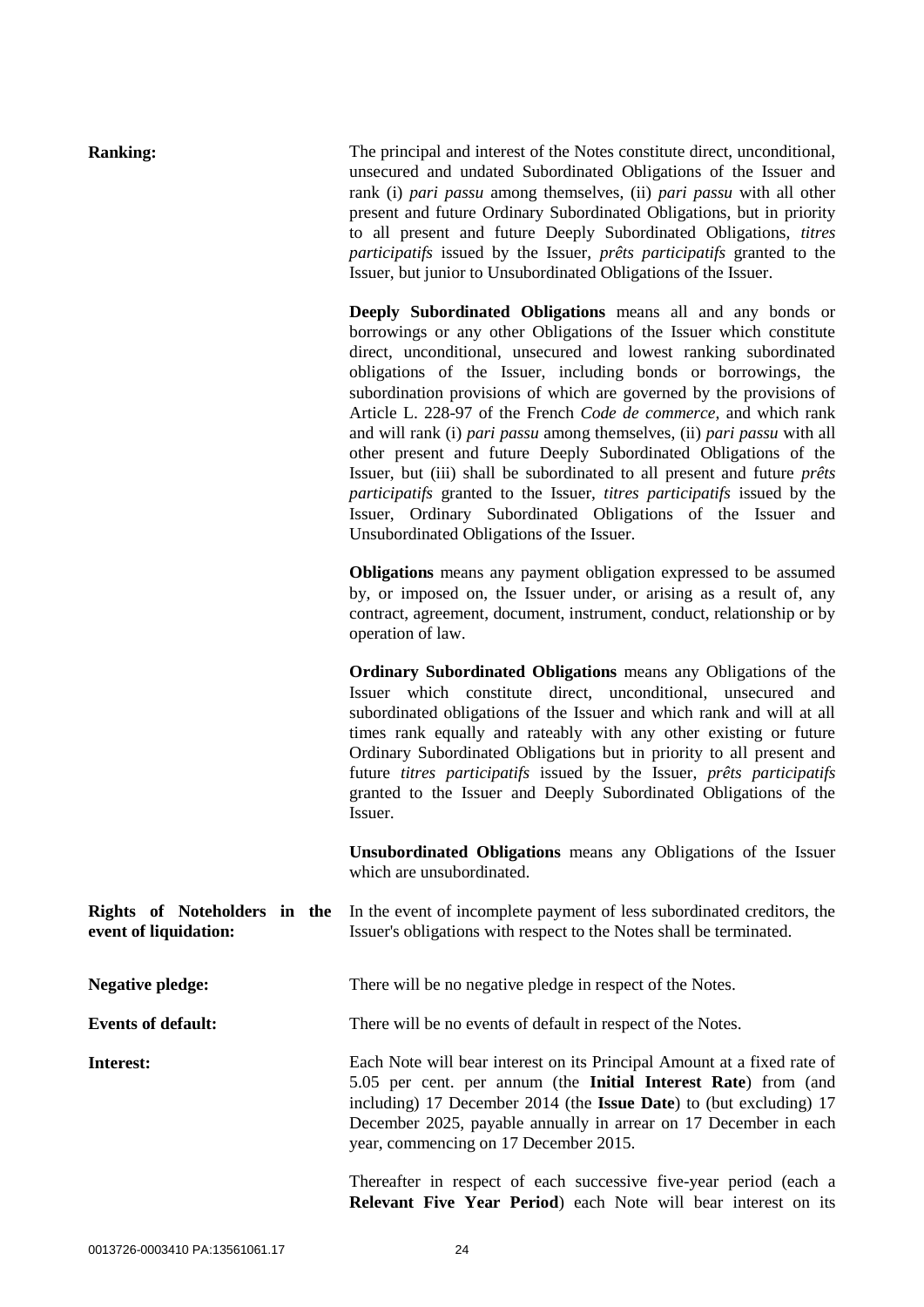**Ranking:** The principal and interest of the Notes constitute direct, unconditional, unsecured and undated Subordinated Obligations of the Issuer and rank (i) *pari passu* among themselves, (ii) *pari passu* with all other present and future Ordinary Subordinated Obligations, but in priority to all present and future Deeply Subordinated Obligations, *titres participatifs* issued by the Issuer, *prêts participatifs* granted to the Issuer, but junior to Unsubordinated Obligations of the Issuer.

**Deeply Subordinated Obligations** means all and any bonds or borrowings or any other Obligations of the Issuer which constitute direct, unconditional, unsecured and lowest ranking subordinated obligations of the Issuer, including bonds or borrowings, the subordination provisions of which are governed by the provisions of Article L. 228-97 of the French *Code de commerce,* and which rank and will rank (i) *pari passu* among themselves, (ii) *pari passu* with all other present and future Deeply Subordinated Obligations of the Issuer, but (iii) shall be subordinated to all present and future *prêts participatifs* granted to the Issuer, *titres participatifs* issued by the Issuer, Ordinary Subordinated Obligations of the Issuer and Unsubordinated Obligations of the Issuer.

**Obligations** means any payment obligation expressed to be assumed by, or imposed on, the Issuer under, or arising as a result of, any contract, agreement, document, instrument, conduct, relationship or by operation of law.

**Ordinary Subordinated Obligations** means any Obligations of the Issuer which constitute direct, unconditional, unsecured and subordinated obligations of the Issuer and which rank and will at all times rank equally and rateably with any other existing or future Ordinary Subordinated Obligations but in priority to all present and future *titres participatifs* issued by the Issuer, *prêts participatifs* granted to the Issuer and Deeply Subordinated Obligations of the Issuer.

**Unsubordinated Obligations** means any Obligations of the Issuer which are unsubordinated.

**Rights of Noteholders in the event of liquidation:** In the event of incomplete payment of less subordinated creditors, the Issuer's obligations with respect to the Notes shall be terminated.

**Negative pledge:** There will be no negative pledge in respect of the Notes.

**Events of default:** There will be no events of default in respect of the Notes.

**Interest:** Each Note will bear interest on its Principal Amount at a fixed rate of 5.05 per cent. per annum (the **Initial Interest Rate**) from (and including) 17 December 2014 (the **Issue Date**) to (but excluding) 17 December 2025, payable annually in arrear on 17 December in each year, commencing on 17 December 2015.

Thereafter in respect of each successive five-year period (each a **Relevant Five Year Period**) each Note will bear interest on its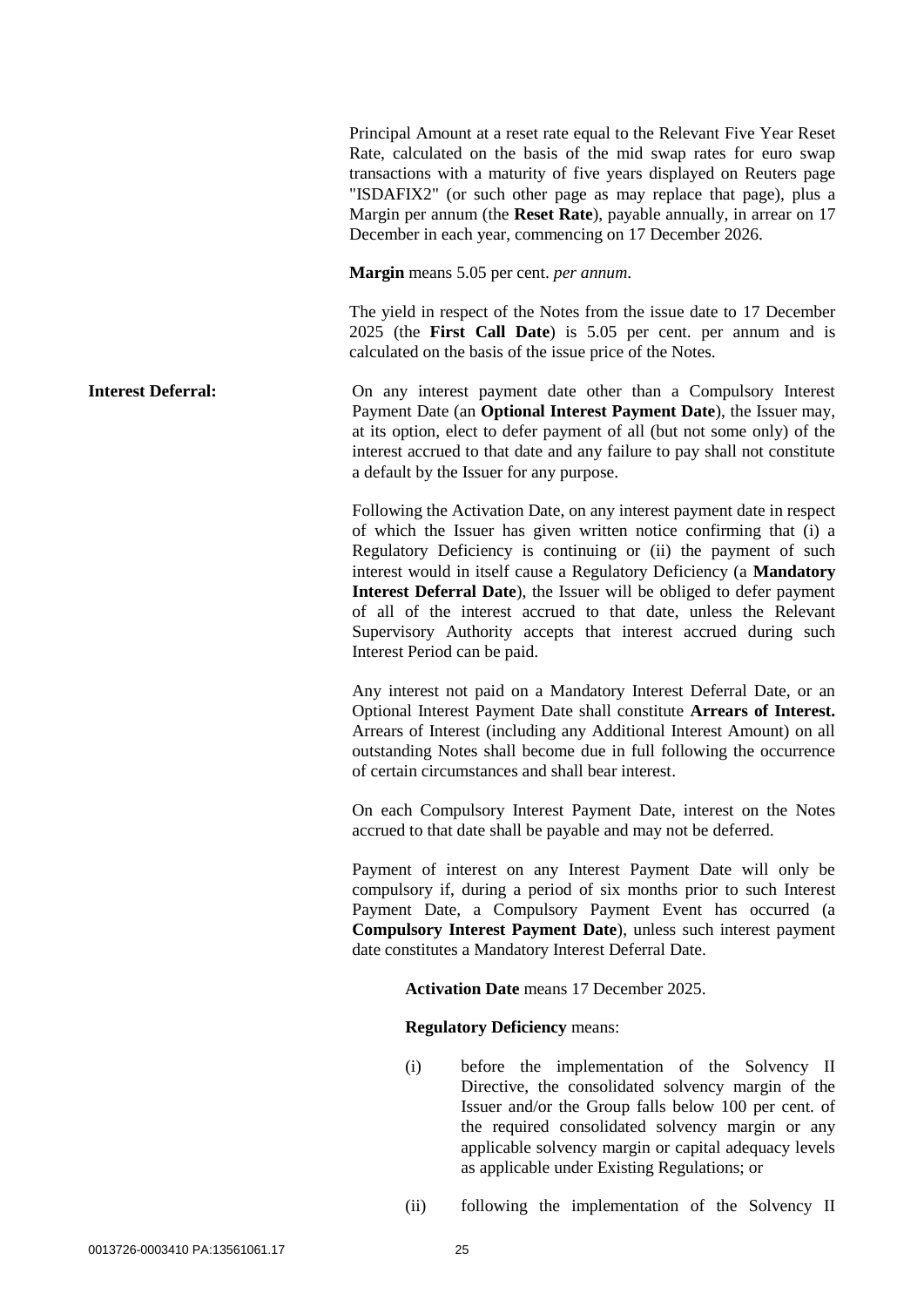Principal Amount at a reset rate equal to the Relevant Five Year Reset Rate, calculated on the basis of the mid swap rates for euro swap transactions with a maturity of five years displayed on Reuters page "ISDAFIX2" (or such other page as may replace that page), plus a Margin per annum (the **Reset Rate**), payable annually, in arrear on 17 December in each year, commencing on 17 December 2026.

**Margin** means 5.05 per cent. *per annum*.

The yield in respect of the Notes from the issue date to 17 December 2025 (the **First Call Date**) is 5.05 per cent. per annum and is calculated on the basis of the issue price of the Notes.

**Interest Deferral:**

On any interest payment date other than a Compulsory Interest Payment Date (an **Optional Interest Payment Date**), the Issuer may, at its option, elect to defer payment of all (but not some only) of the interest accrued to that date and any failure to pay shall not constitute a default by the Issuer for any purpose.

Following the Activation Date, on any interest payment date in respect of which the Issuer has given written notice confirming that (i) a Regulatory Deficiency is continuing or (ii) the payment of such interest would in itself cause a Regulatory Deficiency (a **Mandatory Interest Deferral Date**), the Issuer will be obliged to defer payment of all of the interest accrued to that date, unless the Relevant Supervisory Authority accepts that interest accrued during such Interest Period can be paid.

Any interest not paid on a Mandatory Interest Deferral Date, or an Optional Interest Payment Date shall constitute **Arrears of Interest.** Arrears of Interest (including any Additional Interest Amount) on all outstanding Notes shall become due in full following the occurrence of certain circumstances and shall bear interest.

On each Compulsory Interest Payment Date, interest on the Notes accrued to that date shall be payable and may not be deferred.

Payment of interest on any Interest Payment Date will only be compulsory if, during a period of six months prior to such Interest Payment Date, a Compulsory Payment Event has occurred (a **Compulsory Interest Payment Date**), unless such interest payment date constitutes a Mandatory Interest Deferral Date.

**Activation Date** means 17 December 2025.

**Regulatory Deficiency** means:

(i) before the implementation of the Solvency II Directive, the consolidated solvency margin of the Issuer and/or the Group falls below 100 per cent. of the required consolidated solvency margin or any applicable solvency margin or capital adequacy levels as applicable under Existing Regulations; or

(ii) following the implementation of the Solvency II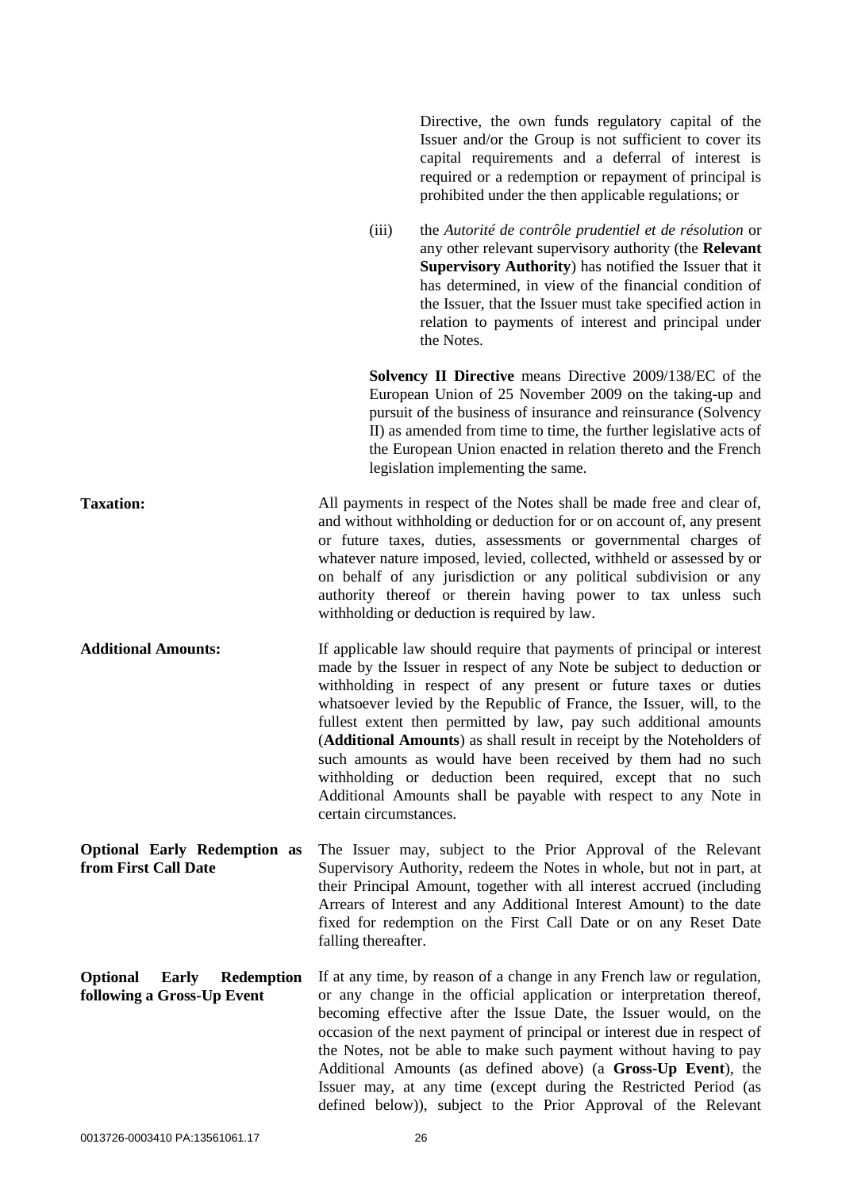Directive, the own funds regulatory capital of the Issuer and/or the Group is not sufficient to cover its capital requirements and a deferral of interest is required or a redemption or repayment of principal is prohibited under the then applicable regulations; or

(iii) the *Autorité de contrôle prudentiel et de résolution* or any other relevant supervisory authority (the **Relevant Supervisory Authority**) has notified the Issuer that it has determined, in view of the financial condition of the Issuer, that the Issuer must take specified action in relation to payments of interest and principal under the Notes.

**Solvency II Directive** means Directive 2009/138/EC of the European Union of 25 November 2009 on the taking-up and pursuit of the business of insurance and reinsurance (Solvency II) as amended from time to time, the further legislative acts of the European Union enacted in relation thereto and the French legislation implementing the same.

| | |
|---|---|
| **Taxation:** | All payments in respect of the Notes shall be made free and clear of, and without withholding or deduction for or on account of, any present or future taxes, duties, assessments or governmental charges of whatever nature imposed, levied, collected, withheld or assessed by or on behalf of any jurisdiction or any political subdivision or any authority thereof or therein having power to tax unless such withholding or deduction is required by law. |
| **Additional Amounts:** | If applicable law should require that payments of principal or interest made by the Issuer in respect of any Note be subject to deduction or withholding in respect of any present or future taxes or duties whatsoever levied by the Republic of France, the Issuer, will, to the fullest extent then permitted by law, pay such additional amounts (**Additional Amounts**) as shall result in receipt by the Noteholders of such amounts as would have been received by them had no such withholding or deduction been required, except that no such Additional Amounts shall be payable with respect to any Note in certain circumstances. |
| **Optional Early Redemption as from First Call Date** | The Issuer may, subject to the Prior Approval of the Relevant Supervisory Authority, redeem the Notes in whole, but not in part, at their Principal Amount, together with all interest accrued (including Arrears of Interest and any Additional Interest Amount) to the date fixed for redemption on the First Call Date or on any Reset Date falling thereafter. |
| **Optional Early Redemption following a Gross-Up Event** | If at any time, by reason of a change in any French law or regulation, or any change in the official application or interpretation thereof, becoming effective after the Issue Date, the Issuer would, on the occasion of the next payment of principal or interest due in respect of the Notes, not be able to make such payment without having to pay Additional Amounts (as defined above) (a **Gross-Up Event**), the Issuer may, at any time (except during the Restricted Period (as defined below)), subject to the Prior Approval of the Relevant |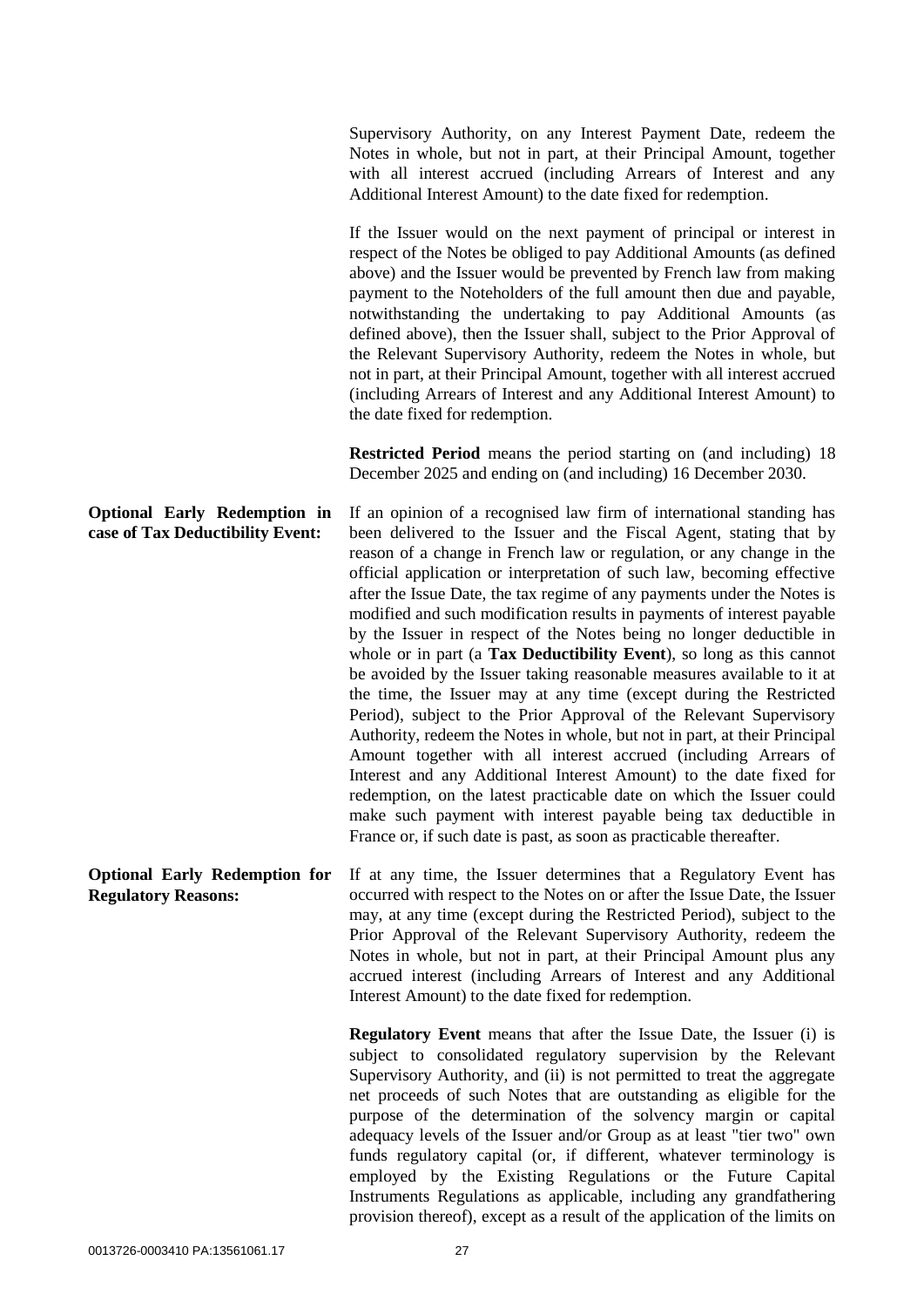Supervisory Authority, on any Interest Payment Date, redeem the Notes in whole, but not in part, at their Principal Amount, together with all interest accrued (including Arrears of Interest and any Additional Interest Amount) to the date fixed for redemption.

If the Issuer would on the next payment of principal or interest in respect of the Notes be obliged to pay Additional Amounts (as defined above) and the Issuer would be prevented by French law from making payment to the Noteholders of the full amount then due and payable, notwithstanding the undertaking to pay Additional Amounts (as defined above), then the Issuer shall, subject to the Prior Approval of the Relevant Supervisory Authority, redeem the Notes in whole, but not in part, at their Principal Amount, together with all interest accrued (including Arrears of Interest and any Additional Interest Amount) to the date fixed for redemption.

**Restricted Period** means the period starting on (and including) 18 December 2025 and ending on (and including) 16 December 2030.

**Optional Early Redemption in case of Tax Deductibility Event:**

If an opinion of a recognised law firm of international standing has been delivered to the Issuer and the Fiscal Agent, stating that by reason of a change in French law or regulation, or any change in the official application or interpretation of such law, becoming effective after the Issue Date, the tax regime of any payments under the Notes is modified and such modification results in payments of interest payable by the Issuer in respect of the Notes being no longer deductible in whole or in part (a **Tax Deductibility Event**), so long as this cannot be avoided by the Issuer taking reasonable measures available to it at the time, the Issuer may at any time (except during the Restricted Period), subject to the Prior Approval of the Relevant Supervisory Authority, redeem the Notes in whole, but not in part, at their Principal Amount together with all interest accrued (including Arrears of Interest and any Additional Interest Amount) to the date fixed for redemption, on the latest practicable date on which the Issuer could make such payment with interest payable being tax deductible in France or, if such date is past, as soon as practicable thereafter.

**Optional Early Redemption for Regulatory Reasons:**

If at any time, the Issuer determines that a Regulatory Event has occurred with respect to the Notes on or after the Issue Date, the Issuer may, at any time (except during the Restricted Period), subject to the Prior Approval of the Relevant Supervisory Authority, redeem the Notes in whole, but not in part, at their Principal Amount plus any accrued interest (including Arrears of Interest and any Additional Interest Amount) to the date fixed for redemption.

**Regulatory Event** means that after the Issue Date, the Issuer (i) is subject to consolidated regulatory supervision by the Relevant Supervisory Authority, and (ii) is not permitted to treat the aggregate net proceeds of such Notes that are outstanding as eligible for the purpose of the determination of the solvency margin or capital adequacy levels of the Issuer and/or Group as at least "tier two" own funds regulatory capital (or, if different, whatever terminology is employed by the Existing Regulations or the Future Capital Instruments Regulations as applicable, including any grandfathering provision thereof), except as a result of the application of the limits on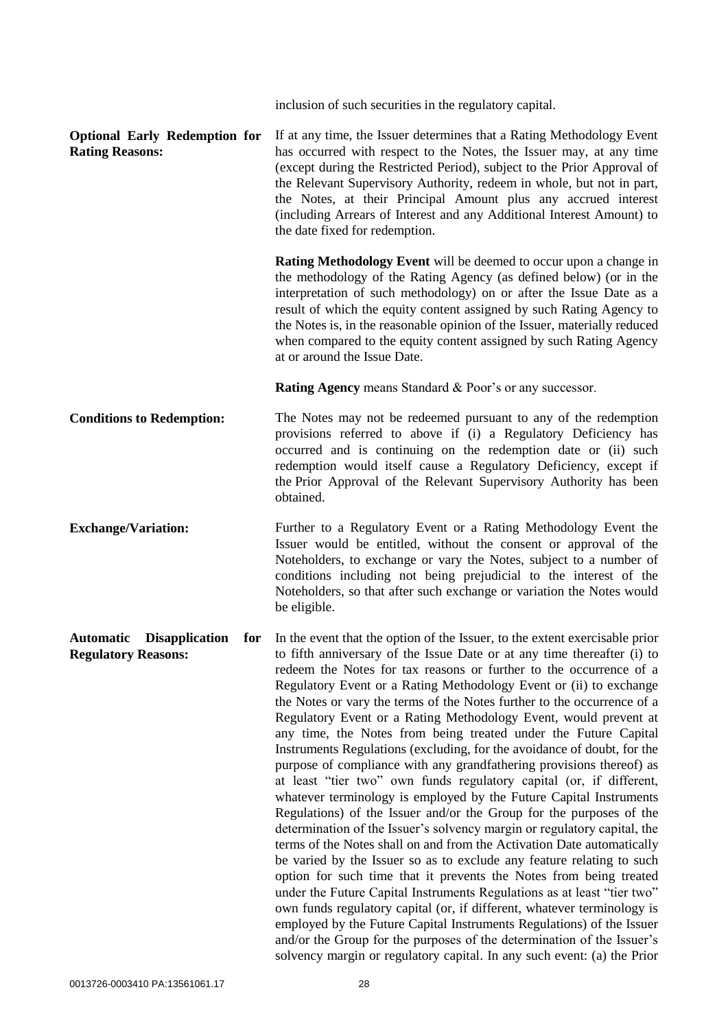inclusion of such securities in the regulatory capital.

**Optional Early Redemption for Rating Reasons:**

If at any time, the Issuer determines that a Rating Methodology Event has occurred with respect to the Notes, the Issuer may, at any time (except during the Restricted Period), subject to the Prior Approval of the Relevant Supervisory Authority, redeem in whole, but not in part, the Notes, at their Principal Amount plus any accrued interest (including Arrears of Interest and any Additional Interest Amount) to the date fixed for redemption.

**Rating Methodology Event** will be deemed to occur upon a change in the methodology of the Rating Agency (as defined below) (or in the interpretation of such methodology) on or after the Issue Date as a result of which the equity content assigned by such Rating Agency to the Notes is, in the reasonable opinion of the Issuer, materially reduced when compared to the equity content assigned by such Rating Agency at or around the Issue Date.

**Rating Agency** means Standard & Poor's or any successor.

**Conditions to Redemption:**

The Notes may not be redeemed pursuant to any of the redemption provisions referred to above if (i) a Regulatory Deficiency has occurred and is continuing on the redemption date or (ii) such redemption would itself cause a Regulatory Deficiency, except if the Prior Approval of the Relevant Supervisory Authority has been obtained.

**Exchange/Variation:**

Further to a Regulatory Event or a Rating Methodology Event the Issuer would be entitled, without the consent or approval of the Noteholders, to exchange or vary the Notes, subject to a number of conditions including not being prejudicial to the interest of the Noteholders, so that after such exchange or variation the Notes would be eligible.

**Automatic Disapplication for Regulatory Reasons:**

In the event that the option of the Issuer, to the extent exercisable prior to fifth anniversary of the Issue Date or at any time thereafter (i) to redeem the Notes for tax reasons or further to the occurrence of a Regulatory Event or a Rating Methodology Event or (ii) to exchange the Notes or vary the terms of the Notes further to the occurrence of a Regulatory Event or a Rating Methodology Event, would prevent at any time, the Notes from being treated under the Future Capital Instruments Regulations (excluding, for the avoidance of doubt, for the purpose of compliance with any grandfathering provisions thereof) as at least "tier two" own funds regulatory capital (or, if different, whatever terminology is employed by the Future Capital Instruments Regulations) of the Issuer and/or the Group for the purposes of the determination of the Issuer's solvency margin or regulatory capital, the terms of the Notes shall on and from the Activation Date automatically be varied by the Issuer so as to exclude any feature relating to such option for such time that it prevents the Notes from being treated under the Future Capital Instruments Regulations as at least "tier two" own funds regulatory capital (or, if different, whatever terminology is employed by the Future Capital Instruments Regulations) of the Issuer and/or the Group for the purposes of the determination of the Issuer's solvency margin or regulatory capital. In any such event: (a) the Prior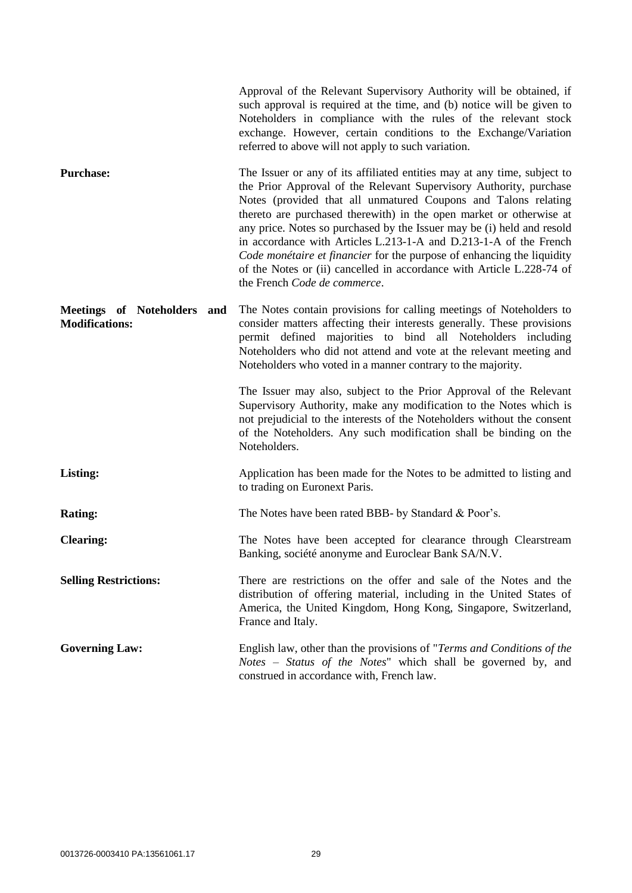Approval of the Relevant Supervisory Authority will be obtained, if such approval is required at the time, and (b) notice will be given to Noteholders in compliance with the rules of the relevant stock exchange. However, certain conditions to the Exchange/Variation referred to above will not apply to such variation.

**Purchase:** The Issuer or any of its affiliated entities may at any time, subject to the Prior Approval of the Relevant Supervisory Authority, purchase Notes (provided that all unmatured Coupons and Talons relating thereto are purchased therewith) in the open market or otherwise at any price. Notes so purchased by the Issuer may be (i) held and resold in accordance with Articles L.213-1-A and D.213-1-A of the French *Code monétaire et financier* for the purpose of enhancing the liquidity of the Notes or (ii) cancelled in accordance with Article L.228-74 of the French *Code de commerce*.

**Meetings of Noteholders and Modifications:** The Notes contain provisions for calling meetings of Noteholders to consider matters affecting their interests generally. These provisions permit defined majorities to bind all Noteholders including Noteholders who did not attend and vote at the relevant meeting and Noteholders who voted in a manner contrary to the majority.

The Issuer may also, subject to the Prior Approval of the Relevant Supervisory Authority, make any modification to the Notes which is not prejudicial to the interests of the Noteholders without the consent of the Noteholders. Any such modification shall be binding on the Noteholders.

**Listing:** Application has been made for the Notes to be admitted to listing and to trading on Euronext Paris.

**Rating:** The Notes have been rated BBB- by Standard & Poor's.

**Clearing:** The Notes have been accepted for clearance through Clearstream Banking, société anonyme and Euroclear Bank SA/N.V.

**Selling Restrictions:** There are restrictions on the offer and sale of the Notes and the distribution of offering material, including in the United States of America, the United Kingdom, Hong Kong, Singapore, Switzerland, France and Italy.

**Governing Law:** English law, other than the provisions of "*Terms and Conditions of the Notes – Status of the Notes*" which shall be governed by, and construed in accordance with, French law.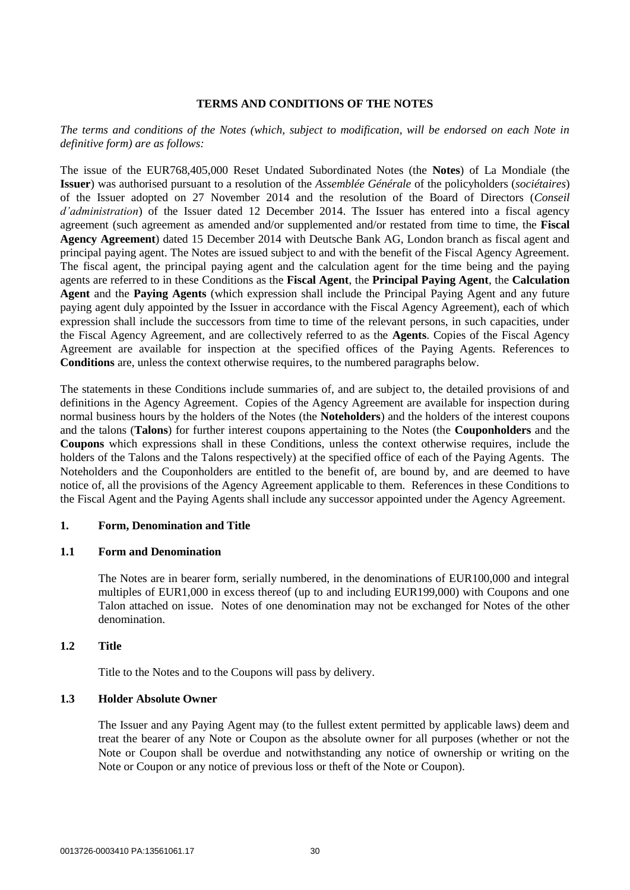# TERMS AND CONDITIONS OF THE NOTES

*The terms and conditions of the Notes (which, subject to modification, will be endorsed on each Note in definitive form) are as follows:*

The issue of the EUR768,405,000 Reset Undated Subordinated Notes (the **Notes**) of La Mondiale (the **Issuer**) was authorised pursuant to a resolution of the *Assemblée Générale* of the policyholders (*sociétaires*) of the Issuer adopted on 27 November 2014 and the resolution of the Board of Directors (*Conseil d'administration*) of the Issuer dated 12 December 2014. The Issuer has entered into a fiscal agency agreement (such agreement as amended and/or supplemented and/or restated from time to time, the **Fiscal Agency Agreement**) dated 15 December 2014 with Deutsche Bank AG, London branch as fiscal agent and principal paying agent. The Notes are issued subject to and with the benefit of the Fiscal Agency Agreement. The fiscal agent, the principal paying agent and the calculation agent for the time being and the paying agents are referred to in these Conditions as the **Fiscal Agent**, the **Principal Paying Agent**, the **Calculation Agent** and the **Paying Agents** (which expression shall include the Principal Paying Agent and any future paying agent duly appointed by the Issuer in accordance with the Fiscal Agency Agreement), each of which expression shall include the successors from time to time of the relevant persons, in such capacities, under the Fiscal Agency Agreement, and are collectively referred to as the **Agents**. Copies of the Fiscal Agency Agreement are available for inspection at the specified offices of the Paying Agents. References to **Conditions** are, unless the context otherwise requires, to the numbered paragraphs below.

The statements in these Conditions include summaries of, and are subject to, the detailed provisions of and definitions in the Agency Agreement. Copies of the Agency Agreement are available for inspection during normal business hours by the holders of the Notes (the **Noteholders**) and the holders of the interest coupons and the talons (**Talons**) for further interest coupons appertaining to the Notes (the **Couponholders** and the **Coupons** which expressions shall in these Conditions, unless the context otherwise requires, include the holders of the Talons and the Talons respectively) at the specified office of each of the Paying Agents. The Noteholders and the Couponholders are entitled to the benefit of, are bound by, and are deemed to have notice of, all the provisions of the Agency Agreement applicable to them. References in these Conditions to the Fiscal Agent and the Paying Agents shall include any successor appointed under the Agency Agreement.

## 1. Form, Denomination and Title

### 1.1 Form and Denomination

The Notes are in bearer form, serially numbered, in the denominations of EUR100,000 and integral multiples of EUR1,000 in excess thereof (up to and including EUR199,000) with Coupons and one Talon attached on issue. Notes of one denomination may not be exchanged for Notes of the other denomination.

### 1.2 Title

Title to the Notes and to the Coupons will pass by delivery.

### 1.3 Holder Absolute Owner

The Issuer and any Paying Agent may (to the fullest extent permitted by applicable laws) deem and treat the bearer of any Note or Coupon as the absolute owner for all purposes (whether or not the Note or Coupon shall be overdue and notwithstanding any notice of ownership or writing on the Note or Coupon or any notice of previous loss or theft of the Note or Coupon).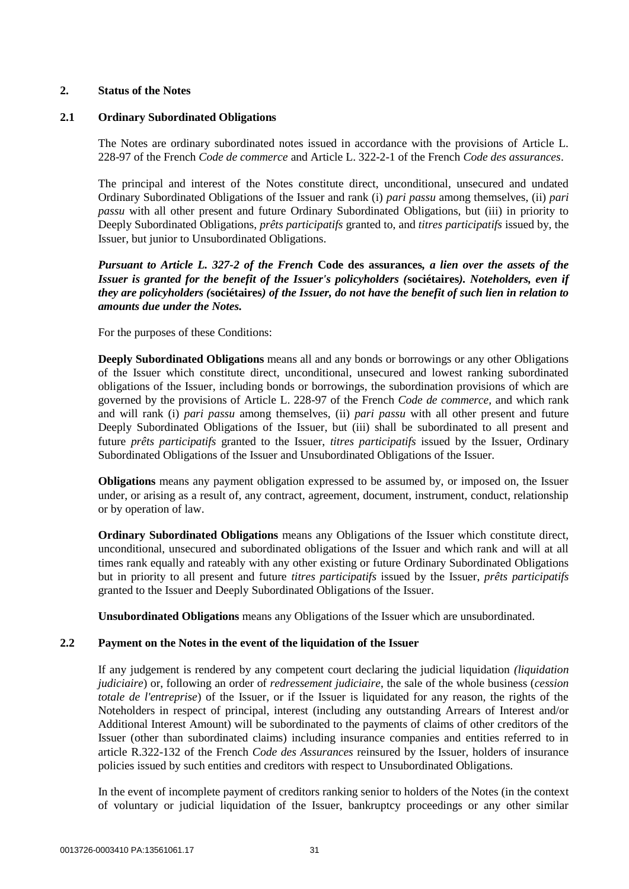## 2. Status of the Notes

### 2.1 Ordinary Subordinated Obligations

The Notes are ordinary subordinated notes issued in accordance with the provisions of Article L. 228-97 of the French *Code de commerce* and Article L. 322-2-1 of the French *Code des assurances*.

The principal and interest of the Notes constitute direct, unconditional, unsecured and undated Ordinary Subordinated Obligations of the Issuer and rank (i) *pari passu* among themselves, (ii) *pari passu* with all other present and future Ordinary Subordinated Obligations, but (iii) in priority to Deeply Subordinated Obligations, *prêts participatifs* granted to, and *titres participatifs* issued by, the Issuer, but junior to Unsubordinated Obligations.

***Pursuant to Article L. 327-2 of the French* Code des assurances*, a lien over the assets of the Issuer is granted for the benefit of the Issuer's policyholders (*sociétaires*). Noteholders, even if they are policyholders (*sociétaires*) of the Issuer, do not have the benefit of such lien in relation to amounts due under the Notes.***

For the purposes of these Conditions:

**Deeply Subordinated Obligations** means all and any bonds or borrowings or any other Obligations of the Issuer which constitute direct, unconditional, unsecured and lowest ranking subordinated obligations of the Issuer, including bonds or borrowings, the subordination provisions of which are governed by the provisions of Article L. 228-97 of the French *Code de commerce*, and which rank and will rank (i) *pari passu* among themselves, (ii) *pari passu* with all other present and future Deeply Subordinated Obligations of the Issuer, but (iii) shall be subordinated to all present and future *prêts participatifs* granted to the Issuer, *titres participatifs* issued by the Issuer, Ordinary Subordinated Obligations of the Issuer and Unsubordinated Obligations of the Issuer.

**Obligations** means any payment obligation expressed to be assumed by, or imposed on, the Issuer under, or arising as a result of, any contract, agreement, document, instrument, conduct, relationship or by operation of law.

**Ordinary Subordinated Obligations** means any Obligations of the Issuer which constitute direct, unconditional, unsecured and subordinated obligations of the Issuer and which rank and will at all times rank equally and rateably with any other existing or future Ordinary Subordinated Obligations but in priority to all present and future *titres participatifs* issued by the Issuer, *prêts participatifs* granted to the Issuer and Deeply Subordinated Obligations of the Issuer.

**Unsubordinated Obligations** means any Obligations of the Issuer which are unsubordinated.

### 2.2 Payment on the Notes in the event of the liquidation of the Issuer

If any judgement is rendered by any competent court declaring the judicial liquidation *(liquidation judiciaire*) or, following an order of *redressement judiciaire*, the sale of the whole business (*cession totale de l'entreprise*) of the Issuer, or if the Issuer is liquidated for any reason, the rights of the Noteholders in respect of principal, interest (including any outstanding Arrears of Interest and/or Additional Interest Amount) will be subordinated to the payments of claims of other creditors of the Issuer (other than subordinated claims) including insurance companies and entities referred to in article R.322-132 of the French *Code des Assurances* reinsured by the Issuer, holders of insurance policies issued by such entities and creditors with respect to Unsubordinated Obligations.

In the event of incomplete payment of creditors ranking senior to holders of the Notes (in the context of voluntary or judicial liquidation of the Issuer, bankruptcy proceedings or any other similar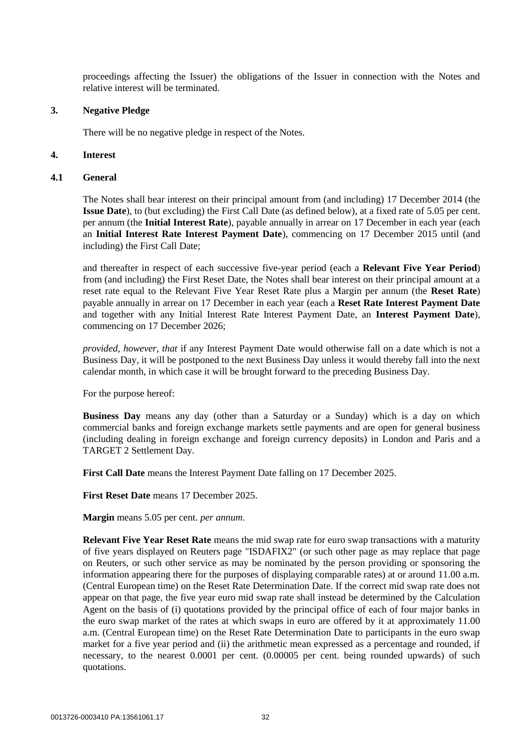proceedings affecting the Issuer) the obligations of the Issuer in connection with the Notes and relative interest will be terminated.

## 3. Negative Pledge

There will be no negative pledge in respect of the Notes.

## 4. Interest

### 4.1 General

The Notes shall bear interest on their principal amount from (and including) 17 December 2014 (the **Issue Date**), to (but excluding) the First Call Date (as defined below), at a fixed rate of 5.05 per cent. per annum (the **Initial Interest Rate**), payable annually in arrear on 17 December in each year (each an **Initial Interest Rate Interest Payment Date**), commencing on 17 December 2015 until (and including) the First Call Date;

and thereafter in respect of each successive five-year period (each a **Relevant Five Year Period**) from (and including) the First Reset Date, the Notes shall bear interest on their principal amount at a reset rate equal to the Relevant Five Year Reset Rate plus a Margin per annum (the **Reset Rate**) payable annually in arrear on 17 December in each year (each a **Reset Rate Interest Payment Date** and together with any Initial Interest Rate Interest Payment Date, an **Interest Payment Date**), commencing on 17 December 2026;

*provided, however, that* if any Interest Payment Date would otherwise fall on a date which is not a Business Day, it will be postponed to the next Business Day unless it would thereby fall into the next calendar month, in which case it will be brought forward to the preceding Business Day.

For the purpose hereof:

**Business Day** means any day (other than a Saturday or a Sunday) which is a day on which commercial banks and foreign exchange markets settle payments and are open for general business (including dealing in foreign exchange and foreign currency deposits) in London and Paris and a TARGET 2 Settlement Day.

**First Call Date** means the Interest Payment Date falling on 17 December 2025.

**First Reset Date** means 17 December 2025.

**Margin** means 5.05 per cent. *per annum*.

**Relevant Five Year Reset Rate** means the mid swap rate for euro swap transactions with a maturity of five years displayed on Reuters page "ISDAFIX2" (or such other page as may replace that page on Reuters, or such other service as may be nominated by the person providing or sponsoring the information appearing there for the purposes of displaying comparable rates) at or around 11.00 a.m. (Central European time) on the Reset Rate Determination Date. If the correct mid swap rate does not appear on that page, the five year euro mid swap rate shall instead be determined by the Calculation Agent on the basis of (i) quotations provided by the principal office of each of four major banks in the euro swap market of the rates at which swaps in euro are offered by it at approximately 11.00 a.m. (Central European time) on the Reset Rate Determination Date to participants in the euro swap market for a five year period and (ii) the arithmetic mean expressed as a percentage and rounded, if necessary, to the nearest 0.0001 per cent. (0.00005 per cent. being rounded upwards) of such quotations.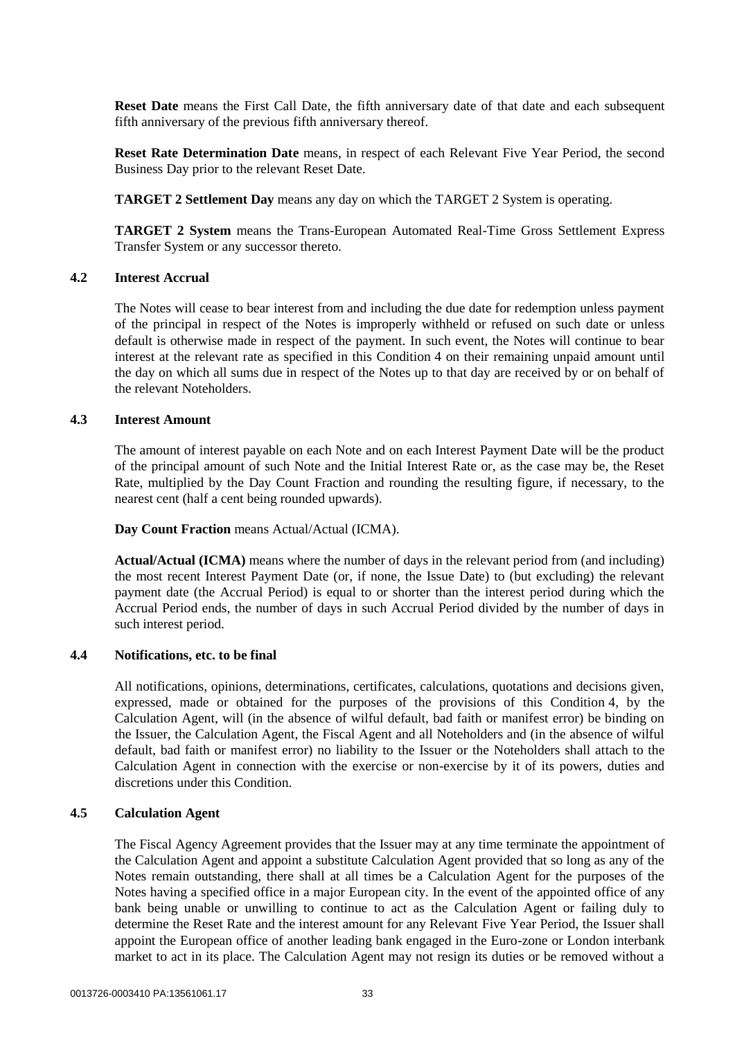**Reset Date** means the First Call Date, the fifth anniversary date of that date and each subsequent fifth anniversary of the previous fifth anniversary thereof.

**Reset Rate Determination Date** means, in respect of each Relevant Five Year Period, the second Business Day prior to the relevant Reset Date.

**TARGET 2 Settlement Day** means any day on which the TARGET 2 System is operating.

**TARGET 2 System** means the Trans-European Automated Real-Time Gross Settlement Express Transfer System or any successor thereto.

### 4.2 Interest Accrual

The Notes will cease to bear interest from and including the due date for redemption unless payment of the principal in respect of the Notes is improperly withheld or refused on such date or unless default is otherwise made in respect of the payment. In such event, the Notes will continue to bear interest at the relevant rate as specified in this Condition 4 on their remaining unpaid amount until the day on which all sums due in respect of the Notes up to that day are received by or on behalf of the relevant Noteholders.

### 4.3 Interest Amount

The amount of interest payable on each Note and on each Interest Payment Date will be the product of the principal amount of such Note and the Initial Interest Rate or, as the case may be, the Reset Rate, multiplied by the Day Count Fraction and rounding the resulting figure, if necessary, to the nearest cent (half a cent being rounded upwards).

**Day Count Fraction** means Actual/Actual (ICMA).

**Actual/Actual (ICMA)** means where the number of days in the relevant period from (and including) the most recent Interest Payment Date (or, if none, the Issue Date) to (but excluding) the relevant payment date (the Accrual Period) is equal to or shorter than the interest period during which the Accrual Period ends, the number of days in such Accrual Period divided by the number of days in such interest period.

### 4.4 Notifications, etc. to be final

All notifications, opinions, determinations, certificates, calculations, quotations and decisions given, expressed, made or obtained for the purposes of the provisions of this Condition 4, by the Calculation Agent, will (in the absence of wilful default, bad faith or manifest error) be binding on the Issuer, the Calculation Agent, the Fiscal Agent and all Noteholders and (in the absence of wilful default, bad faith or manifest error) no liability to the Issuer or the Noteholders shall attach to the Calculation Agent in connection with the exercise or non-exercise by it of its powers, duties and discretions under this Condition.

### 4.5 Calculation Agent

The Fiscal Agency Agreement provides that the Issuer may at any time terminate the appointment of the Calculation Agent and appoint a substitute Calculation Agent provided that so long as any of the Notes remain outstanding, there shall at all times be a Calculation Agent for the purposes of the Notes having a specified office in a major European city. In the event of the appointed office of any bank being unable or unwilling to continue to act as the Calculation Agent or failing duly to determine the Reset Rate and the interest amount for any Relevant Five Year Period, the Issuer shall appoint the European office of another leading bank engaged in the Euro-zone or London interbank market to act in its place. The Calculation Agent may not resign its duties or be removed without a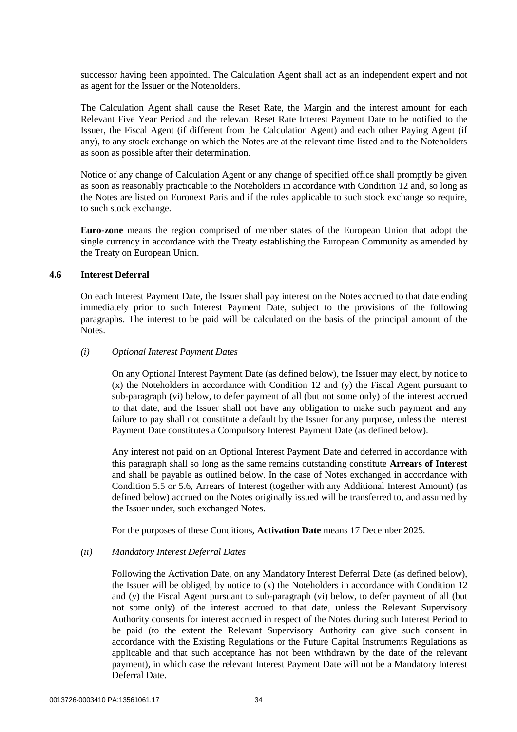successor having been appointed. The Calculation Agent shall act as an independent expert and not as agent for the Issuer or the Noteholders.

The Calculation Agent shall cause the Reset Rate, the Margin and the interest amount for each Relevant Five Year Period and the relevant Reset Rate Interest Payment Date to be notified to the Issuer, the Fiscal Agent (if different from the Calculation Agent) and each other Paying Agent (if any), to any stock exchange on which the Notes are at the relevant time listed and to the Noteholders as soon as possible after their determination.

Notice of any change of Calculation Agent or any change of specified office shall promptly be given as soon as reasonably practicable to the Noteholders in accordance with Condition 12 and, so long as the Notes are listed on Euronext Paris and if the rules applicable to such stock exchange so require, to such stock exchange.

**Euro-zone** means the region comprised of member states of the European Union that adopt the single currency in accordance with the Treaty establishing the European Community as amended by the Treaty on European Union.

### 4.6 Interest Deferral

On each Interest Payment Date, the Issuer shall pay interest on the Notes accrued to that date ending immediately prior to such Interest Payment Date, subject to the provisions of the following paragraphs. The interest to be paid will be calculated on the basis of the principal amount of the Notes.

*(i) Optional Interest Payment Dates*

On any Optional Interest Payment Date (as defined below), the Issuer may elect, by notice to (x) the Noteholders in accordance with Condition 12 and (y) the Fiscal Agent pursuant to sub-paragraph (vi) below, to defer payment of all (but not some only) of the interest accrued to that date, and the Issuer shall not have any obligation to make such payment and any failure to pay shall not constitute a default by the Issuer for any purpose, unless the Interest Payment Date constitutes a Compulsory Interest Payment Date (as defined below).

Any interest not paid on an Optional Interest Payment Date and deferred in accordance with this paragraph shall so long as the same remains outstanding constitute **Arrears of Interest** and shall be payable as outlined below. In the case of Notes exchanged in accordance with Condition 5.5 or 5.6, Arrears of Interest (together with any Additional Interest Amount) (as defined below) accrued on the Notes originally issued will be transferred to, and assumed by the Issuer under, such exchanged Notes.

For the purposes of these Conditions, **Activation Date** means 17 December 2025.

*(ii) Mandatory Interest Deferral Dates*

Following the Activation Date, on any Mandatory Interest Deferral Date (as defined below), the Issuer will be obliged, by notice to (x) the Noteholders in accordance with Condition 12 and (y) the Fiscal Agent pursuant to sub-paragraph (vi) below, to defer payment of all (but not some only) of the interest accrued to that date, unless the Relevant Supervisory Authority consents for interest accrued in respect of the Notes during such Interest Period to be paid (to the extent the Relevant Supervisory Authority can give such consent in accordance with the Existing Regulations or the Future Capital Instruments Regulations as applicable and that such acceptance has not been withdrawn by the date of the relevant payment), in which case the relevant Interest Payment Date will not be a Mandatory Interest Deferral Date.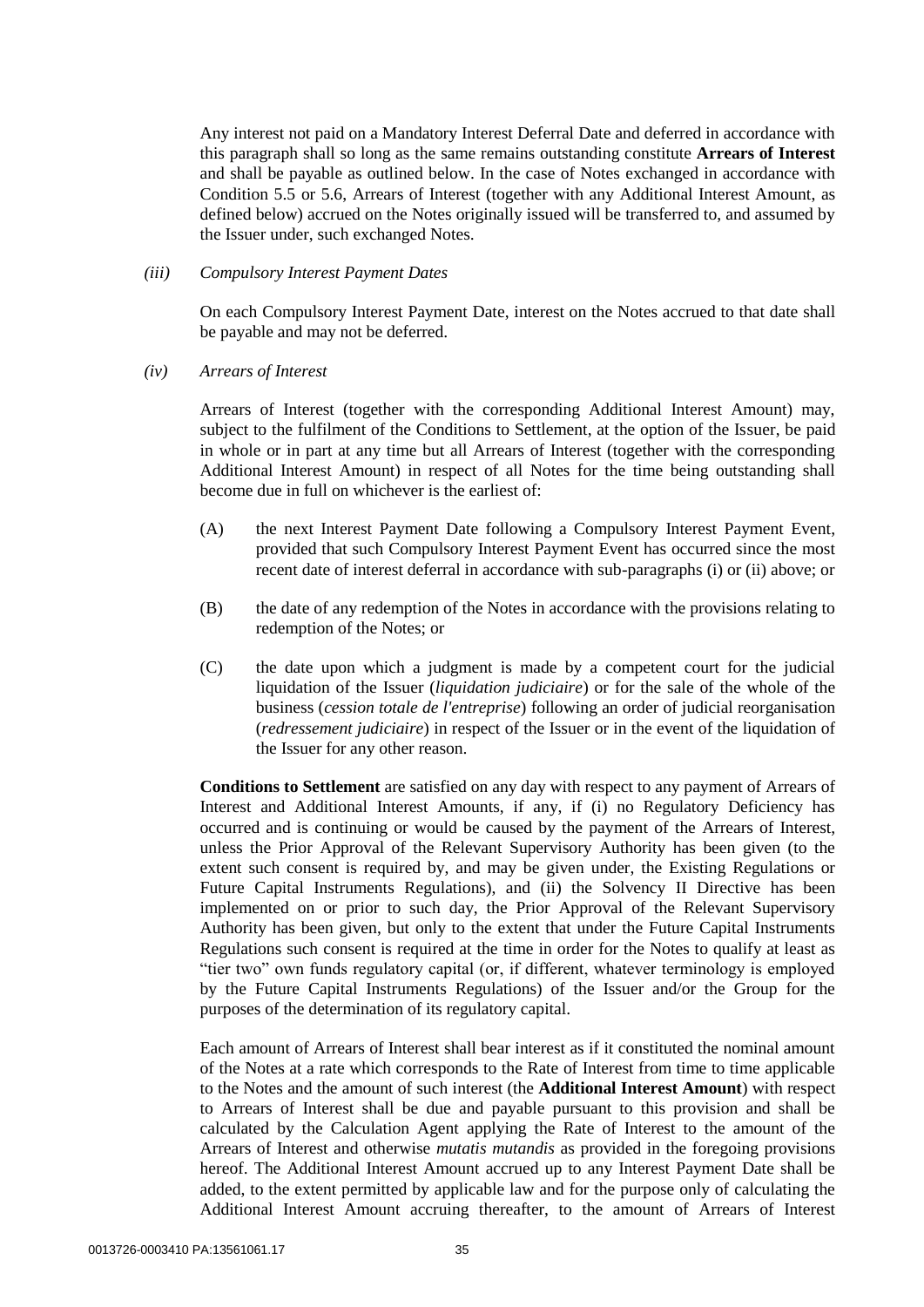Any interest not paid on a Mandatory Interest Deferral Date and deferred in accordance with this paragraph shall so long as the same remains outstanding constitute **Arrears of Interest** and shall be payable as outlined below. In the case of Notes exchanged in accordance with Condition 5.5 or 5.6, Arrears of Interest (together with any Additional Interest Amount, as defined below) accrued on the Notes originally issued will be transferred to, and assumed by the Issuer under, such exchanged Notes.

*(iii) Compulsory Interest Payment Dates*

On each Compulsory Interest Payment Date, interest on the Notes accrued to that date shall be payable and may not be deferred.

*(iv) Arrears of Interest*

Arrears of Interest (together with the corresponding Additional Interest Amount) may, subject to the fulfilment of the Conditions to Settlement, at the option of the Issuer, be paid in whole or in part at any time but all Arrears of Interest (together with the corresponding Additional Interest Amount) in respect of all Notes for the time being outstanding shall become due in full on whichever is the earliest of:

(A) the next Interest Payment Date following a Compulsory Interest Payment Event, provided that such Compulsory Interest Payment Event has occurred since the most recent date of interest deferral in accordance with sub-paragraphs (i) or (ii) above; or

(B) the date of any redemption of the Notes in accordance with the provisions relating to redemption of the Notes; or

(C) the date upon which a judgment is made by a competent court for the judicial liquidation of the Issuer (*liquidation judiciaire*) or for the sale of the whole of the business (*cession totale de l'entreprise*) following an order of judicial reorganisation (*redressement judiciaire*) in respect of the Issuer or in the event of the liquidation of the Issuer for any other reason.

**Conditions to Settlement** are satisfied on any day with respect to any payment of Arrears of Interest and Additional Interest Amounts, if any, if (i) no Regulatory Deficiency has occurred and is continuing or would be caused by the payment of the Arrears of Interest, unless the Prior Approval of the Relevant Supervisory Authority has been given (to the extent such consent is required by, and may be given under, the Existing Regulations or Future Capital Instruments Regulations), and (ii) the Solvency II Directive has been implemented on or prior to such day, the Prior Approval of the Relevant Supervisory Authority has been given, but only to the extent that under the Future Capital Instruments Regulations such consent is required at the time in order for the Notes to qualify at least as "tier two" own funds regulatory capital (or, if different, whatever terminology is employed by the Future Capital Instruments Regulations) of the Issuer and/or the Group for the purposes of the determination of its regulatory capital.

Each amount of Arrears of Interest shall bear interest as if it constituted the nominal amount of the Notes at a rate which corresponds to the Rate of Interest from time to time applicable to the Notes and the amount of such interest (the **Additional Interest Amount**) with respect to Arrears of Interest shall be due and payable pursuant to this provision and shall be calculated by the Calculation Agent applying the Rate of Interest to the amount of the Arrears of Interest and otherwise *mutatis mutandis* as provided in the foregoing provisions hereof. The Additional Interest Amount accrued up to any Interest Payment Date shall be added, to the extent permitted by applicable law and for the purpose only of calculating the Additional Interest Amount accruing thereafter, to the amount of Arrears of Interest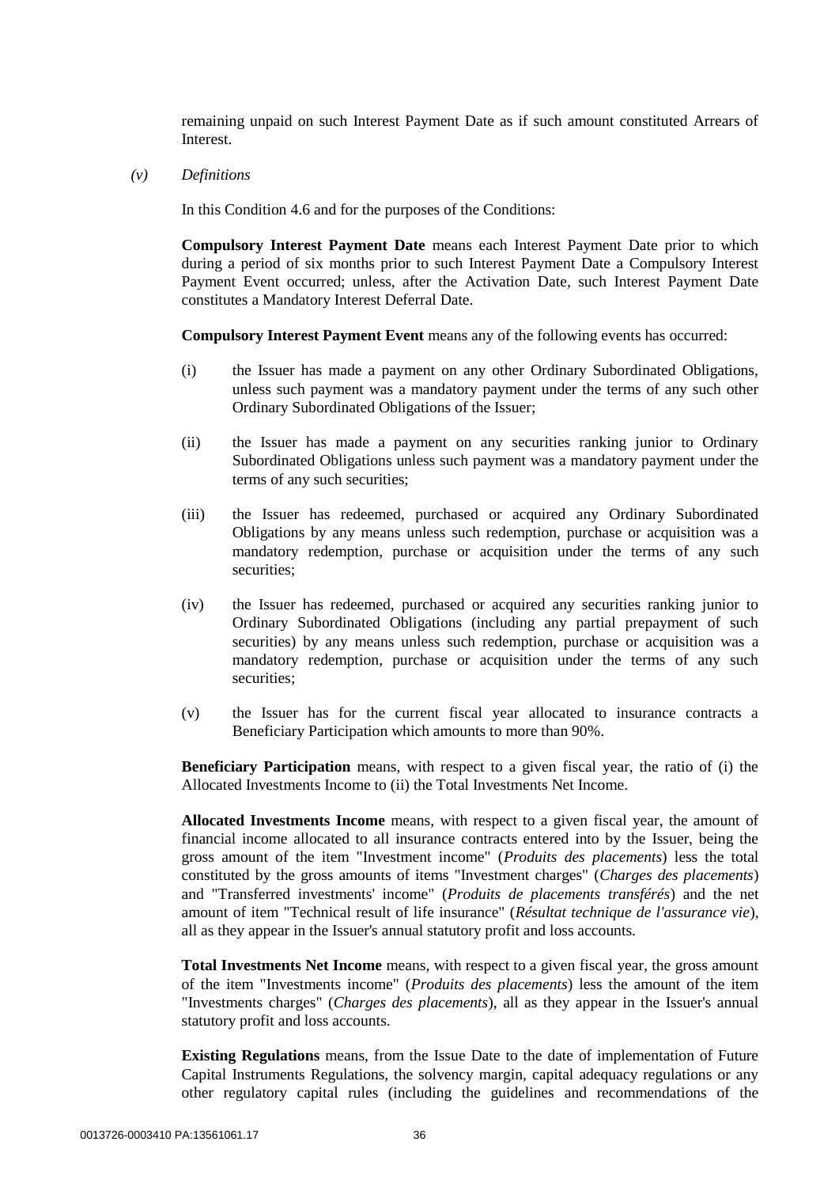remaining unpaid on such Interest Payment Date as if such amount constituted Arrears of Interest.

*(v)* *Definitions*

In this Condition 4.6 and for the purposes of the Conditions:

**Compulsory Interest Payment Date** means each Interest Payment Date prior to which during a period of six months prior to such Interest Payment Date a Compulsory Interest Payment Event occurred; unless, after the Activation Date, such Interest Payment Date constitutes a Mandatory Interest Deferral Date.

**Compulsory Interest Payment Event** means any of the following events has occurred:

(i) the Issuer has made a payment on any other Ordinary Subordinated Obligations, unless such payment was a mandatory payment under the terms of any such other Ordinary Subordinated Obligations of the Issuer;

(ii) the Issuer has made a payment on any securities ranking junior to Ordinary Subordinated Obligations unless such payment was a mandatory payment under the terms of any such securities;

(iii) the Issuer has redeemed, purchased or acquired any Ordinary Subordinated Obligations by any means unless such redemption, purchase or acquisition was a mandatory redemption, purchase or acquisition under the terms of any such securities;

(iv) the Issuer has redeemed, purchased or acquired any securities ranking junior to Ordinary Subordinated Obligations (including any partial prepayment of such securities) by any means unless such redemption, purchase or acquisition was a mandatory redemption, purchase or acquisition under the terms of any such securities;

(v) the Issuer has for the current fiscal year allocated to insurance contracts a Beneficiary Participation which amounts to more than 90%.

**Beneficiary Participation** means, with respect to a given fiscal year, the ratio of (i) the Allocated Investments Income to (ii) the Total Investments Net Income.

**Allocated Investments Income** means, with respect to a given fiscal year, the amount of financial income allocated to all insurance contracts entered into by the Issuer, being the gross amount of the item "Investment income" (*Produits des placements*) less the total constituted by the gross amounts of items "Investment charges" (*Charges des placements*) and "Transferred investments' income" (*Produits de placements transférés*) and the net amount of item "Technical result of life insurance" (*Résultat technique de l'assurance vie*), all as they appear in the Issuer's annual statutory profit and loss accounts.

**Total Investments Net Income** means, with respect to a given fiscal year, the gross amount of the item "Investments income" (*Produits des placements*) less the amount of the item "Investments charges" (*Charges des placements*), all as they appear in the Issuer's annual statutory profit and loss accounts.

**Existing Regulations** means, from the Issue Date to the date of implementation of Future Capital Instruments Regulations, the solvency margin, capital adequacy regulations or any other regulatory capital rules (including the guidelines and recommendations of the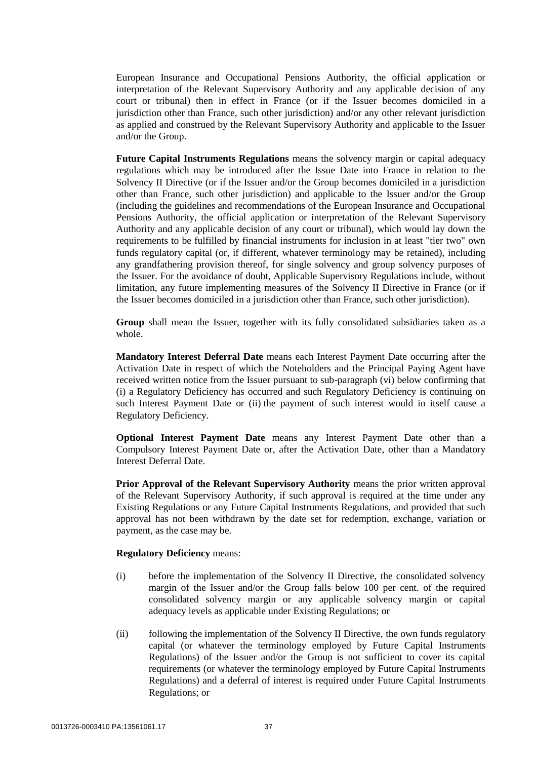European Insurance and Occupational Pensions Authority, the official application or interpretation of the Relevant Supervisory Authority and any applicable decision of any court or tribunal) then in effect in France (or if the Issuer becomes domiciled in a jurisdiction other than France, such other jurisdiction) and/or any other relevant jurisdiction as applied and construed by the Relevant Supervisory Authority and applicable to the Issuer and/or the Group.

**Future Capital Instruments Regulations** means the solvency margin or capital adequacy regulations which may be introduced after the Issue Date into France in relation to the Solvency II Directive (or if the Issuer and/or the Group becomes domiciled in a jurisdiction other than France, such other jurisdiction) and applicable to the Issuer and/or the Group (including the guidelines and recommendations of the European Insurance and Occupational Pensions Authority, the official application or interpretation of the Relevant Supervisory Authority and any applicable decision of any court or tribunal), which would lay down the requirements to be fulfilled by financial instruments for inclusion in at least "tier two" own funds regulatory capital (or, if different, whatever terminology may be retained), including any grandfathering provision thereof, for single solvency and group solvency purposes of the Issuer. For the avoidance of doubt, Applicable Supervisory Regulations include, without limitation, any future implementing measures of the Solvency II Directive in France (or if the Issuer becomes domiciled in a jurisdiction other than France, such other jurisdiction).

**Group** shall mean the Issuer, together with its fully consolidated subsidiaries taken as a whole.

**Mandatory Interest Deferral Date** means each Interest Payment Date occurring after the Activation Date in respect of which the Noteholders and the Principal Paying Agent have received written notice from the Issuer pursuant to sub-paragraph (vi) below confirming that (i) a Regulatory Deficiency has occurred and such Regulatory Deficiency is continuing on such Interest Payment Date or (ii) the payment of such interest would in itself cause a Regulatory Deficiency.

**Optional Interest Payment Date** means any Interest Payment Date other than a Compulsory Interest Payment Date or, after the Activation Date, other than a Mandatory Interest Deferral Date.

**Prior Approval of the Relevant Supervisory Authority** means the prior written approval of the Relevant Supervisory Authority, if such approval is required at the time under any Existing Regulations or any Future Capital Instruments Regulations, and provided that such approval has not been withdrawn by the date set for redemption, exchange, variation or payment, as the case may be.

**Regulatory Deficiency** means:

(i) before the implementation of the Solvency II Directive, the consolidated solvency margin of the Issuer and/or the Group falls below 100 per cent. of the required consolidated solvency margin or any applicable solvency margin or capital adequacy levels as applicable under Existing Regulations; or

(ii) following the implementation of the Solvency II Directive, the own funds regulatory capital (or whatever the terminology employed by Future Capital Instruments Regulations) of the Issuer and/or the Group is not sufficient to cover its capital requirements (or whatever the terminology employed by Future Capital Instruments Regulations) and a deferral of interest is required under Future Capital Instruments Regulations; or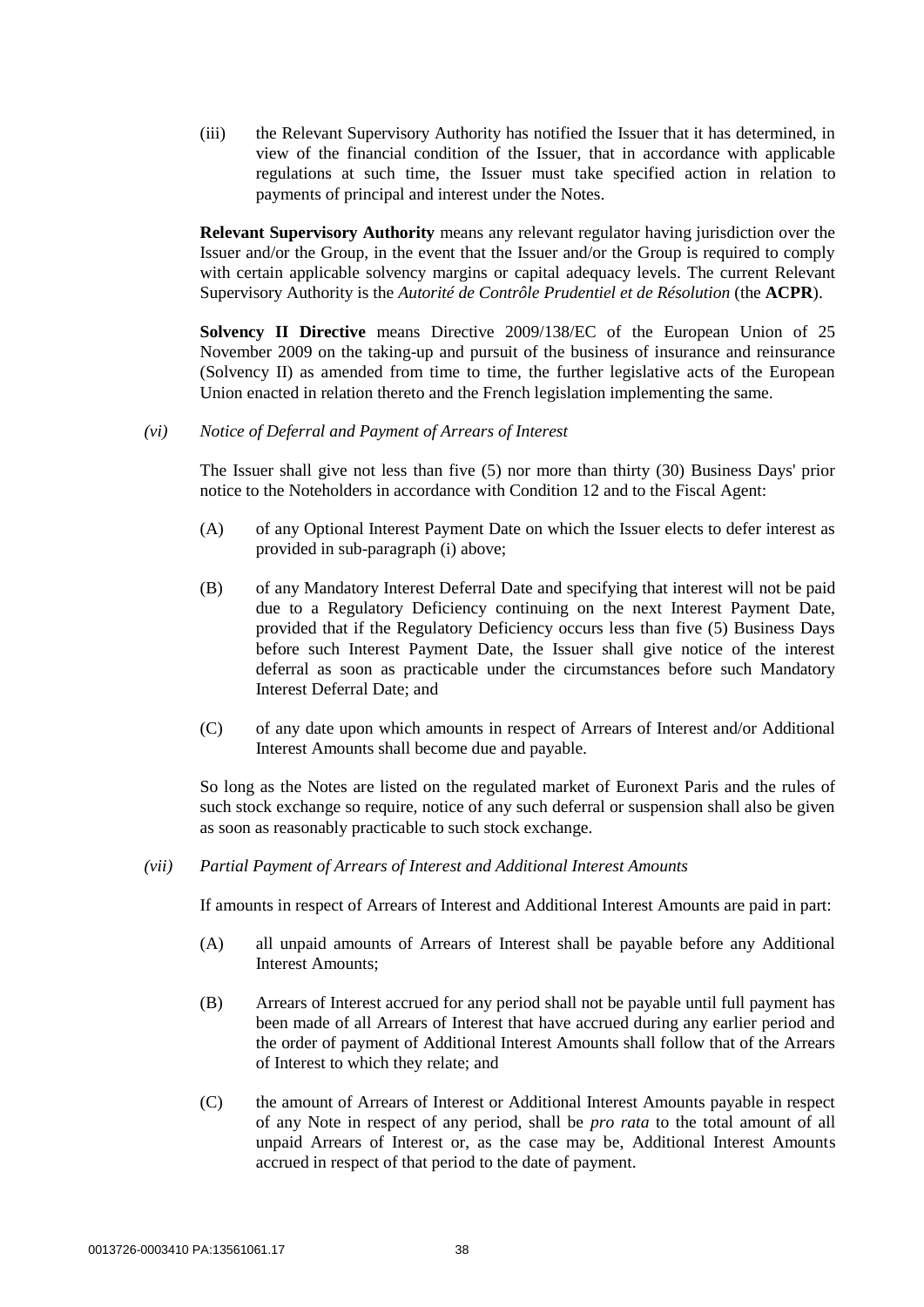(iii) the Relevant Supervisory Authority has notified the Issuer that it has determined, in view of the financial condition of the Issuer, that in accordance with applicable regulations at such time, the Issuer must take specified action in relation to payments of principal and interest under the Notes.

**Relevant Supervisory Authority** means any relevant regulator having jurisdiction over the Issuer and/or the Group, in the event that the Issuer and/or the Group is required to comply with certain applicable solvency margins or capital adequacy levels. The current Relevant Supervisory Authority is the *Autorité de Contrôle Prudentiel et de Résolution* (the **ACPR**).

**Solvency II Directive** means Directive 2009/138/EC of the European Union of 25 November 2009 on the taking-up and pursuit of the business of insurance and reinsurance (Solvency II) as amended from time to time, the further legislative acts of the European Union enacted in relation thereto and the French legislation implementing the same.

*(vi) Notice of Deferral and Payment of Arrears of Interest*

The Issuer shall give not less than five (5) nor more than thirty (30) Business Days' prior notice to the Noteholders in accordance with Condition 12 and to the Fiscal Agent:

(A) of any Optional Interest Payment Date on which the Issuer elects to defer interest as provided in sub-paragraph (i) above;

(B) of any Mandatory Interest Deferral Date and specifying that interest will not be paid due to a Regulatory Deficiency continuing on the next Interest Payment Date, provided that if the Regulatory Deficiency occurs less than five (5) Business Days before such Interest Payment Date, the Issuer shall give notice of the interest deferral as soon as practicable under the circumstances before such Mandatory Interest Deferral Date; and

(C) of any date upon which amounts in respect of Arrears of Interest and/or Additional Interest Amounts shall become due and payable.

So long as the Notes are listed on the regulated market of Euronext Paris and the rules of such stock exchange so require, notice of any such deferral or suspension shall also be given as soon as reasonably practicable to such stock exchange.

*(vii) Partial Payment of Arrears of Interest and Additional Interest Amounts*

If amounts in respect of Arrears of Interest and Additional Interest Amounts are paid in part:

(A) all unpaid amounts of Arrears of Interest shall be payable before any Additional Interest Amounts;

(B) Arrears of Interest accrued for any period shall not be payable until full payment has been made of all Arrears of Interest that have accrued during any earlier period and the order of payment of Additional Interest Amounts shall follow that of the Arrears of Interest to which they relate; and

(C) the amount of Arrears of Interest or Additional Interest Amounts payable in respect of any Note in respect of any period, shall be *pro rata* to the total amount of all unpaid Arrears of Interest or, as the case may be, Additional Interest Amounts accrued in respect of that period to the date of payment.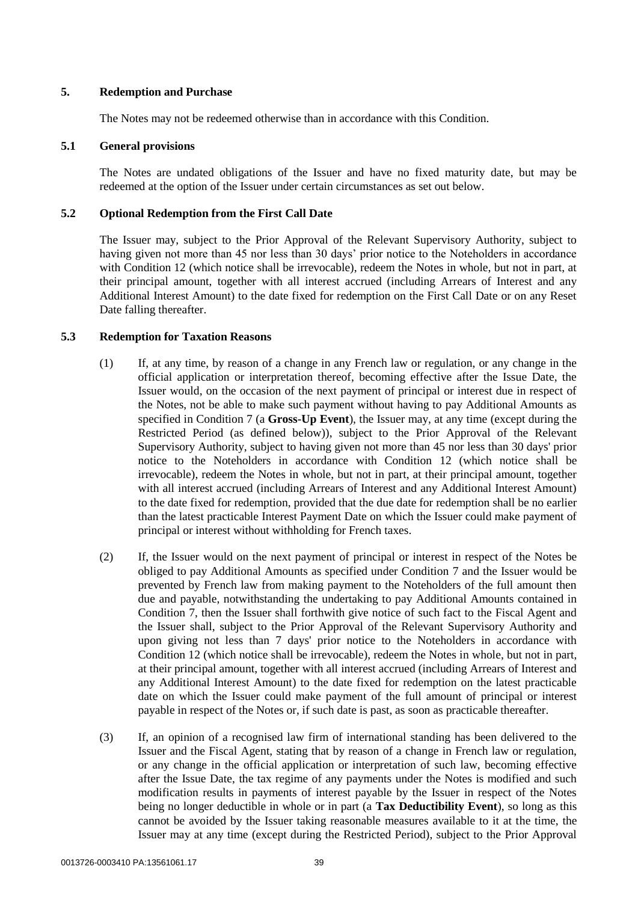## 5. Redemption and Purchase

The Notes may not be redeemed otherwise than in accordance with this Condition.

### 5.1 General provisions

The Notes are undated obligations of the Issuer and have no fixed maturity date, but may be redeemed at the option of the Issuer under certain circumstances as set out below.

### 5.2 Optional Redemption from the First Call Date

The Issuer may, subject to the Prior Approval of the Relevant Supervisory Authority, subject to having given not more than 45 nor less than 30 days' prior notice to the Noteholders in accordance with Condition 12 (which notice shall be irrevocable), redeem the Notes in whole, but not in part, at their principal amount, together with all interest accrued (including Arrears of Interest and any Additional Interest Amount) to the date fixed for redemption on the First Call Date or on any Reset Date falling thereafter.

### 5.3 Redemption for Taxation Reasons

(1) If, at any time, by reason of a change in any French law or regulation, or any change in the official application or interpretation thereof, becoming effective after the Issue Date, the Issuer would, on the occasion of the next payment of principal or interest due in respect of the Notes, not be able to make such payment without having to pay Additional Amounts as specified in Condition 7 (a **Gross-Up Event**), the Issuer may, at any time (except during the Restricted Period (as defined below)), subject to the Prior Approval of the Relevant Supervisory Authority, subject to having given not more than 45 nor less than 30 days' prior notice to the Noteholders in accordance with Condition 12 (which notice shall be irrevocable), redeem the Notes in whole, but not in part, at their principal amount, together with all interest accrued (including Arrears of Interest and any Additional Interest Amount) to the date fixed for redemption, provided that the due date for redemption shall be no earlier than the latest practicable Interest Payment Date on which the Issuer could make payment of principal or interest without withholding for French taxes.

(2) If, the Issuer would on the next payment of principal or interest in respect of the Notes be obliged to pay Additional Amounts as specified under Condition 7 and the Issuer would be prevented by French law from making payment to the Noteholders of the full amount then due and payable, notwithstanding the undertaking to pay Additional Amounts contained in Condition 7, then the Issuer shall forthwith give notice of such fact to the Fiscal Agent and the Issuer shall, subject to the Prior Approval of the Relevant Supervisory Authority and upon giving not less than 7 days' prior notice to the Noteholders in accordance with Condition 12 (which notice shall be irrevocable), redeem the Notes in whole, but not in part, at their principal amount, together with all interest accrued (including Arrears of Interest and any Additional Interest Amount) to the date fixed for redemption on the latest practicable date on which the Issuer could make payment of the full amount of principal or interest payable in respect of the Notes or, if such date is past, as soon as practicable thereafter.

(3) If, an opinion of a recognised law firm of international standing has been delivered to the Issuer and the Fiscal Agent, stating that by reason of a change in French law or regulation, or any change in the official application or interpretation of such law, becoming effective after the Issue Date, the tax regime of any payments under the Notes is modified and such modification results in payments of interest payable by the Issuer in respect of the Notes being no longer deductible in whole or in part (a **Tax Deductibility Event**), so long as this cannot be avoided by the Issuer taking reasonable measures available to it at the time, the Issuer may at any time (except during the Restricted Period), subject to the Prior Approval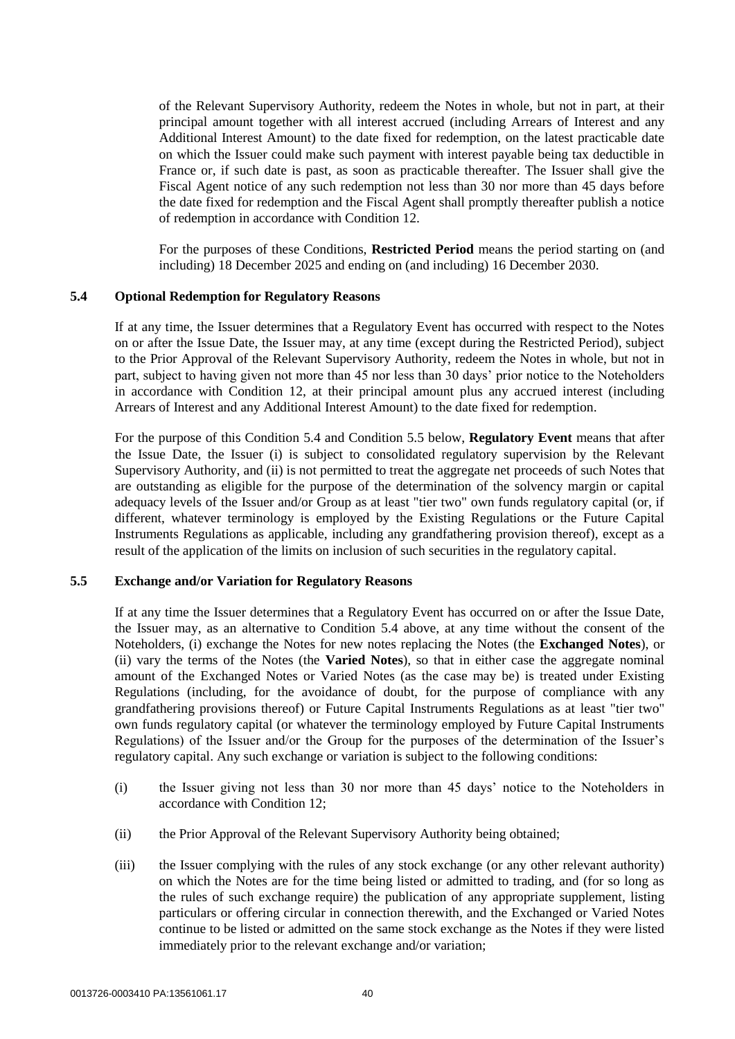of the Relevant Supervisory Authority, redeem the Notes in whole, but not in part, at their principal amount together with all interest accrued (including Arrears of Interest and any Additional Interest Amount) to the date fixed for redemption, on the latest practicable date on which the Issuer could make such payment with interest payable being tax deductible in France or, if such date is past, as soon as practicable thereafter. The Issuer shall give the Fiscal Agent notice of any such redemption not less than 30 nor more than 45 days before the date fixed for redemption and the Fiscal Agent shall promptly thereafter publish a notice of redemption in accordance with Condition 12.

For the purposes of these Conditions, **Restricted Period** means the period starting on (and including) 18 December 2025 and ending on (and including) 16 December 2030.

### 5.4 Optional Redemption for Regulatory Reasons

If at any time, the Issuer determines that a Regulatory Event has occurred with respect to the Notes on or after the Issue Date, the Issuer may, at any time (except during the Restricted Period), subject to the Prior Approval of the Relevant Supervisory Authority, redeem the Notes in whole, but not in part, subject to having given not more than 45 nor less than 30 days' prior notice to the Noteholders in accordance with Condition 12, at their principal amount plus any accrued interest (including Arrears of Interest and any Additional Interest Amount) to the date fixed for redemption.

For the purpose of this Condition 5.4 and Condition 5.5 below, **Regulatory Event** means that after the Issue Date, the Issuer (i) is subject to consolidated regulatory supervision by the Relevant Supervisory Authority, and (ii) is not permitted to treat the aggregate net proceeds of such Notes that are outstanding as eligible for the purpose of the determination of the solvency margin or capital adequacy levels of the Issuer and/or Group as at least "tier two" own funds regulatory capital (or, if different, whatever terminology is employed by the Existing Regulations or the Future Capital Instruments Regulations as applicable, including any grandfathering provision thereof), except as a result of the application of the limits on inclusion of such securities in the regulatory capital.

### 5.5 Exchange and/or Variation for Regulatory Reasons

If at any time the Issuer determines that a Regulatory Event has occurred on or after the Issue Date, the Issuer may, as an alternative to Condition 5.4 above, at any time without the consent of the Noteholders, (i) exchange the Notes for new notes replacing the Notes (the **Exchanged Notes**), or (ii) vary the terms of the Notes (the **Varied Notes**), so that in either case the aggregate nominal amount of the Exchanged Notes or Varied Notes (as the case may be) is treated under Existing Regulations (including, for the avoidance of doubt, for the purpose of compliance with any grandfathering provisions thereof) or Future Capital Instruments Regulations as at least "tier two" own funds regulatory capital (or whatever the terminology employed by Future Capital Instruments Regulations) of the Issuer and/or the Group for the purposes of the determination of the Issuer's regulatory capital. Any such exchange or variation is subject to the following conditions:

(i) the Issuer giving not less than 30 nor more than 45 days' notice to the Noteholders in accordance with Condition 12;

(ii) the Prior Approval of the Relevant Supervisory Authority being obtained;

(iii) the Issuer complying with the rules of any stock exchange (or any other relevant authority) on which the Notes are for the time being listed or admitted to trading, and (for so long as the rules of such exchange require) the publication of any appropriate supplement, listing particulars or offering circular in connection therewith, and the Exchanged or Varied Notes continue to be listed or admitted on the same stock exchange as the Notes if they were listed immediately prior to the relevant exchange and/or variation;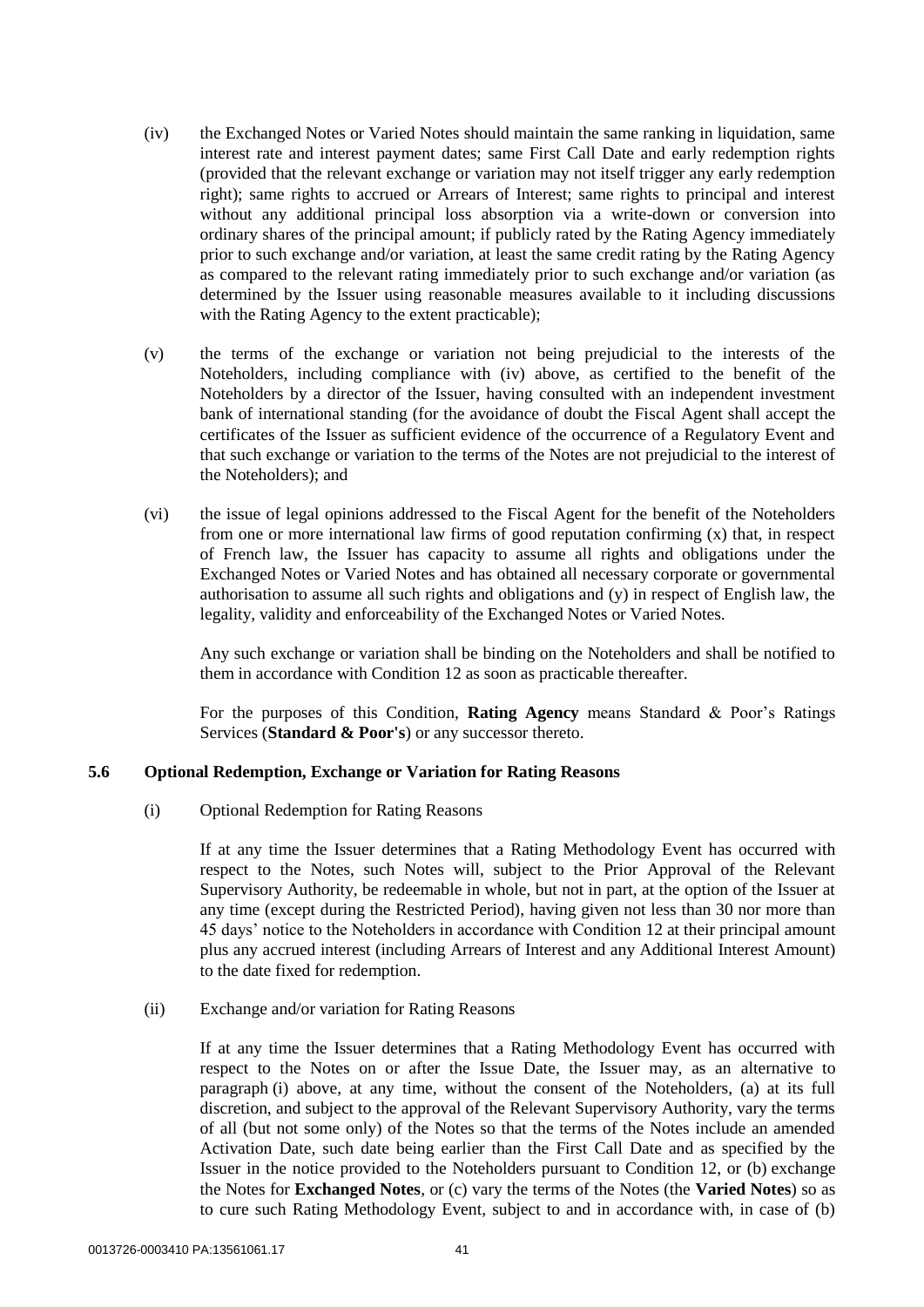(iv) the Exchanged Notes or Varied Notes should maintain the same ranking in liquidation, same interest rate and interest payment dates; same First Call Date and early redemption rights (provided that the relevant exchange or variation may not itself trigger any early redemption right); same rights to accrued or Arrears of Interest; same rights to principal and interest without any additional principal loss absorption via a write-down or conversion into ordinary shares of the principal amount; if publicly rated by the Rating Agency immediately prior to such exchange and/or variation, at least the same credit rating by the Rating Agency as compared to the relevant rating immediately prior to such exchange and/or variation (as determined by the Issuer using reasonable measures available to it including discussions with the Rating Agency to the extent practicable);

(v) the terms of the exchange or variation not being prejudicial to the interests of the Noteholders, including compliance with (iv) above, as certified to the benefit of the Noteholders by a director of the Issuer, having consulted with an independent investment bank of international standing (for the avoidance of doubt the Fiscal Agent shall accept the certificates of the Issuer as sufficient evidence of the occurrence of a Regulatory Event and that such exchange or variation to the terms of the Notes are not prejudicial to the interest of the Noteholders); and

(vi) the issue of legal opinions addressed to the Fiscal Agent for the benefit of the Noteholders from one or more international law firms of good reputation confirming (x) that, in respect of French law, the Issuer has capacity to assume all rights and obligations under the Exchanged Notes or Varied Notes and has obtained all necessary corporate or governmental authorisation to assume all such rights and obligations and (y) in respect of English law, the legality, validity and enforceability of the Exchanged Notes or Varied Notes.

Any such exchange or variation shall be binding on the Noteholders and shall be notified to them in accordance with Condition 12 as soon as practicable thereafter.

For the purposes of this Condition, **Rating Agency** means Standard & Poor's Ratings Services (**Standard & Poor's**) or any successor thereto.

### 5.6 Optional Redemption, Exchange or Variation for Rating Reasons

(i) Optional Redemption for Rating Reasons

If at any time the Issuer determines that a Rating Methodology Event has occurred with respect to the Notes, such Notes will, subject to the Prior Approval of the Relevant Supervisory Authority, be redeemable in whole, but not in part, at the option of the Issuer at any time (except during the Restricted Period), having given not less than 30 nor more than 45 days' notice to the Noteholders in accordance with Condition 12 at their principal amount plus any accrued interest (including Arrears of Interest and any Additional Interest Amount) to the date fixed for redemption.

(ii) Exchange and/or variation for Rating Reasons

If at any time the Issuer determines that a Rating Methodology Event has occurred with respect to the Notes on or after the Issue Date, the Issuer may, as an alternative to paragraph (i) above, at any time, without the consent of the Noteholders, (a) at its full discretion, and subject to the approval of the Relevant Supervisory Authority, vary the terms of all (but not some only) of the Notes so that the terms of the Notes include an amended Activation Date, such date being earlier than the First Call Date and as specified by the Issuer in the notice provided to the Noteholders pursuant to Condition 12, or (b) exchange the Notes for **Exchanged Notes**, or (c) vary the terms of the Notes (the **Varied Notes**) so as to cure such Rating Methodology Event, subject to and in accordance with, in case of (b)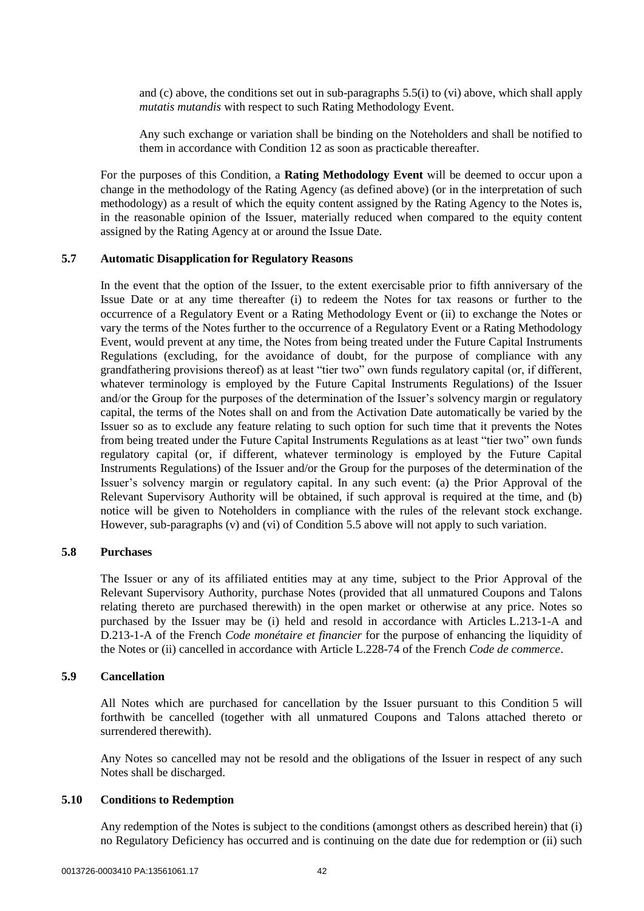and (c) above, the conditions set out in sub-paragraphs 5.5(i) to (vi) above, which shall apply *mutatis mutandis* with respect to such Rating Methodology Event.

Any such exchange or variation shall be binding on the Noteholders and shall be notified to them in accordance with Condition 12 as soon as practicable thereafter.

For the purposes of this Condition, a **Rating Methodology Event** will be deemed to occur upon a change in the methodology of the Rating Agency (as defined above) (or in the interpretation of such methodology) as a result of which the equity content assigned by the Rating Agency to the Notes is, in the reasonable opinion of the Issuer, materially reduced when compared to the equity content assigned by the Rating Agency at or around the Issue Date.

### 5.7 Automatic Disapplication for Regulatory Reasons

In the event that the option of the Issuer, to the extent exercisable prior to fifth anniversary of the Issue Date or at any time thereafter (i) to redeem the Notes for tax reasons or further to the occurrence of a Regulatory Event or a Rating Methodology Event or (ii) to exchange the Notes or vary the terms of the Notes further to the occurrence of a Regulatory Event or a Rating Methodology Event, would prevent at any time, the Notes from being treated under the Future Capital Instruments Regulations (excluding, for the avoidance of doubt, for the purpose of compliance with any grandfathering provisions thereof) as at least "tier two" own funds regulatory capital (or, if different, whatever terminology is employed by the Future Capital Instruments Regulations) of the Issuer and/or the Group for the purposes of the determination of the Issuer's solvency margin or regulatory capital, the terms of the Notes shall on and from the Activation Date automatically be varied by the Issuer so as to exclude any feature relating to such option for such time that it prevents the Notes from being treated under the Future Capital Instruments Regulations as at least "tier two" own funds regulatory capital (or, if different, whatever terminology is employed by the Future Capital Instruments Regulations) of the Issuer and/or the Group for the purposes of the determination of the Issuer's solvency margin or regulatory capital. In any such event: (a) the Prior Approval of the Relevant Supervisory Authority will be obtained, if such approval is required at the time, and (b) notice will be given to Noteholders in compliance with the rules of the relevant stock exchange. However, sub-paragraphs (v) and (vi) of Condition 5.5 above will not apply to such variation.

### 5.8 Purchases

The Issuer or any of its affiliated entities may at any time, subject to the Prior Approval of the Relevant Supervisory Authority, purchase Notes (provided that all unmatured Coupons and Talons relating thereto are purchased therewith) in the open market or otherwise at any price. Notes so purchased by the Issuer may be (i) held and resold in accordance with Articles L.213-1-A and D.213-1-A of the French *Code monétaire et financier* for the purpose of enhancing the liquidity of the Notes or (ii) cancelled in accordance with Article L.228-74 of the French *Code de commerce*.

### 5.9 Cancellation

All Notes which are purchased for cancellation by the Issuer pursuant to this Condition 5 will forthwith be cancelled (together with all unmatured Coupons and Talons attached thereto or surrendered therewith).

Any Notes so cancelled may not be resold and the obligations of the Issuer in respect of any such Notes shall be discharged.

### 5.10 Conditions to Redemption

Any redemption of the Notes is subject to the conditions (amongst others as described herein) that (i) no Regulatory Deficiency has occurred and is continuing on the date due for redemption or (ii) such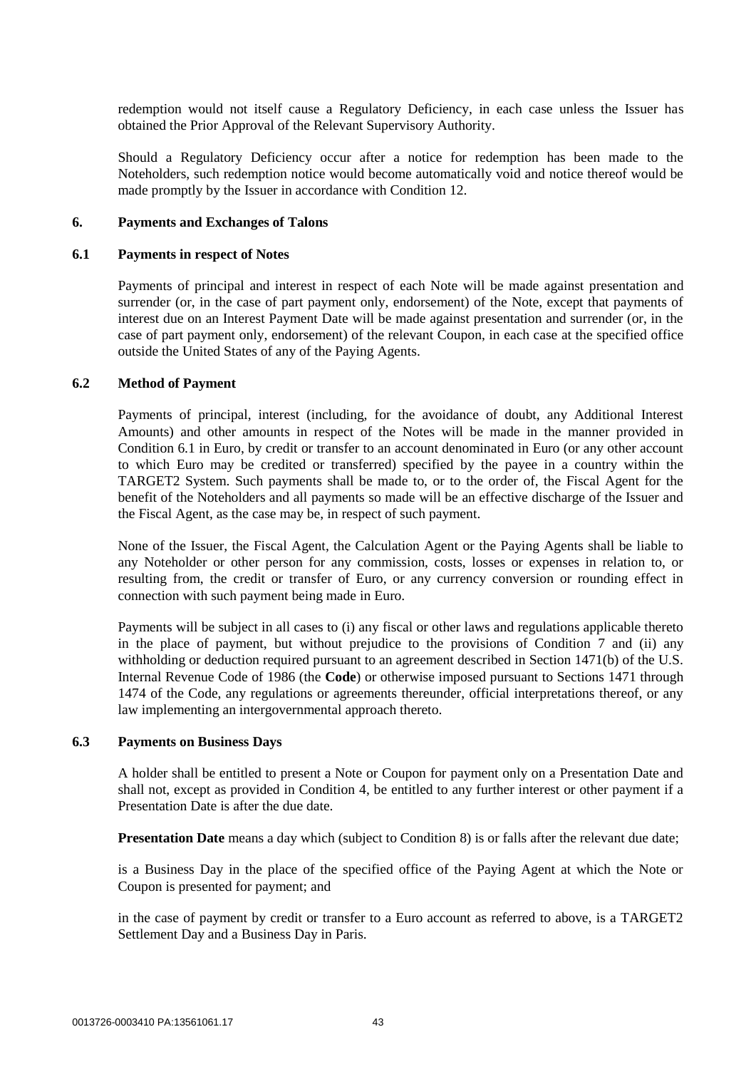redemption would not itself cause a Regulatory Deficiency, in each case unless the Issuer has obtained the Prior Approval of the Relevant Supervisory Authority.

Should a Regulatory Deficiency occur after a notice for redemption has been made to the Noteholders, such redemption notice would become automatically void and notice thereof would be made promptly by the Issuer in accordance with Condition 12.

## 6. Payments and Exchanges of Talons

### 6.1 Payments in respect of Notes

Payments of principal and interest in respect of each Note will be made against presentation and surrender (or, in the case of part payment only, endorsement) of the Note, except that payments of interest due on an Interest Payment Date will be made against presentation and surrender (or, in the case of part payment only, endorsement) of the relevant Coupon, in each case at the specified office outside the United States of any of the Paying Agents.

### 6.2 Method of Payment

Payments of principal, interest (including, for the avoidance of doubt, any Additional Interest Amounts) and other amounts in respect of the Notes will be made in the manner provided in Condition 6.1 in Euro, by credit or transfer to an account denominated in Euro (or any other account to which Euro may be credited or transferred) specified by the payee in a country within the TARGET2 System. Such payments shall be made to, or to the order of, the Fiscal Agent for the benefit of the Noteholders and all payments so made will be an effective discharge of the Issuer and the Fiscal Agent, as the case may be, in respect of such payment.

None of the Issuer, the Fiscal Agent, the Calculation Agent or the Paying Agents shall be liable to any Noteholder or other person for any commission, costs, losses or expenses in relation to, or resulting from, the credit or transfer of Euro, or any currency conversion or rounding effect in connection with such payment being made in Euro.

Payments will be subject in all cases to (i) any fiscal or other laws and regulations applicable thereto in the place of payment, but without prejudice to the provisions of Condition 7 and (ii) any withholding or deduction required pursuant to an agreement described in Section 1471(b) of the U.S. Internal Revenue Code of 1986 (the **Code**) or otherwise imposed pursuant to Sections 1471 through 1474 of the Code, any regulations or agreements thereunder, official interpretations thereof, or any law implementing an intergovernmental approach thereto.

### 6.3 Payments on Business Days

A holder shall be entitled to present a Note or Coupon for payment only on a Presentation Date and shall not, except as provided in Condition 4, be entitled to any further interest or other payment if a Presentation Date is after the due date.

**Presentation Date** means a day which (subject to Condition 8) is or falls after the relevant due date;

is a Business Day in the place of the specified office of the Paying Agent at which the Note or Coupon is presented for payment; and

in the case of payment by credit or transfer to a Euro account as referred to above, is a TARGET2 Settlement Day and a Business Day in Paris.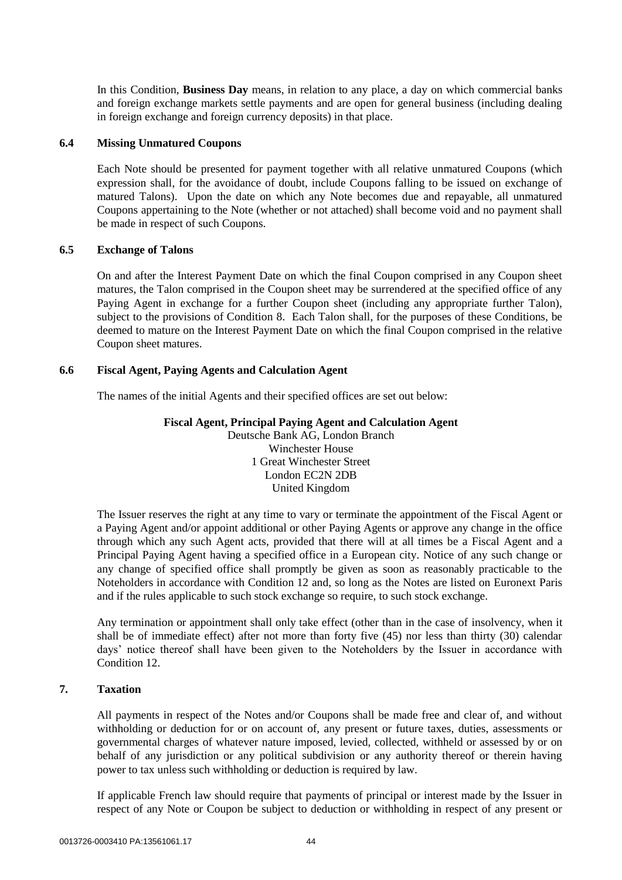In this Condition, **Business Day** means, in relation to any place, a day on which commercial banks and foreign exchange markets settle payments and are open for general business (including dealing in foreign exchange and foreign currency deposits) in that place.

### 6.4 Missing Unmatured Coupons

Each Note should be presented for payment together with all relative unmatured Coupons (which expression shall, for the avoidance of doubt, include Coupons falling to be issued on exchange of matured Talons). Upon the date on which any Note becomes due and repayable, all unmatured Coupons appertaining to the Note (whether or not attached) shall become void and no payment shall be made in respect of such Coupons.

### 6.5 Exchange of Talons

On and after the Interest Payment Date on which the final Coupon comprised in any Coupon sheet matures, the Talon comprised in the Coupon sheet may be surrendered at the specified office of any Paying Agent in exchange for a further Coupon sheet (including any appropriate further Talon), subject to the provisions of Condition 8. Each Talon shall, for the purposes of these Conditions, be deemed to mature on the Interest Payment Date on which the final Coupon comprised in the relative Coupon sheet matures.

### 6.6 Fiscal Agent, Paying Agents and Calculation Agent

The names of the initial Agents and their specified offices are set out below:

**Fiscal Agent, Principal Paying Agent and Calculation Agent**
Deutsche Bank AG, London Branch
Winchester House
1 Great Winchester Street
London EC2N 2DB
United Kingdom

The Issuer reserves the right at any time to vary or terminate the appointment of the Fiscal Agent or a Paying Agent and/or appoint additional or other Paying Agents or approve any change in the office through which any such Agent acts, provided that there will at all times be a Fiscal Agent and a Principal Paying Agent having a specified office in a European city. Notice of any such change or any change of specified office shall promptly be given as soon as reasonably practicable to the Noteholders in accordance with Condition 12 and, so long as the Notes are listed on Euronext Paris and if the rules applicable to such stock exchange so require, to such stock exchange.

Any termination or appointment shall only take effect (other than in the case of insolvency, when it shall be of immediate effect) after not more than forty five (45) nor less than thirty (30) calendar days' notice thereof shall have been given to the Noteholders by the Issuer in accordance with Condition 12.

## 7. Taxation

All payments in respect of the Notes and/or Coupons shall be made free and clear of, and without withholding or deduction for or on account of, any present or future taxes, duties, assessments or governmental charges of whatever nature imposed, levied, collected, withheld or assessed by or on behalf of any jurisdiction or any political subdivision or any authority thereof or therein having power to tax unless such withholding or deduction is required by law.

If applicable French law should require that payments of principal or interest made by the Issuer in respect of any Note or Coupon be subject to deduction or withholding in respect of any present or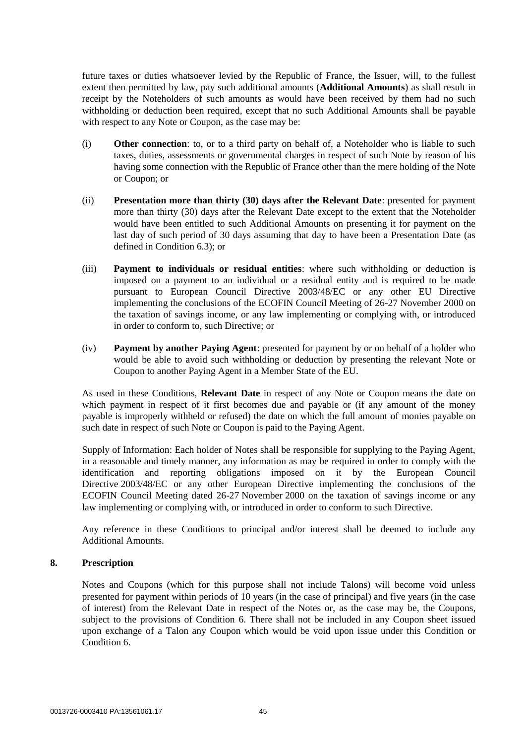future taxes or duties whatsoever levied by the Republic of France, the Issuer, will, to the fullest extent then permitted by law, pay such additional amounts (**Additional Amounts**) as shall result in receipt by the Noteholders of such amounts as would have been received by them had no such withholding or deduction been required, except that no such Additional Amounts shall be payable with respect to any Note or Coupon, as the case may be:

(i) **Other connection**: to, or to a third party on behalf of, a Noteholder who is liable to such taxes, duties, assessments or governmental charges in respect of such Note by reason of his having some connection with the Republic of France other than the mere holding of the Note or Coupon; or

(ii) **Presentation more than thirty (30) days after the Relevant Date**: presented for payment more than thirty (30) days after the Relevant Date except to the extent that the Noteholder would have been entitled to such Additional Amounts on presenting it for payment on the last day of such period of 30 days assuming that day to have been a Presentation Date (as defined in Condition 6.3); or

(iii) **Payment to individuals or residual entities**: where such withholding or deduction is imposed on a payment to an individual or a residual entity and is required to be made pursuant to European Council Directive 2003/48/EC or any other EU Directive implementing the conclusions of the ECOFIN Council Meeting of 26-27 November 2000 on the taxation of savings income, or any law implementing or complying with, or introduced in order to conform to, such Directive; or

(iv) **Payment by another Paying Agent**: presented for payment by or on behalf of a holder who would be able to avoid such withholding or deduction by presenting the relevant Note or Coupon to another Paying Agent in a Member State of the EU.

As used in these Conditions, **Relevant Date** in respect of any Note or Coupon means the date on which payment in respect of it first becomes due and payable or (if any amount of the money payable is improperly withheld or refused) the date on which the full amount of monies payable on such date in respect of such Note or Coupon is paid to the Paying Agent.

Supply of Information: Each holder of Notes shall be responsible for supplying to the Paying Agent, in a reasonable and timely manner, any information as may be required in order to comply with the identification and reporting obligations imposed on it by the European Council Directive 2003/48/EC or any other European Directive implementing the conclusions of the ECOFIN Council Meeting dated 26-27 November 2000 on the taxation of savings income or any law implementing or complying with, or introduced in order to conform to such Directive.

Any reference in these Conditions to principal and/or interest shall be deemed to include any Additional Amounts.

## 8. Prescription

Notes and Coupons (which for this purpose shall not include Talons) will become void unless presented for payment within periods of 10 years (in the case of principal) and five years (in the case of interest) from the Relevant Date in respect of the Notes or, as the case may be, the Coupons, subject to the provisions of Condition 6. There shall not be included in any Coupon sheet issued upon exchange of a Talon any Coupon which would be void upon issue under this Condition or Condition 6.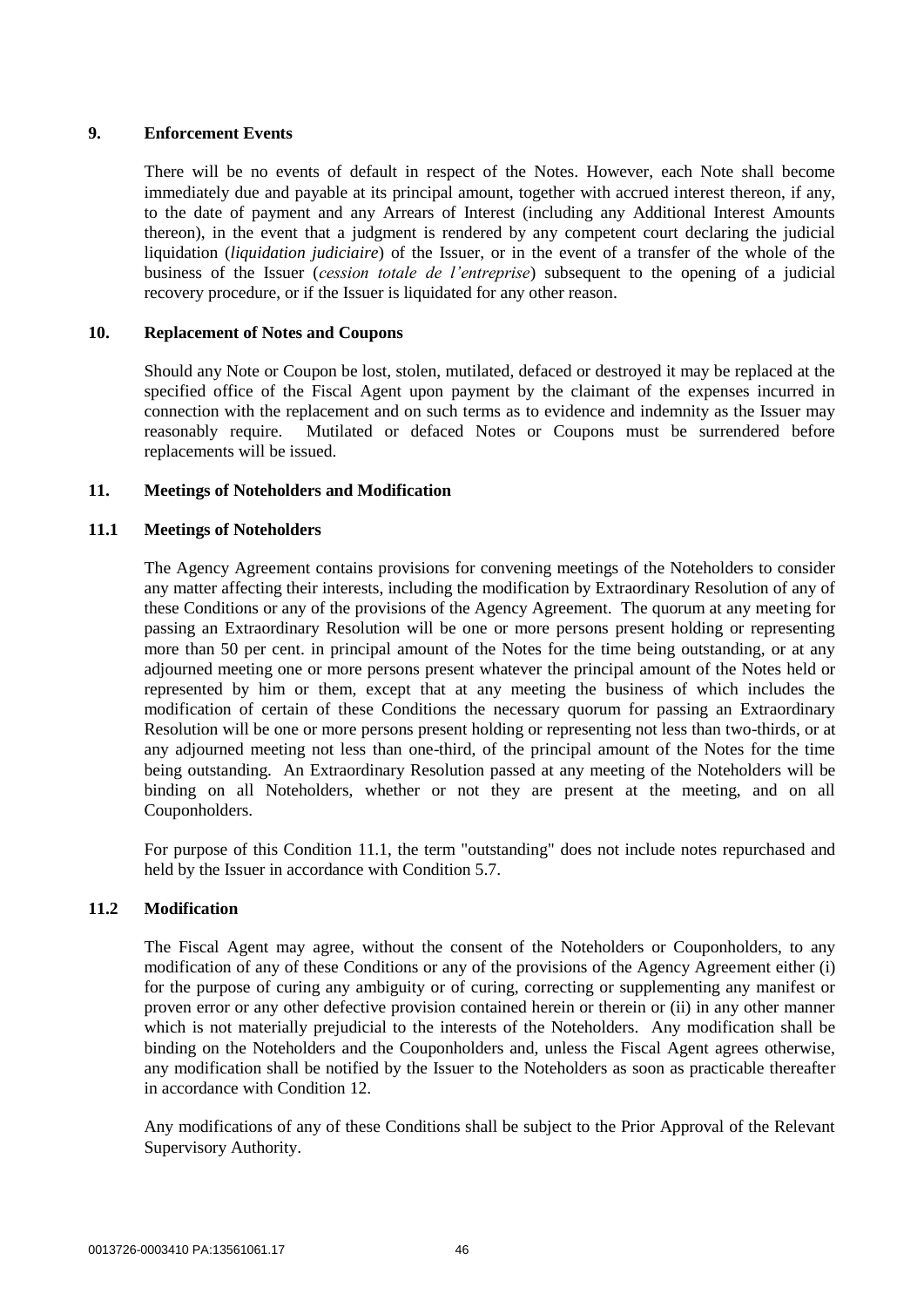## 9. Enforcement Events

There will be no events of default in respect of the Notes. However, each Note shall become immediately due and payable at its principal amount, together with accrued interest thereon, if any, to the date of payment and any Arrears of Interest (including any Additional Interest Amounts thereon), in the event that a judgment is rendered by any competent court declaring the judicial liquidation (*liquidation judiciaire*) of the Issuer, or in the event of a transfer of the whole of the business of the Issuer (*cession totale de l'entreprise*) subsequent to the opening of a judicial recovery procedure, or if the Issuer is liquidated for any other reason.

## 10. Replacement of Notes and Coupons

Should any Note or Coupon be lost, stolen, mutilated, defaced or destroyed it may be replaced at the specified office of the Fiscal Agent upon payment by the claimant of the expenses incurred in connection with the replacement and on such terms as to evidence and indemnity as the Issuer may reasonably require. Mutilated or defaced Notes or Coupons must be surrendered before replacements will be issued.

## 11. Meetings of Noteholders and Modification

### 11.1 Meetings of Noteholders

The Agency Agreement contains provisions for convening meetings of the Noteholders to consider any matter affecting their interests, including the modification by Extraordinary Resolution of any of these Conditions or any of the provisions of the Agency Agreement. The quorum at any meeting for passing an Extraordinary Resolution will be one or more persons present holding or representing more than 50 per cent. in principal amount of the Notes for the time being outstanding, or at any adjourned meeting one or more persons present whatever the principal amount of the Notes held or represented by him or them, except that at any meeting the business of which includes the modification of certain of these Conditions the necessary quorum for passing an Extraordinary Resolution will be one or more persons present holding or representing not less than two-thirds, or at any adjourned meeting not less than one-third, of the principal amount of the Notes for the time being outstanding. An Extraordinary Resolution passed at any meeting of the Noteholders will be binding on all Noteholders, whether or not they are present at the meeting, and on all Couponholders.

For purpose of this Condition 11.1, the term "outstanding" does not include notes repurchased and held by the Issuer in accordance with Condition 5.7.

### 11.2 Modification

The Fiscal Agent may agree, without the consent of the Noteholders or Couponholders, to any modification of any of these Conditions or any of the provisions of the Agency Agreement either (i) for the purpose of curing any ambiguity or of curing, correcting or supplementing any manifest or proven error or any other defective provision contained herein or therein or (ii) in any other manner which is not materially prejudicial to the interests of the Noteholders. Any modification shall be binding on the Noteholders and the Couponholders and, unless the Fiscal Agent agrees otherwise, any modification shall be notified by the Issuer to the Noteholders as soon as practicable thereafter in accordance with Condition 12.

Any modifications of any of these Conditions shall be subject to the Prior Approval of the Relevant Supervisory Authority.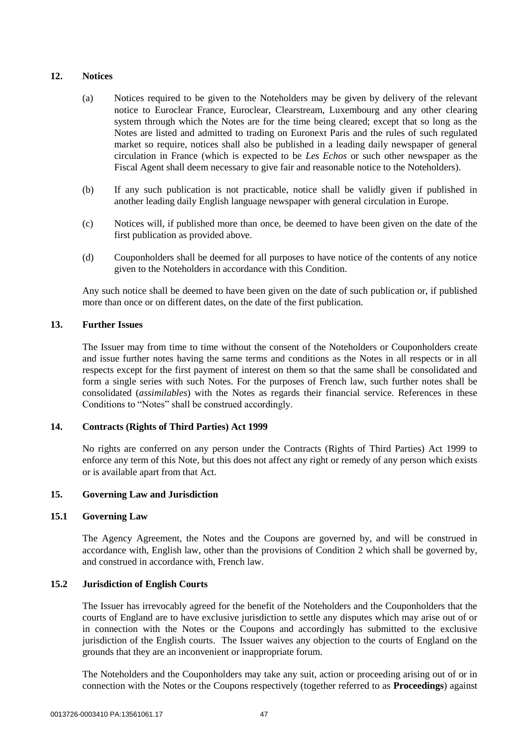## 12. Notices

(a) Notices required to be given to the Noteholders may be given by delivery of the relevant notice to Euroclear France, Euroclear, Clearstream, Luxembourg and any other clearing system through which the Notes are for the time being cleared; except that so long as the Notes are listed and admitted to trading on Euronext Paris and the rules of such regulated market so require, notices shall also be published in a leading daily newspaper of general circulation in France (which is expected to be *Les Echos* or such other newspaper as the Fiscal Agent shall deem necessary to give fair and reasonable notice to the Noteholders).

(b) If any such publication is not practicable, notice shall be validly given if published in another leading daily English language newspaper with general circulation in Europe.

(c) Notices will, if published more than once, be deemed to have been given on the date of the first publication as provided above.

(d) Couponholders shall be deemed for all purposes to have notice of the contents of any notice given to the Noteholders in accordance with this Condition.

Any such notice shall be deemed to have been given on the date of such publication or, if published more than once or on different dates, on the date of the first publication.

## 13. Further Issues

The Issuer may from time to time without the consent of the Noteholders or Couponholders create and issue further notes having the same terms and conditions as the Notes in all respects or in all respects except for the first payment of interest on them so that the same shall be consolidated and form a single series with such Notes. For the purposes of French law, such further notes shall be consolidated (*assimilables*) with the Notes as regards their financial service. References in these Conditions to "Notes" shall be construed accordingly.

## 14. Contracts (Rights of Third Parties) Act 1999

No rights are conferred on any person under the Contracts (Rights of Third Parties) Act 1999 to enforce any term of this Note, but this does not affect any right or remedy of any person which exists or is available apart from that Act.

## 15. Governing Law and Jurisdiction

### 15.1 Governing Law

The Agency Agreement, the Notes and the Coupons are governed by, and will be construed in accordance with, English law, other than the provisions of Condition 2 which shall be governed by, and construed in accordance with, French law.

### 15.2 Jurisdiction of English Courts

The Issuer has irrevocably agreed for the benefit of the Noteholders and the Couponholders that the courts of England are to have exclusive jurisdiction to settle any disputes which may arise out of or in connection with the Notes or the Coupons and accordingly has submitted to the exclusive jurisdiction of the English courts. The Issuer waives any objection to the courts of England on the grounds that they are an inconvenient or inappropriate forum.

The Noteholders and the Couponholders may take any suit, action or proceeding arising out of or in connection with the Notes or the Coupons respectively (together referred to as **Proceedings**) against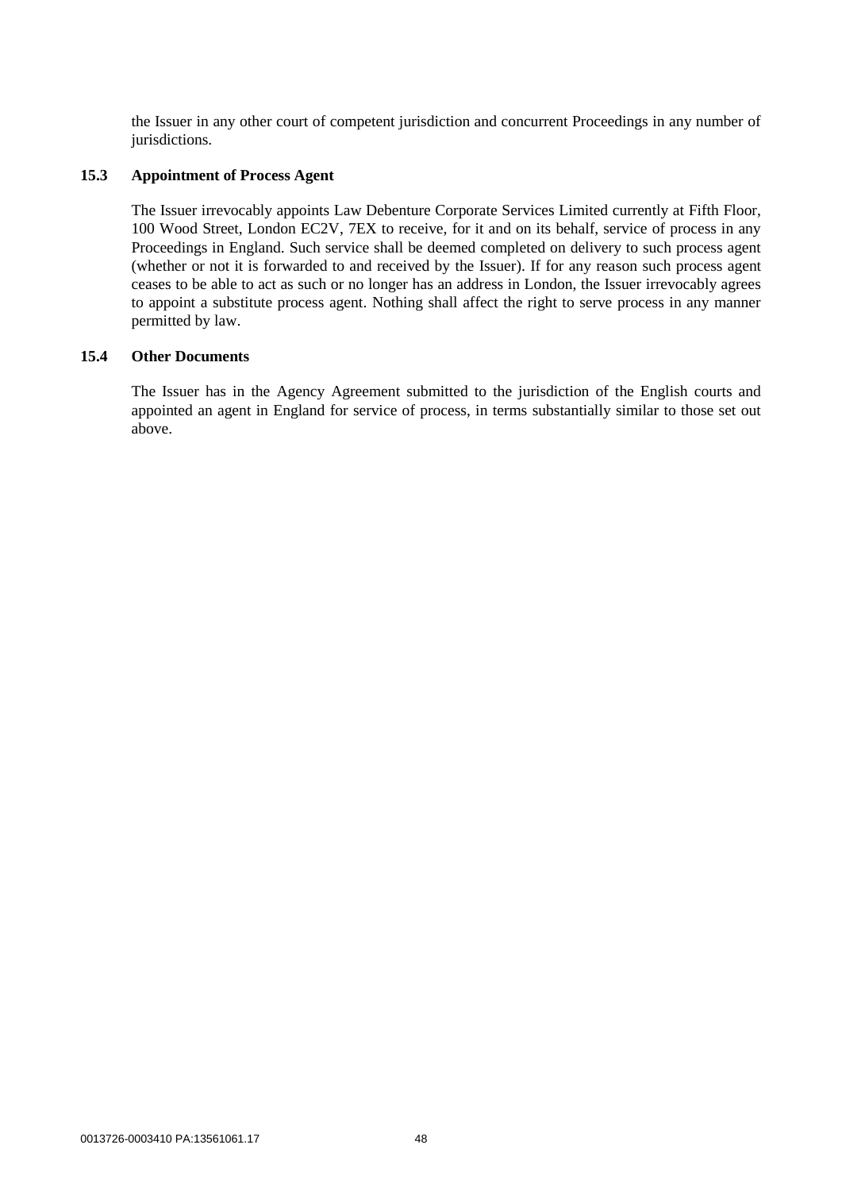the Issuer in any other court of competent jurisdiction and concurrent Proceedings in any number of jurisdictions.

### 15.3 Appointment of Process Agent

The Issuer irrevocably appoints Law Debenture Corporate Services Limited currently at Fifth Floor, 100 Wood Street, London EC2V, 7EX to receive, for it and on its behalf, service of process in any Proceedings in England. Such service shall be deemed completed on delivery to such process agent (whether or not it is forwarded to and received by the Issuer). If for any reason such process agent ceases to be able to act as such or no longer has an address in London, the Issuer irrevocably agrees to appoint a substitute process agent. Nothing shall affect the right to serve process in any manner permitted by law.

### 15.4 Other Documents

The Issuer has in the Agency Agreement submitted to the jurisdiction of the English courts and appointed an agent in England for service of process, in terms substantially similar to those set out above.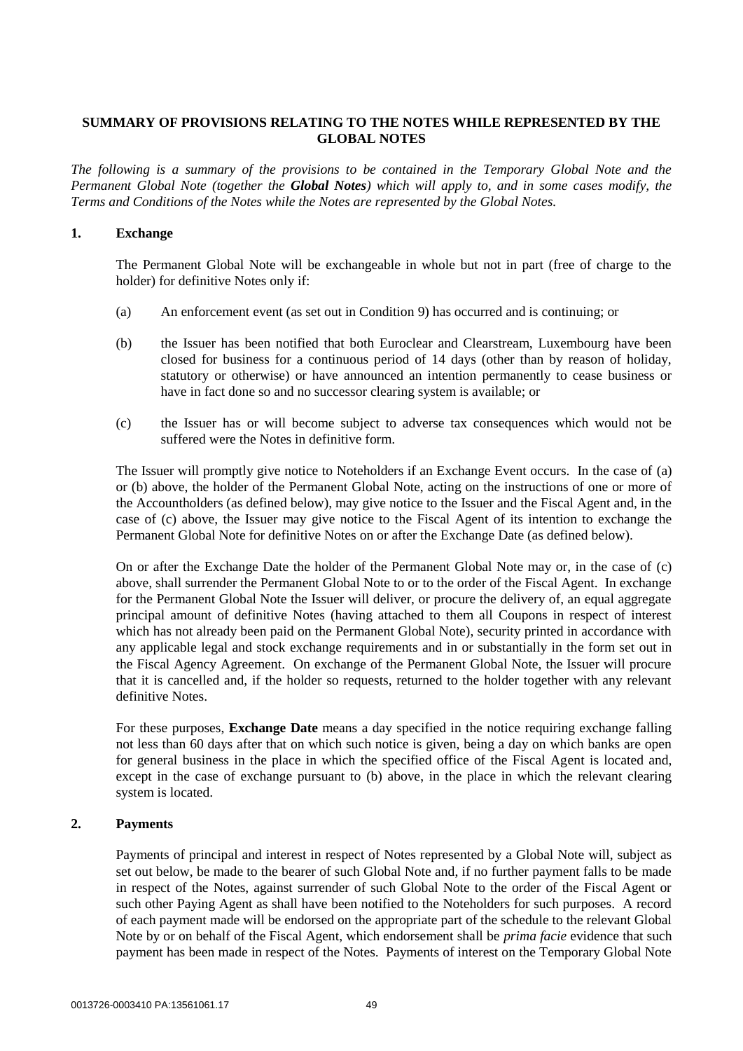## SUMMARY OF PROVISIONS RELATING TO THE NOTES WHILE REPRESENTED BY THE GLOBAL NOTES

*The following is a summary of the provisions to be contained in the Temporary Global Note and the Permanent Global Note (together the **Global Notes**) which will apply to, and in some cases modify, the Terms and Conditions of the Notes while the Notes are represented by the Global Notes.*

### 1. Exchange

The Permanent Global Note will be exchangeable in whole but not in part (free of charge to the holder) for definitive Notes only if:

(a) An enforcement event (as set out in Condition 9) has occurred and is continuing; or

(b) the Issuer has been notified that both Euroclear and Clearstream, Luxembourg have been closed for business for a continuous period of 14 days (other than by reason of holiday, statutory or otherwise) or have announced an intention permanently to cease business or have in fact done so and no successor clearing system is available; or

(c) the Issuer has or will become subject to adverse tax consequences which would not be suffered were the Notes in definitive form.

The Issuer will promptly give notice to Noteholders if an Exchange Event occurs. In the case of (a) or (b) above, the holder of the Permanent Global Note, acting on the instructions of one or more of the Accountholders (as defined below), may give notice to the Issuer and the Fiscal Agent and, in the case of (c) above, the Issuer may give notice to the Fiscal Agent of its intention to exchange the Permanent Global Note for definitive Notes on or after the Exchange Date (as defined below).

On or after the Exchange Date the holder of the Permanent Global Note may or, in the case of (c) above, shall surrender the Permanent Global Note to or to the order of the Fiscal Agent. In exchange for the Permanent Global Note the Issuer will deliver, or procure the delivery of, an equal aggregate principal amount of definitive Notes (having attached to them all Coupons in respect of interest which has not already been paid on the Permanent Global Note), security printed in accordance with any applicable legal and stock exchange requirements and in or substantially in the form set out in the Fiscal Agency Agreement. On exchange of the Permanent Global Note, the Issuer will procure that it is cancelled and, if the holder so requests, returned to the holder together with any relevant definitive Notes.

For these purposes, **Exchange Date** means a day specified in the notice requiring exchange falling not less than 60 days after that on which such notice is given, being a day on which banks are open for general business in the place in which the specified office of the Fiscal Agent is located and, except in the case of exchange pursuant to (b) above, in the place in which the relevant clearing system is located.

### 2. Payments

Payments of principal and interest in respect of Notes represented by a Global Note will, subject as set out below, be made to the bearer of such Global Note and, if no further payment falls to be made in respect of the Notes, against surrender of such Global Note to the order of the Fiscal Agent or such other Paying Agent as shall have been notified to the Noteholders for such purposes. A record of each payment made will be endorsed on the appropriate part of the schedule to the relevant Global Note by or on behalf of the Fiscal Agent, which endorsement shall be *prima facie* evidence that such payment has been made in respect of the Notes. Payments of interest on the Temporary Global Note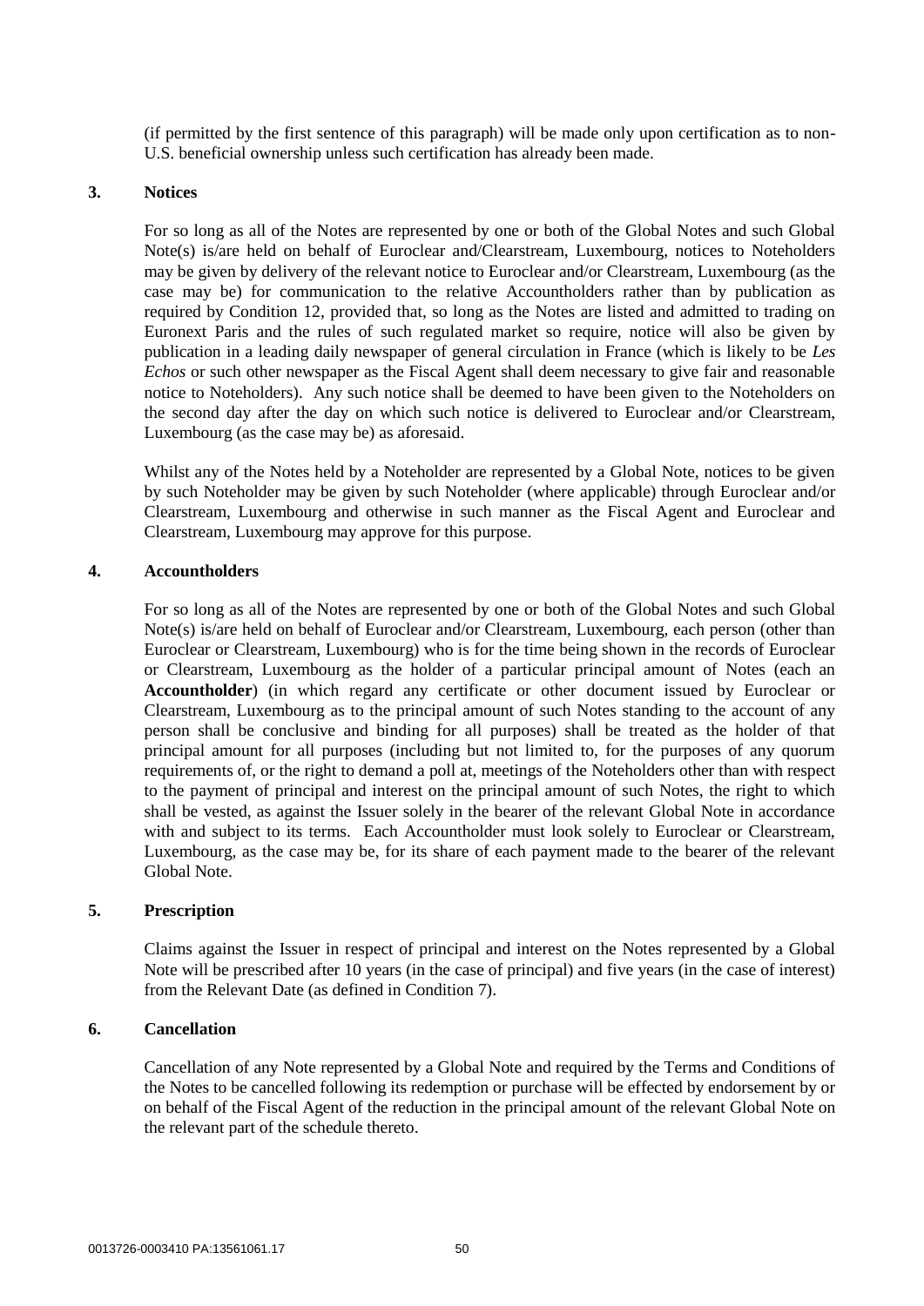(if permitted by the first sentence of this paragraph) will be made only upon certification as to non-U.S. beneficial ownership unless such certification has already been made.

## 3. Notices

For so long as all of the Notes are represented by one or both of the Global Notes and such Global Note(s) is/are held on behalf of Euroclear and/Clearstream, Luxembourg, notices to Noteholders may be given by delivery of the relevant notice to Euroclear and/or Clearstream, Luxembourg (as the case may be) for communication to the relative Accountholders rather than by publication as required by Condition 12, provided that, so long as the Notes are listed and admitted to trading on Euronext Paris and the rules of such regulated market so require, notice will also be given by publication in a leading daily newspaper of general circulation in France (which is likely to be *Les Echos* or such other newspaper as the Fiscal Agent shall deem necessary to give fair and reasonable notice to Noteholders). Any such notice shall be deemed to have been given to the Noteholders on the second day after the day on which such notice is delivered to Euroclear and/or Clearstream, Luxembourg (as the case may be) as aforesaid.

Whilst any of the Notes held by a Noteholder are represented by a Global Note, notices to be given by such Noteholder may be given by such Noteholder (where applicable) through Euroclear and/or Clearstream, Luxembourg and otherwise in such manner as the Fiscal Agent and Euroclear and Clearstream, Luxembourg may approve for this purpose.

## 4. Accountholders

For so long as all of the Notes are represented by one or both of the Global Notes and such Global Note(s) is/are held on behalf of Euroclear and/or Clearstream, Luxembourg, each person (other than Euroclear or Clearstream, Luxembourg) who is for the time being shown in the records of Euroclear or Clearstream, Luxembourg as the holder of a particular principal amount of Notes (each an **Accountholder**) (in which regard any certificate or other document issued by Euroclear or Clearstream, Luxembourg as to the principal amount of such Notes standing to the account of any person shall be conclusive and binding for all purposes) shall be treated as the holder of that principal amount for all purposes (including but not limited to, for the purposes of any quorum requirements of, or the right to demand a poll at, meetings of the Noteholders other than with respect to the payment of principal and interest on the principal amount of such Notes, the right to which shall be vested, as against the Issuer solely in the bearer of the relevant Global Note in accordance with and subject to its terms. Each Accountholder must look solely to Euroclear or Clearstream, Luxembourg, as the case may be, for its share of each payment made to the bearer of the relevant Global Note.

## 5. Prescription

Claims against the Issuer in respect of principal and interest on the Notes represented by a Global Note will be prescribed after 10 years (in the case of principal) and five years (in the case of interest) from the Relevant Date (as defined in Condition 7).

## 6. Cancellation

Cancellation of any Note represented by a Global Note and required by the Terms and Conditions of the Notes to be cancelled following its redemption or purchase will be effected by endorsement by or on behalf of the Fiscal Agent of the reduction in the principal amount of the relevant Global Note on the relevant part of the schedule thereto.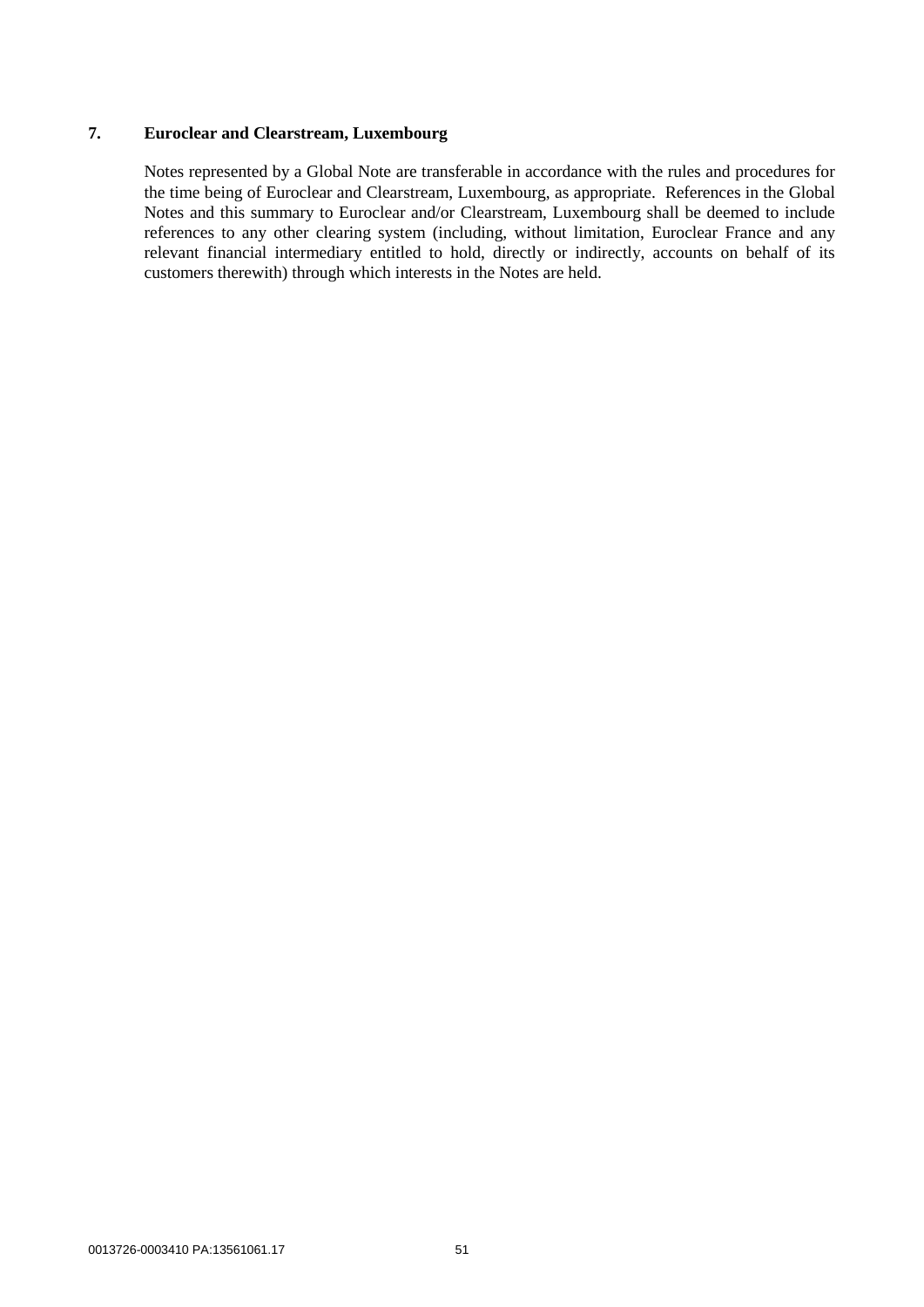## 7. Euroclear and Clearstream, Luxembourg

Notes represented by a Global Note are transferable in accordance with the rules and procedures for the time being of Euroclear and Clearstream, Luxembourg, as appropriate. References in the Global Notes and this summary to Euroclear and/or Clearstream, Luxembourg shall be deemed to include references to any other clearing system (including, without limitation, Euroclear France and any relevant financial intermediary entitled to hold, directly or indirectly, accounts on behalf of its customers therewith) through which interests in the Notes are held.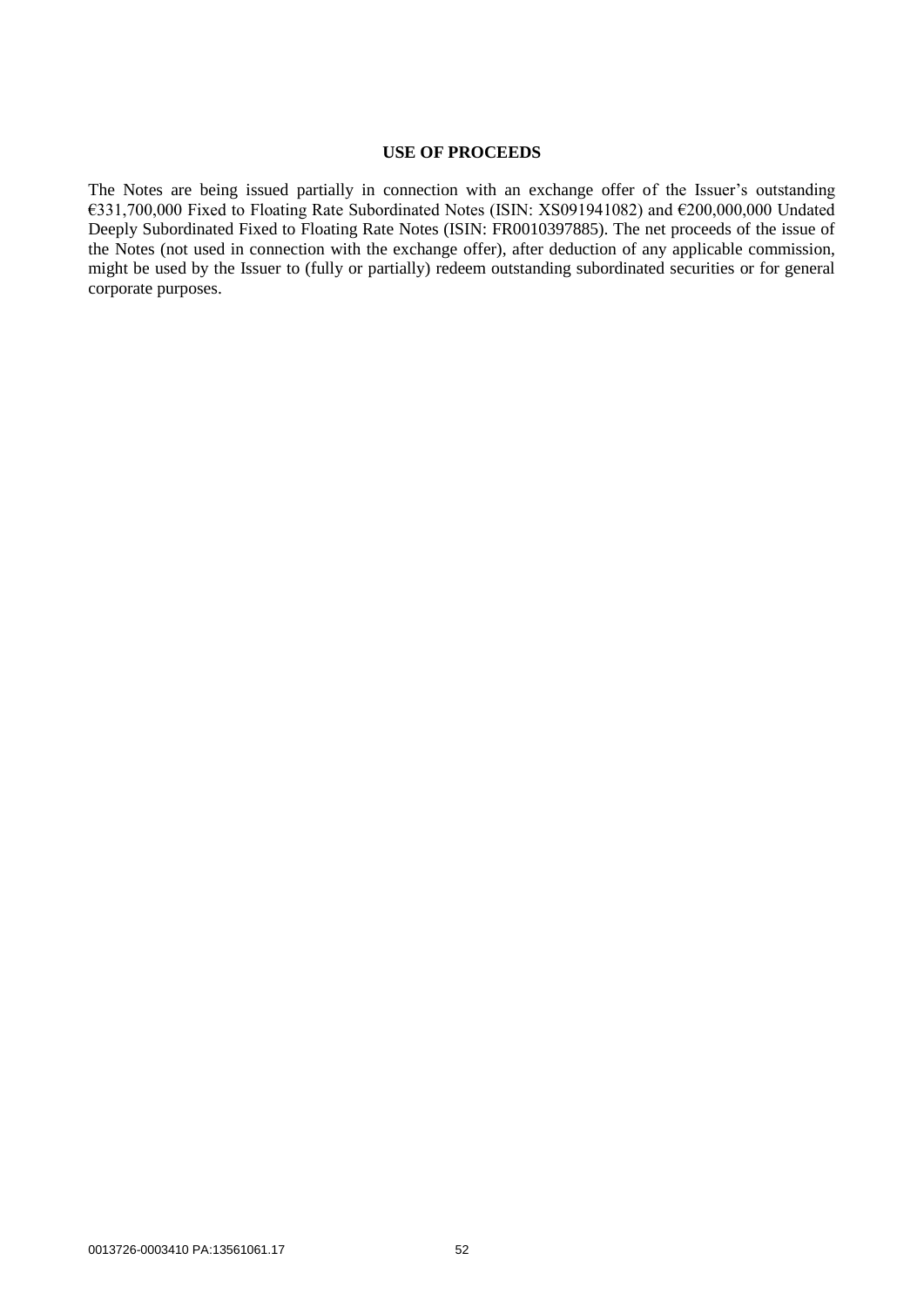## USE OF PROCEEDS

The Notes are being issued partially in connection with an exchange offer of the Issuer's outstanding €331,700,000 Fixed to Floating Rate Subordinated Notes (ISIN: XS091941082) and €200,000,000 Undated Deeply Subordinated Fixed to Floating Rate Notes (ISIN: FR0010397885). The net proceeds of the issue of the Notes (not used in connection with the exchange offer), after deduction of any applicable commission, might be used by the Issuer to (fully or partially) redeem outstanding subordinated securities or for general corporate purposes.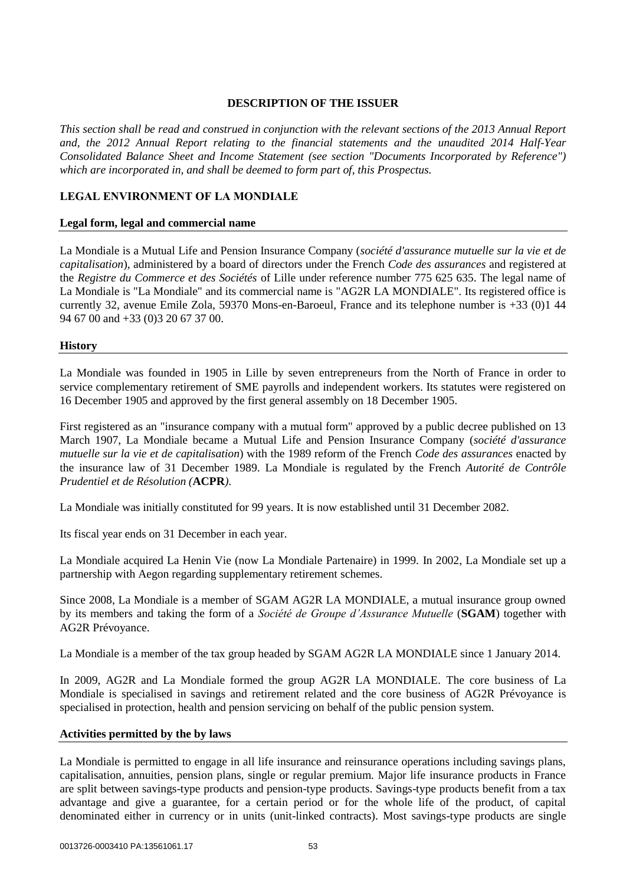## DESCRIPTION OF THE ISSUER

*This section shall be read and construed in conjunction with the relevant sections of the 2013 Annual Report and, the 2012 Annual Report relating to the financial statements and the unaudited 2014 Half-Year Consolidated Balance Sheet and Income Statement (see section "Documents Incorporated by Reference") which are incorporated in, and shall be deemed to form part of, this Prospectus.*

### LEGAL ENVIRONMENT OF LA MONDIALE

#### Legal form, legal and commercial name

La Mondiale is a Mutual Life and Pension Insurance Company (*société d'assurance mutuelle sur la vie et de capitalisation*), administered by a board of directors under the French *Code des assurances* and registered at the *Registre du Commerce et des Sociétés* of Lille under reference number 775 625 635. The legal name of La Mondiale is "La Mondiale" and its commercial name is "AG2R LA MONDIALE". Its registered office is currently 32, avenue Emile Zola, 59370 Mons-en-Baroeul, France and its telephone number is +33 (0)1 44 94 67 00 and +33 (0)3 20 67 37 00.

#### History

La Mondiale was founded in 1905 in Lille by seven entrepreneurs from the North of France in order to service complementary retirement of SME payrolls and independent workers. Its statutes were registered on 16 December 1905 and approved by the first general assembly on 18 December 1905.

First registered as an "insurance company with a mutual form" approved by a public decree published on 13 March 1907, La Mondiale became a Mutual Life and Pension Insurance Company (*société d'assurance mutuelle sur la vie et de capitalisation*) with the 1989 reform of the French *Code des assurances* enacted by the insurance law of 31 December 1989. La Mondiale is regulated by the French *Autorité de Contrôle Prudentiel et de Résolution (***ACPR***).*

La Mondiale was initially constituted for 99 years. It is now established until 31 December 2082.

Its fiscal year ends on 31 December in each year.

La Mondiale acquired La Henin Vie (now La Mondiale Partenaire) in 1999. In 2002, La Mondiale set up a partnership with Aegon regarding supplementary retirement schemes.

Since 2008, La Mondiale is a member of SGAM AG2R LA MONDIALE, a mutual insurance group owned by its members and taking the form of a *Société de Groupe d'Assurance Mutuelle* (**SGAM**) together with AG2R Prévoyance.

La Mondiale is a member of the tax group headed by SGAM AG2R LA MONDIALE since 1 January 2014.

In 2009, AG2R and La Mondiale formed the group AG2R LA MONDIALE. The core business of La Mondiale is specialised in savings and retirement related and the core business of AG2R Prévoyance is specialised in protection, health and pension servicing on behalf of the public pension system.

#### Activities permitted by the by laws

La Mondiale is permitted to engage in all life insurance and reinsurance operations including savings plans, capitalisation, annuities, pension plans, single or regular premium. Major life insurance products in France are split between savings-type products and pension-type products. Savings-type products benefit from a tax advantage and give a guarantee, for a certain period or for the whole life of the product, of capital denominated either in currency or in units (unit-linked contracts). Most savings-type products are single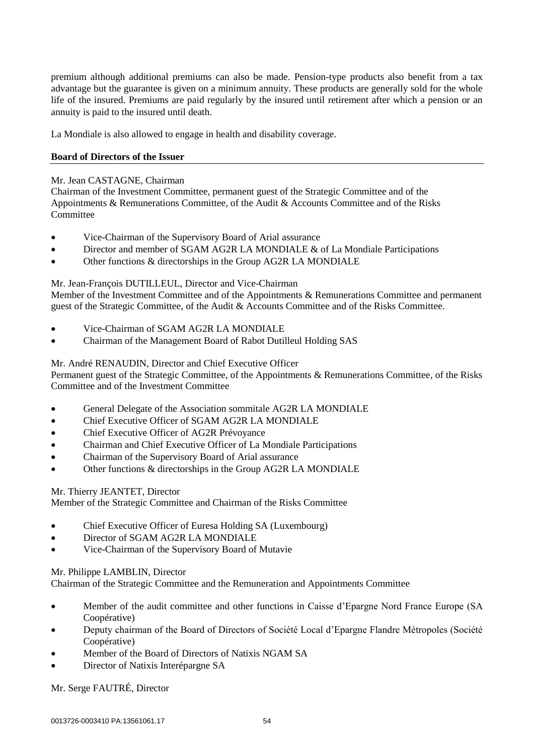premium although additional premiums can also be made. Pension-type products also benefit from a tax advantage but the guarantee is given on a minimum annuity. These products are generally sold for the whole life of the insured. Premiums are paid regularly by the insured until retirement after which a pension or an annuity is paid to the insured until death.

La Mondiale is also allowed to engage in health and disability coverage.

**Board of Directors of the Issuer**

Mr. Jean CASTAGNE, Chairman
Chairman of the Investment Committee, permanent guest of the Strategic Committee and of the Appointments & Remunerations Committee, of the Audit & Accounts Committee and of the Risks Committee

- Vice-Chairman of the Supervisory Board of Arial assurance
- Director and member of SGAM AG2R LA MONDIALE & of La Mondiale Participations
- Other functions & directorships in the Group AG2R LA MONDIALE

Mr. Jean-François DUTILLEUL, Director and Vice-Chairman
Member of the Investment Committee and of the Appointments & Remunerations Committee and permanent guest of the Strategic Committee, of the Audit & Accounts Committee and of the Risks Committee.

- Vice-Chairman of SGAM AG2R LA MONDIALE
- Chairman of the Management Board of Rabot Dutilleul Holding SAS

Mr. André RENAUDIN, Director and Chief Executive Officer
Permanent guest of the Strategic Committee, of the Appointments & Remunerations Committee, of the Risks Committee and of the Investment Committee

- General Delegate of the Association sommitale AG2R LA MONDIALE
- Chief Executive Officer of SGAM AG2R LA MONDIALE
- Chief Executive Officer of AG2R Prévoyance
- Chairman and Chief Executive Officer of La Mondiale Participations
- Chairman of the Supervisory Board of Arial assurance
- Other functions & directorships in the Group AG2R LA MONDIALE

Mr. Thierry JEANTET, Director
Member of the Strategic Committee and Chairman of the Risks Committee

- Chief Executive Officer of Euresa Holding SA (Luxembourg)
- Director of SGAM AG2R LA MONDIALE
- Vice-Chairman of the Supervisory Board of Mutavie

Mr. Philippe LAMBLIN, Director
Chairman of the Strategic Committee and the Remuneration and Appointments Committee

- Member of the audit committee and other functions in Caisse d'Epargne Nord France Europe (SA Coopérative)
- Deputy chairman of the Board of Directors of Société Local d'Epargne Flandre Métropoles (Société Coopérative)
- Member of the Board of Directors of Natixis NGAM SA
- Director of Natixis Interépargne SA

Mr. Serge FAUTRÉ, Director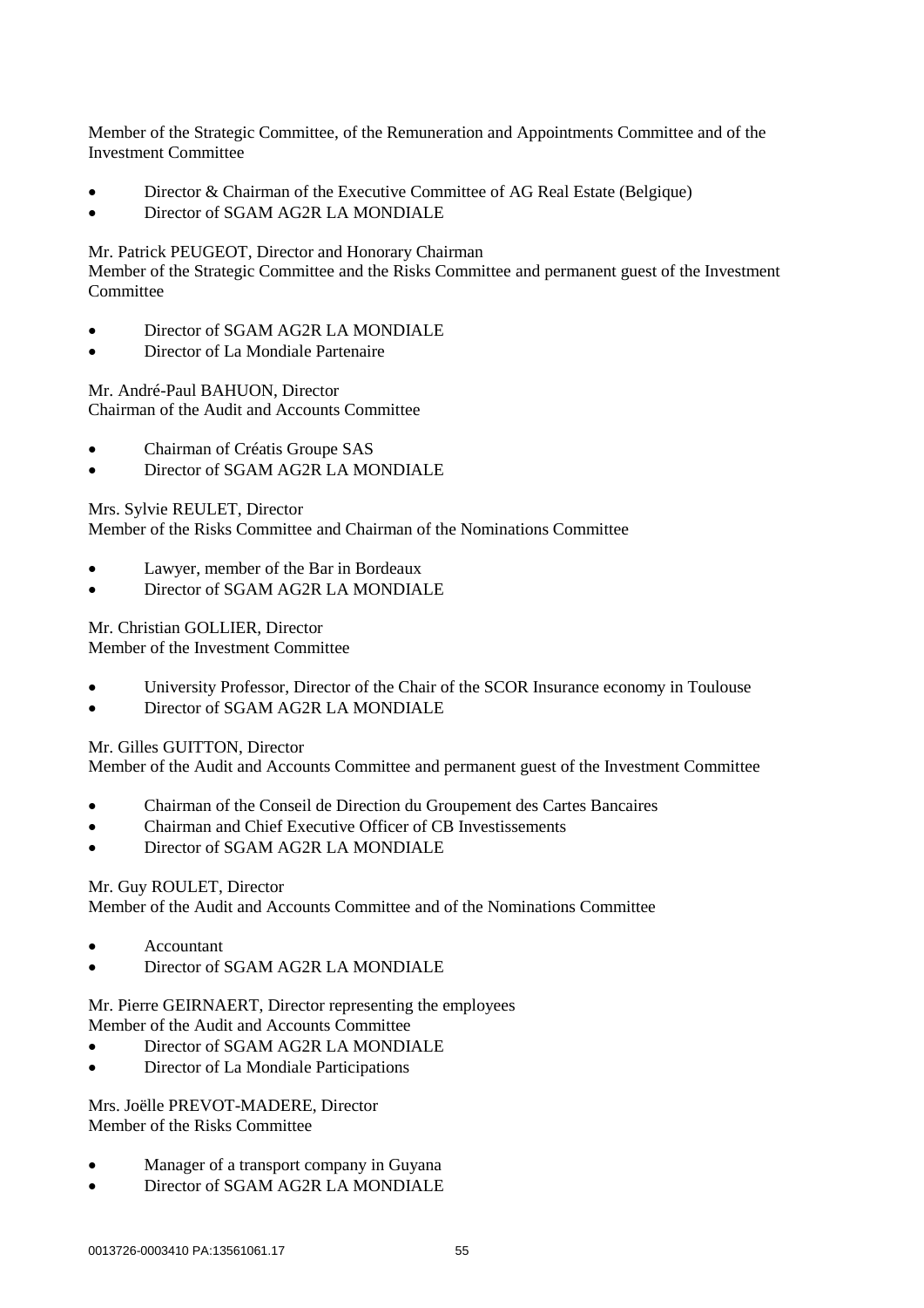Member of the Strategic Committee, of the Remuneration and Appointments Committee and of the Investment Committee

- Director & Chairman of the Executive Committee of AG Real Estate (Belgique)
- Director of SGAM AG2R LA MONDIALE

Mr. Patrick PEUGEOT, Director and Honorary Chairman
Member of the Strategic Committee and the Risks Committee and permanent guest of the Investment Committee

- Director of SGAM AG2R LA MONDIALE
- Director of La Mondiale Partenaire

Mr. André-Paul BAHUON, Director
Chairman of the Audit and Accounts Committee

- Chairman of Créatis Groupe SAS
- Director of SGAM AG2R LA MONDIALE

Mrs. Sylvie REULET, Director
Member of the Risks Committee and Chairman of the Nominations Committee

- Lawyer, member of the Bar in Bordeaux
- Director of SGAM AG2R LA MONDIALE

Mr. Christian GOLLIER, Director
Member of the Investment Committee

- University Professor, Director of the Chair of the SCOR Insurance economy in Toulouse
- Director of SGAM AG2R LA MONDIALE

Mr. Gilles GUITTON, Director
Member of the Audit and Accounts Committee and permanent guest of the Investment Committee

- Chairman of the Conseil de Direction du Groupement des Cartes Bancaires
- Chairman and Chief Executive Officer of CB Investissements
- Director of SGAM AG2R LA MONDIALE

Mr. Guy ROULET, Director
Member of the Audit and Accounts Committee and of the Nominations Committee

- Accountant
- Director of SGAM AG2R LA MONDIALE

Mr. Pierre GEIRNAERT, Director representing the employees
Member of the Audit and Accounts Committee

- Director of SGAM AG2R LA MONDIALE
- Director of La Mondiale Participations

Mrs. Joëlle PREVOT-MADERE, Director
Member of the Risks Committee

- Manager of a transport company in Guyana
- Director of SGAM AG2R LA MONDIALE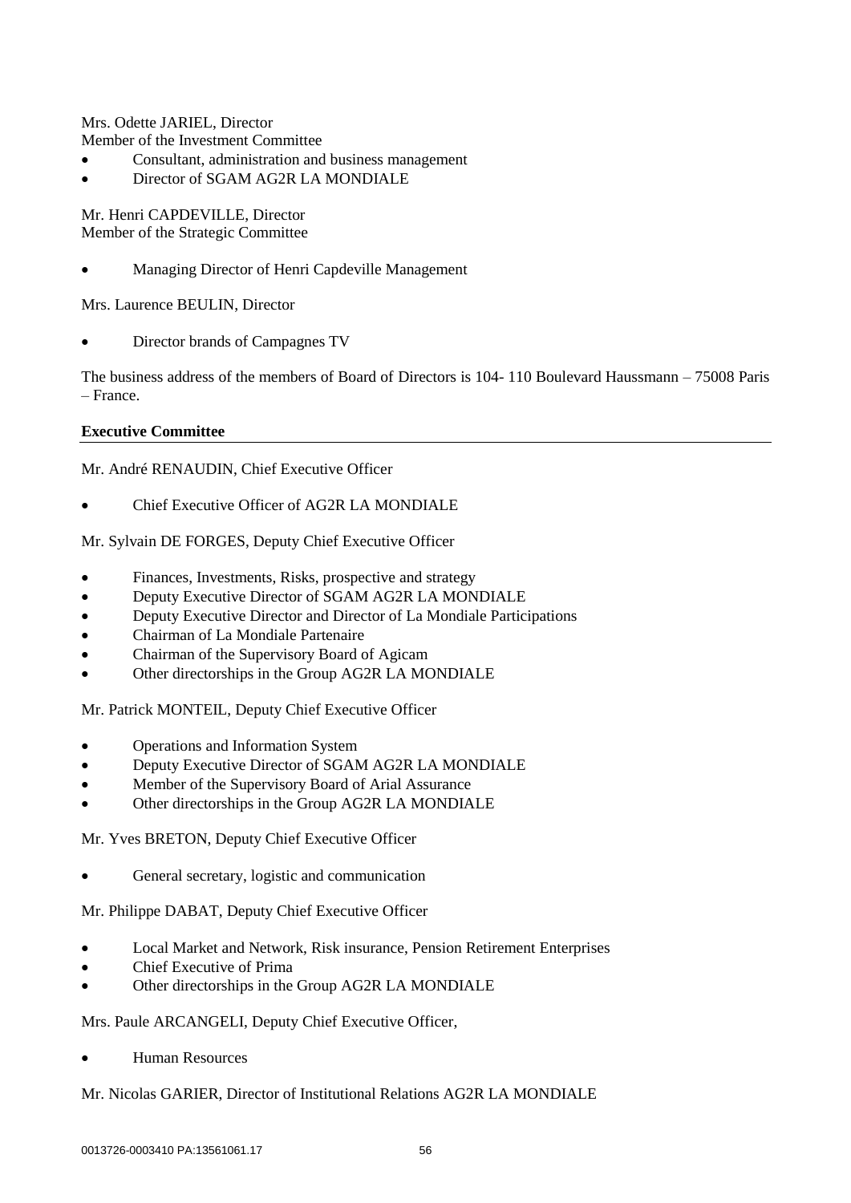Mrs. Odette JARIEL, Director
Member of the Investment Committee

- Consultant, administration and business management
- Director of SGAM AG2R LA MONDIALE

Mr. Henri CAPDEVILLE, Director
Member of the Strategic Committee

- Managing Director of Henri Capdeville Management

Mrs. Laurence BEULIN, Director

- Director brands of Campagnes TV

The business address of the members of Board of Directors is 104- 110 Boulevard Haussmann – 75008 Paris – France.

**Executive Committee**

Mr. André RENAUDIN, Chief Executive Officer

- Chief Executive Officer of AG2R LA MONDIALE

Mr. Sylvain DE FORGES, Deputy Chief Executive Officer

- Finances, Investments, Risks, prospective and strategy
- Deputy Executive Director of SGAM AG2R LA MONDIALE
- Deputy Executive Director and Director of La Mondiale Participations
- Chairman of La Mondiale Partenaire
- Chairman of the Supervisory Board of Agicam
- Other directorships in the Group AG2R LA MONDIALE

Mr. Patrick MONTEIL, Deputy Chief Executive Officer

- Operations and Information System
- Deputy Executive Director of SGAM AG2R LA MONDIALE
- Member of the Supervisory Board of Arial Assurance
- Other directorships in the Group AG2R LA MONDIALE

Mr. Yves BRETON, Deputy Chief Executive Officer

- General secretary, logistic and communication

Mr. Philippe DABAT, Deputy Chief Executive Officer

- Local Market and Network, Risk insurance, Pension Retirement Enterprises
- Chief Executive of Prima
- Other directorships in the Group AG2R LA MONDIALE

Mrs. Paule ARCANGELI, Deputy Chief Executive Officer,

- Human Resources

Mr. Nicolas GARIER, Director of Institutional Relations AG2R LA MONDIALE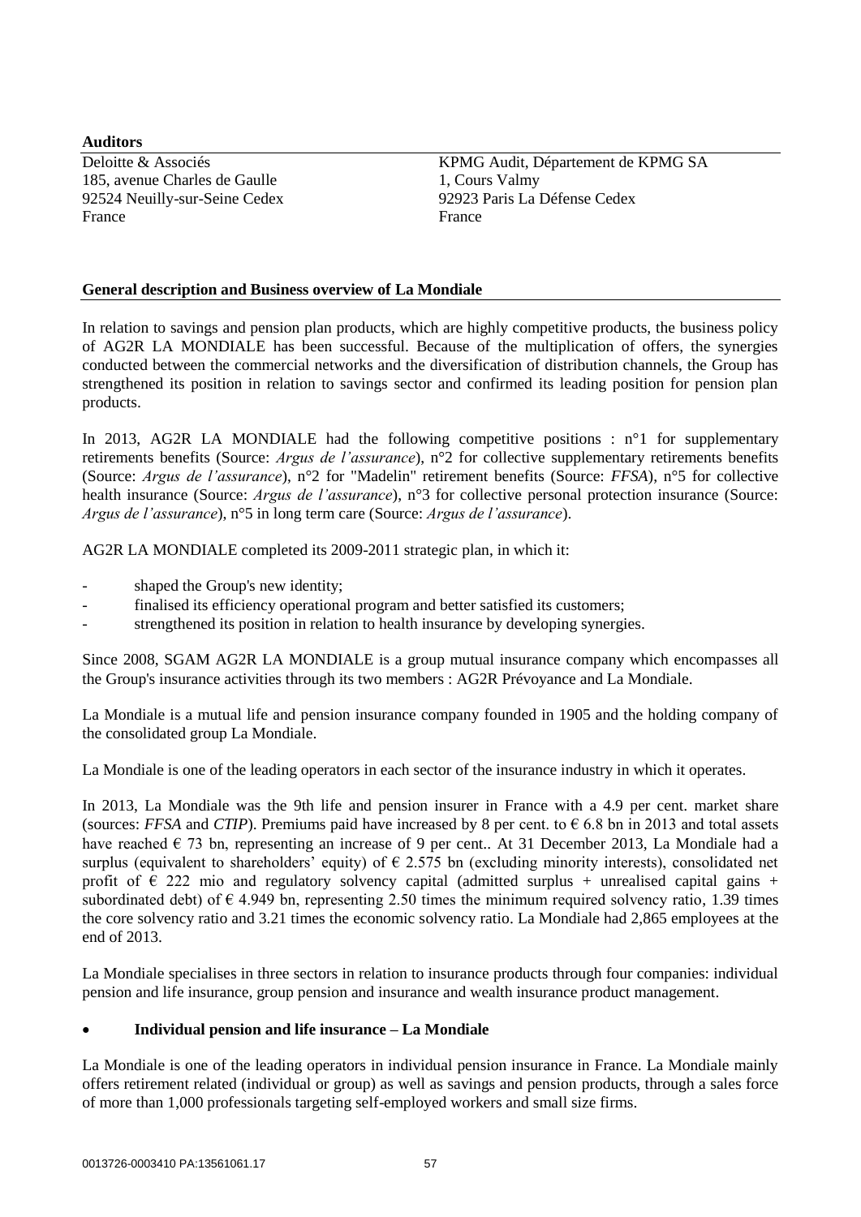**Auditors**

Deloitte & Associés
185, avenue Charles de Gaulle
92524 Neuilly-sur-Seine Cedex
France

KPMG Audit, Département de KPMG SA
1, Cours Valmy
92923 Paris La Défense Cedex
France

**General description and Business overview of La Mondiale**

In relation to savings and pension plan products, which are highly competitive products, the business policy of AG2R LA MONDIALE has been successful. Because of the multiplication of offers, the synergies conducted between the commercial networks and the diversification of distribution channels, the Group has strengthened its position in relation to savings sector and confirmed its leading position for pension plan products.

In 2013, AG2R LA MONDIALE had the following competitive positions : n°1 for supplementary retirements benefits (Source: *Argus de l'assurance*), n°2 for collective supplementary retirements benefits (Source: *Argus de l'assurance*), n°2 for "Madelin" retirement benefits (Source: *FFSA*), n°5 for collective health insurance (Source: *Argus de l'assurance*), n°3 for collective personal protection insurance (Source: *Argus de l'assurance*), n°5 in long term care (Source: *Argus de l'assurance*).

AG2R LA MONDIALE completed its 2009-2011 strategic plan, in which it:

- shaped the Group's new identity;
- finalised its efficiency operational program and better satisfied its customers;
- strengthened its position in relation to health insurance by developing synergies.

Since 2008, SGAM AG2R LA MONDIALE is a group mutual insurance company which encompasses all the Group's insurance activities through its two members : AG2R Prévoyance and La Mondiale.

La Mondiale is a mutual life and pension insurance company founded in 1905 and the holding company of the consolidated group La Mondiale.

La Mondiale is one of the leading operators in each sector of the insurance industry in which it operates.

In 2013, La Mondiale was the 9th life and pension insurer in France with a 4.9 per cent. market share (sources: *FFSA* and *CTIP*). Premiums paid have increased by 8 per cent. to € 6.8 bn in 2013 and total assets have reached € 73 bn, representing an increase of 9 per cent.. At 31 December 2013, La Mondiale had a surplus (equivalent to shareholders' equity) of € 2.575 bn (excluding minority interests), consolidated net profit of € 222 mio and regulatory solvency capital (admitted surplus + unrealised capital gains + subordinated debt) of € 4.949 bn, representing 2.50 times the minimum required solvency ratio, 1.39 times the core solvency ratio and 3.21 times the economic solvency ratio. La Mondiale had 2,865 employees at the end of 2013.

La Mondiale specialises in three sectors in relation to insurance products through four companies: individual pension and life insurance, group pension and insurance and wealth insurance product management.

- **Individual pension and life insurance – La Mondiale**

La Mondiale is one of the leading operators in individual pension insurance in France. La Mondiale mainly offers retirement related (individual or group) as well as savings and pension products, through a sales force of more than 1,000 professionals targeting self-employed workers and small size firms.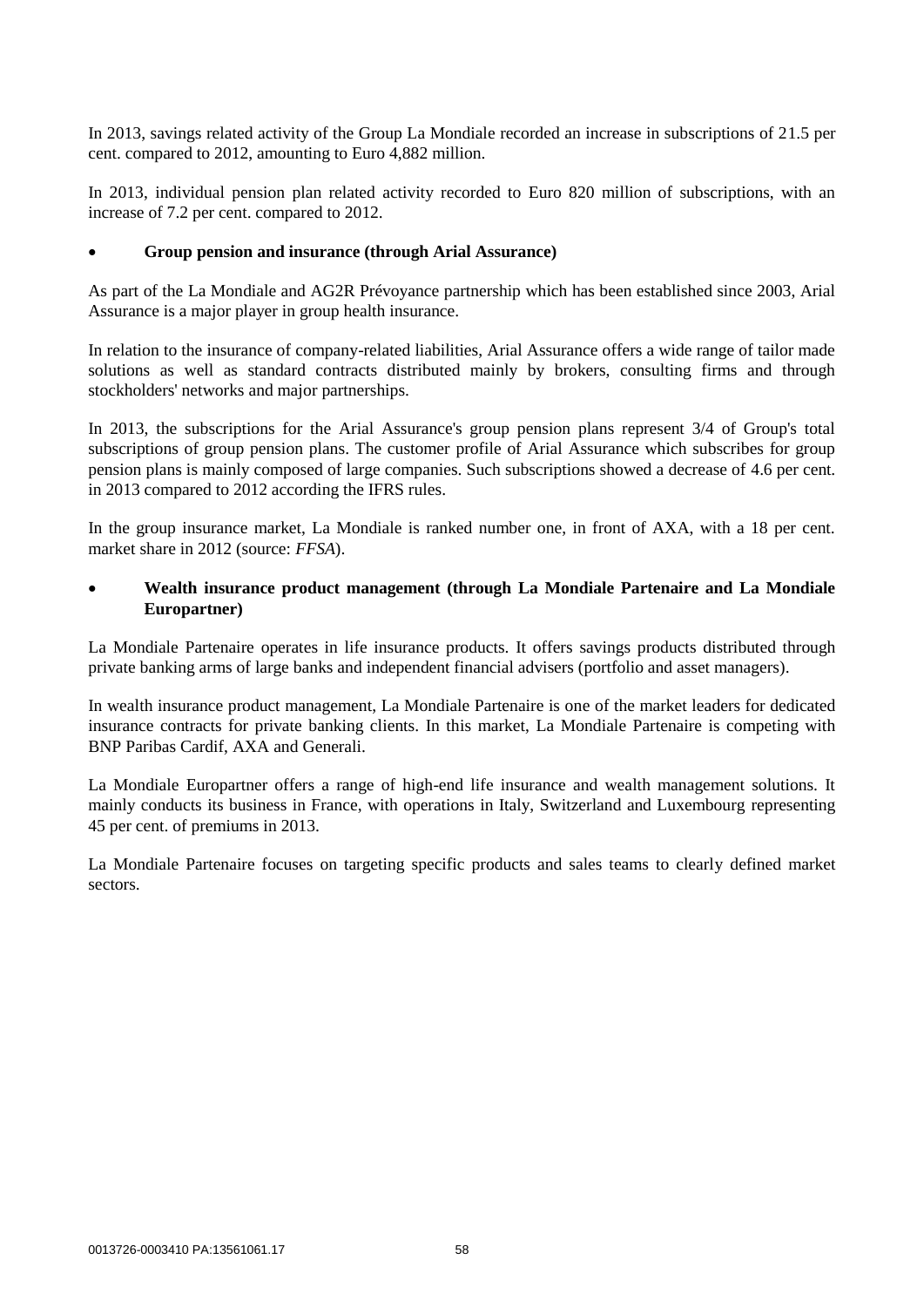In 2013, savings related activity of the Group La Mondiale recorded an increase in subscriptions of 21.5 per cent. compared to 2012, amounting to Euro 4,882 million.

In 2013, individual pension plan related activity recorded to Euro 820 million of subscriptions, with an increase of 7.2 per cent. compared to 2012.

- **Group pension and insurance (through Arial Assurance)**

As part of the La Mondiale and AG2R Prévoyance partnership which has been established since 2003, Arial Assurance is a major player in group health insurance.

In relation to the insurance of company-related liabilities, Arial Assurance offers a wide range of tailor made solutions as well as standard contracts distributed mainly by brokers, consulting firms and through stockholders' networks and major partnerships.

In 2013, the subscriptions for the Arial Assurance's group pension plans represent 3/4 of Group's total subscriptions of group pension plans. The customer profile of Arial Assurance which subscribes for group pension plans is mainly composed of large companies. Such subscriptions showed a decrease of 4.6 per cent. in 2013 compared to 2012 according the IFRS rules.

In the group insurance market, La Mondiale is ranked number one, in front of AXA, with a 18 per cent. market share in 2012 (source: *FFSA*).

- **Wealth insurance product management (through La Mondiale Partenaire and La Mondiale Europartner)**

La Mondiale Partenaire operates in life insurance products. It offers savings products distributed through private banking arms of large banks and independent financial advisers (portfolio and asset managers).

In wealth insurance product management, La Mondiale Partenaire is one of the market leaders for dedicated insurance contracts for private banking clients. In this market, La Mondiale Partenaire is competing with BNP Paribas Cardif, AXA and Generali.

La Mondiale Europartner offers a range of high-end life insurance and wealth management solutions. It mainly conducts its business in France, with operations in Italy, Switzerland and Luxembourg representing 45 per cent. of premiums in 2013.

La Mondiale Partenaire focuses on targeting specific products and sales teams to clearly defined market sectors.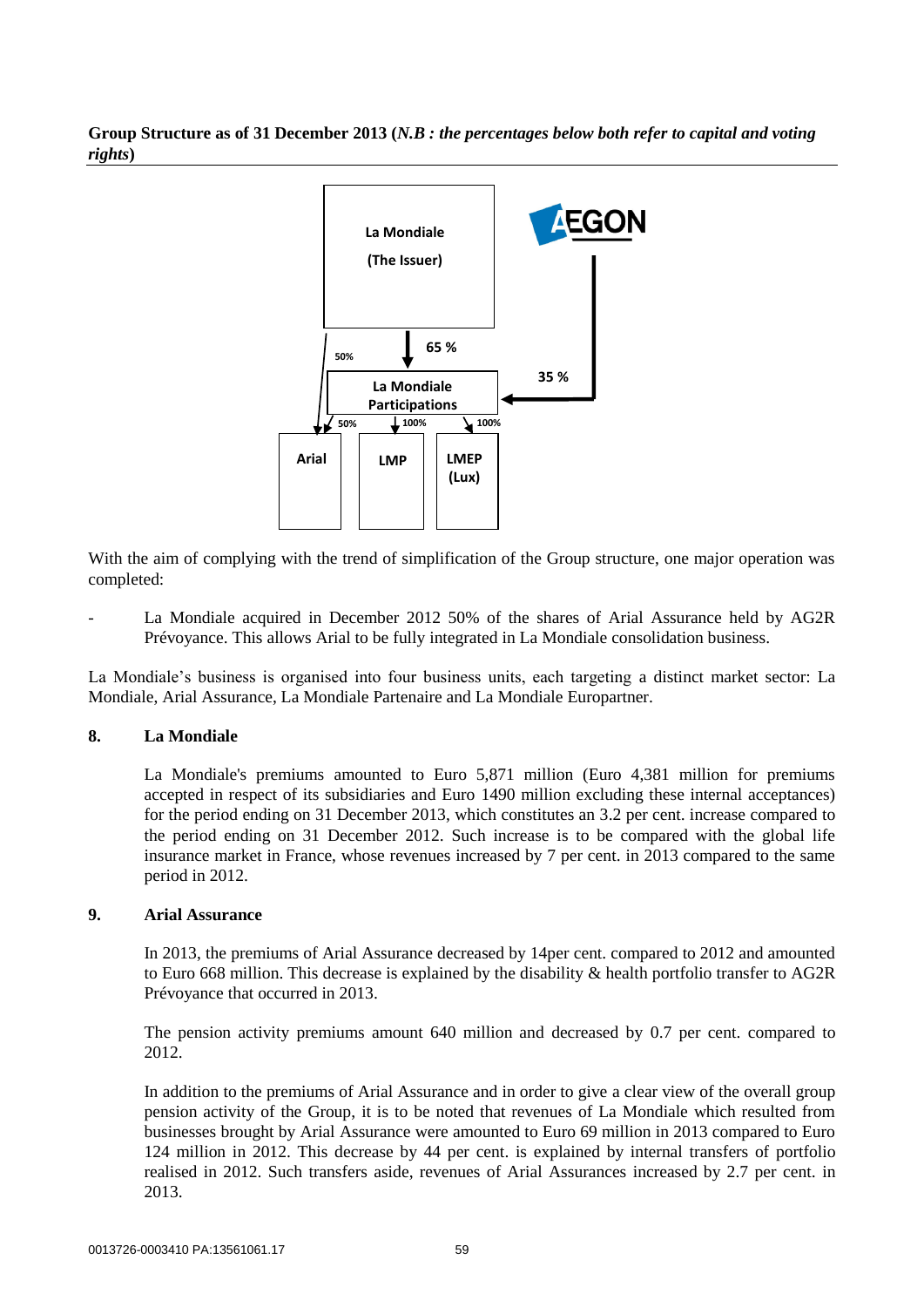**Group Structure as of 31 December 2013 (*N.B : the percentages below both refer to capital and voting rights*)**

La Mondiale (The Issuer)

AEGON

65 %

50%

35 %

La Mondiale Participations

50%

100%

100%

Arial

LMP

LMEP (Lux)

With the aim of complying with the trend of simplification of the Group structure, one major operation was completed:

- La Mondiale acquired in December 2012 50% of the shares of Arial Assurance held by AG2R Prévoyance. This allows Arial to be fully integrated in La Mondiale consolidation business.

La Mondiale's business is organised into four business units, each targeting a distinct market sector: La Mondiale, Arial Assurance, La Mondiale Partenaire and La Mondiale Europartner.

## 8. La Mondiale

La Mondiale's premiums amounted to Euro 5,871 million (Euro 4,381 million for premiums accepted in respect of its subsidiaries and Euro 1490 million excluding these internal acceptances) for the period ending on 31 December 2013, which constitutes an 3.2 per cent. increase compared to the period ending on 31 December 2012. Such increase is to be compared with the global life insurance market in France, whose revenues increased by 7 per cent. in 2013 compared to the same period in 2012.

## 9. Arial Assurance

In 2013, the premiums of Arial Assurance decreased by 14per cent. compared to 2012 and amounted to Euro 668 million. This decrease is explained by the disability & health portfolio transfer to AG2R Prévoyance that occurred in 2013.

The pension activity premiums amount 640 million and decreased by 0.7 per cent. compared to 2012.

In addition to the premiums of Arial Assurance and in order to give a clear view of the overall group pension activity of the Group, it is to be noted that revenues of La Mondiale which resulted from businesses brought by Arial Assurance were amounted to Euro 69 million in 2013 compared to Euro 124 million in 2012. This decrease by 44 per cent. is explained by internal transfers of portfolio realised in 2012. Such transfers aside, revenues of Arial Assurances increased by 2.7 per cent. in 2013.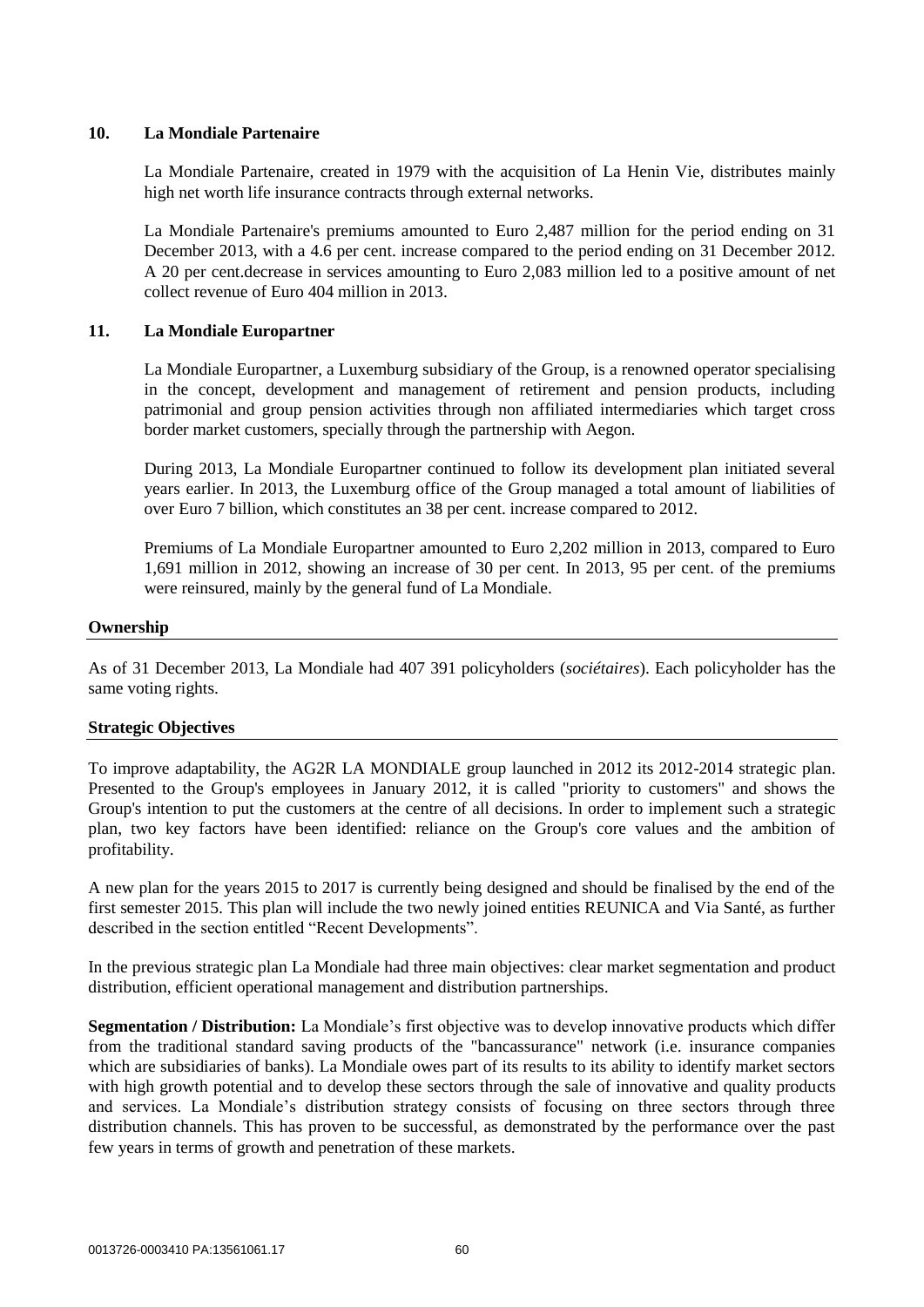## 10. La Mondiale Partenaire

La Mondiale Partenaire, created in 1979 with the acquisition of La Henin Vie, distributes mainly high net worth life insurance contracts through external networks.

La Mondiale Partenaire's premiums amounted to Euro 2,487 million for the period ending on 31 December 2013, with a 4.6 per cent. increase compared to the period ending on 31 December 2012. A 20 per cent.decrease in services amounting to Euro 2,083 million led to a positive amount of net collect revenue of Euro 404 million in 2013.

## 11. La Mondiale Europartner

La Mondiale Europartner, a Luxemburg subsidiary of the Group, is a renowned operator specialising in the concept, development and management of retirement and pension products, including patrimonial and group pension activities through non affiliated intermediaries which target cross border market customers, specially through the partnership with Aegon.

During 2013, La Mondiale Europartner continued to follow its development plan initiated several years earlier. In 2013, the Luxemburg office of the Group managed a total amount of liabilities of over Euro 7 billion, which constitutes an 38 per cent. increase compared to 2012.

Premiums of La Mondiale Europartner amounted to Euro 2,202 million in 2013, compared to Euro 1,691 million in 2012, showing an increase of 30 per cent. In 2013, 95 per cent. of the premiums were reinsured, mainly by the general fund of La Mondiale.

## Ownership

As of 31 December 2013, La Mondiale had 407 391 policyholders (*sociétaires*). Each policyholder has the same voting rights.

## Strategic Objectives

To improve adaptability, the AG2R LA MONDIALE group launched in 2012 its 2012-2014 strategic plan. Presented to the Group's employees in January 2012, it is called "priority to customers" and shows the Group's intention to put the customers at the centre of all decisions. In order to implement such a strategic plan, two key factors have been identified: reliance on the Group's core values and the ambition of profitability.

A new plan for the years 2015 to 2017 is currently being designed and should be finalised by the end of the first semester 2015. This plan will include the two newly joined entities REUNICA and Via Santé, as further described in the section entitled "Recent Developments".

In the previous strategic plan La Mondiale had three main objectives: clear market segmentation and product distribution, efficient operational management and distribution partnerships.

**Segmentation / Distribution:** La Mondiale's first objective was to develop innovative products which differ from the traditional standard saving products of the "bancassurance" network (i.e. insurance companies which are subsidiaries of banks). La Mondiale owes part of its results to its ability to identify market sectors with high growth potential and to develop these sectors through the sale of innovative and quality products and services. La Mondiale's distribution strategy consists of focusing on three sectors through three distribution channels. This has proven to be successful, as demonstrated by the performance over the past few years in terms of growth and penetration of these markets.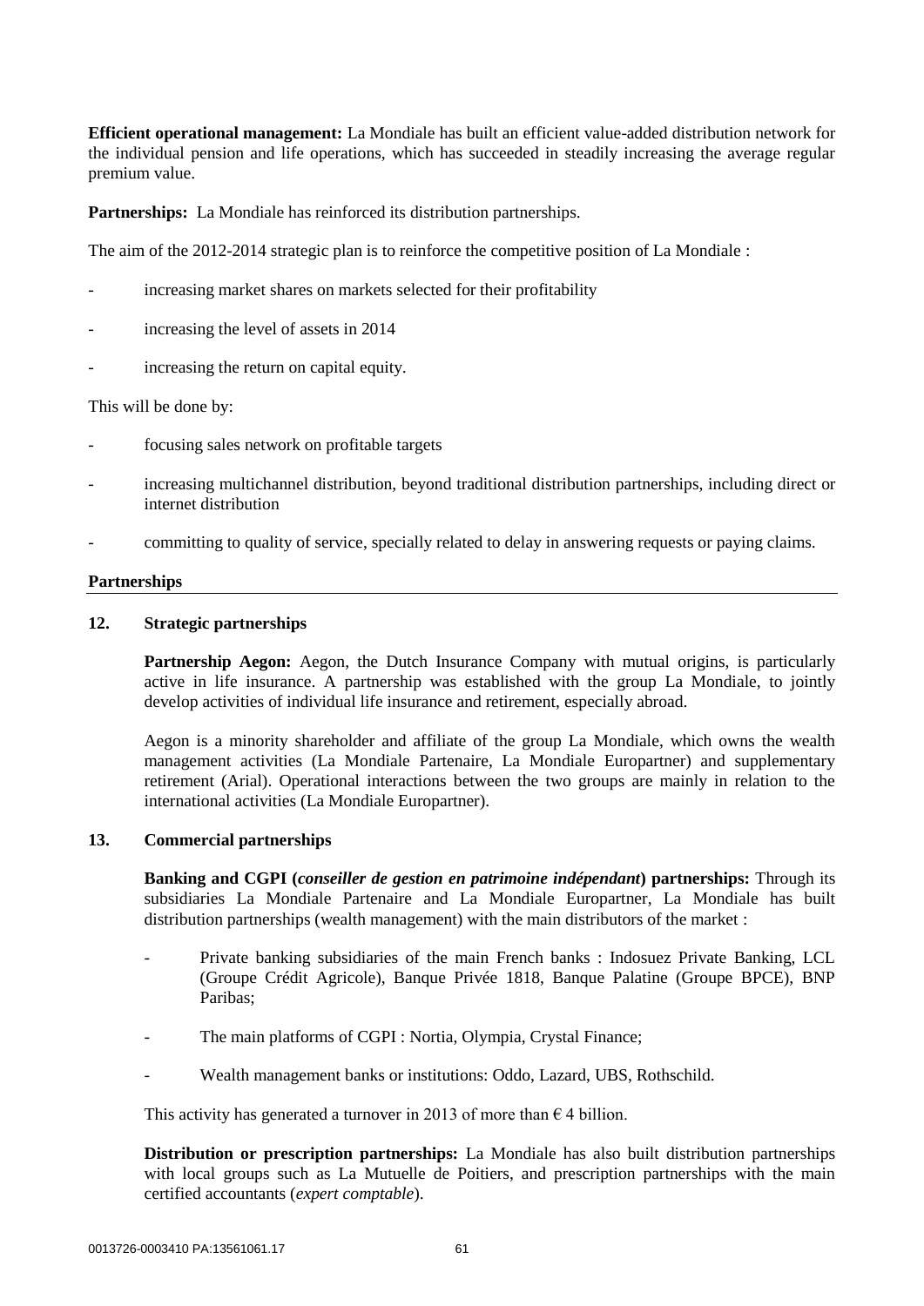**Efficient operational management:** La Mondiale has built an efficient value-added distribution network for the individual pension and life operations, which has succeeded in steadily increasing the average regular premium value.

**Partnerships:** La Mondiale has reinforced its distribution partnerships.

The aim of the 2012-2014 strategic plan is to reinforce the competitive position of La Mondiale :

- increasing market shares on markets selected for their profitability
- increasing the level of assets in 2014
- increasing the return on capital equity.

This will be done by:

- focusing sales network on profitable targets
- increasing multichannel distribution, beyond traditional distribution partnerships, including direct or internet distribution
- committing to quality of service, specially related to delay in answering requests or paying claims.

## Partnerships

### 12. Strategic partnerships

**Partnership Aegon:** Aegon, the Dutch Insurance Company with mutual origins, is particularly active in life insurance. A partnership was established with the group La Mondiale, to jointly develop activities of individual life insurance and retirement, especially abroad.

Aegon is a minority shareholder and affiliate of the group La Mondiale, which owns the wealth management activities (La Mondiale Partenaire, La Mondiale Europartner) and supplementary retirement (Arial). Operational interactions between the two groups are mainly in relation to the international activities (La Mondiale Europartner).

### 13. Commercial partnerships

**Banking and CGPI (*conseiller de gestion en patrimoine indépendant*) partnerships:** Through its subsidiaries La Mondiale Partenaire and La Mondiale Europartner, La Mondiale has built distribution partnerships (wealth management) with the main distributors of the market :

- Private banking subsidiaries of the main French banks : Indosuez Private Banking, LCL (Groupe Crédit Agricole), Banque Privée 1818, Banque Palatine (Groupe BPCE), BNP Paribas;
- The main platforms of CGPI : Nortia, Olympia, Crystal Finance;
- Wealth management banks or institutions: Oddo, Lazard, UBS, Rothschild.

This activity has generated a turnover in 2013 of more than € 4 billion.

**Distribution or prescription partnerships:** La Mondiale has also built distribution partnerships with local groups such as La Mutuelle de Poitiers, and prescription partnerships with the main certified accountants (*expert comptable*).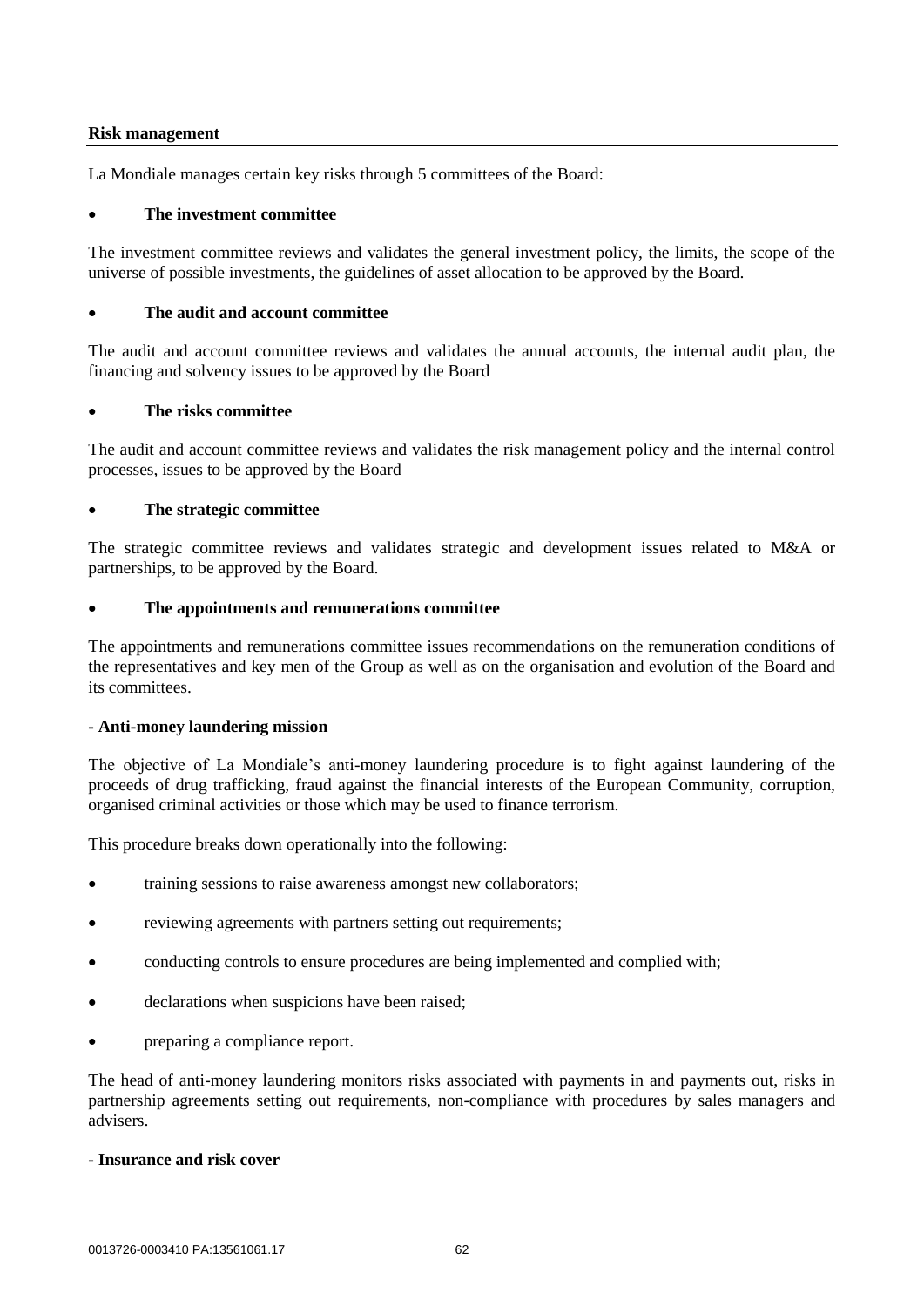## Risk management

La Mondiale manages certain key risks through 5 committees of the Board:

- **The investment committee**

The investment committee reviews and validates the general investment policy, the limits, the scope of the universe of possible investments, the guidelines of asset allocation to be approved by the Board.

- **The audit and account committee**

The audit and account committee reviews and validates the annual accounts, the internal audit plan, the financing and solvency issues to be approved by the Board

- **The risks committee**

The audit and account committee reviews and validates the risk management policy and the internal control processes, issues to be approved by the Board

- **The strategic committee**

The strategic committee reviews and validates strategic and development issues related to M&A or partnerships, to be approved by the Board.

- **The appointments and remunerations committee**

The appointments and remunerations committee issues recommendations on the remuneration conditions of the representatives and key men of the Group as well as on the organisation and evolution of the Board and its committees.

**- Anti-money laundering mission**

The objective of La Mondiale's anti-money laundering procedure is to fight against laundering of the proceeds of drug trafficking, fraud against the financial interests of the European Community, corruption, organised criminal activities or those which may be used to finance terrorism.

This procedure breaks down operationally into the following:

- training sessions to raise awareness amongst new collaborators;
- reviewing agreements with partners setting out requirements;
- conducting controls to ensure procedures are being implemented and complied with;
- declarations when suspicions have been raised;
- preparing a compliance report.

The head of anti-money laundering monitors risks associated with payments in and payments out, risks in partnership agreements setting out requirements, non-compliance with procedures by sales managers and advisers.

**- Insurance and risk cover**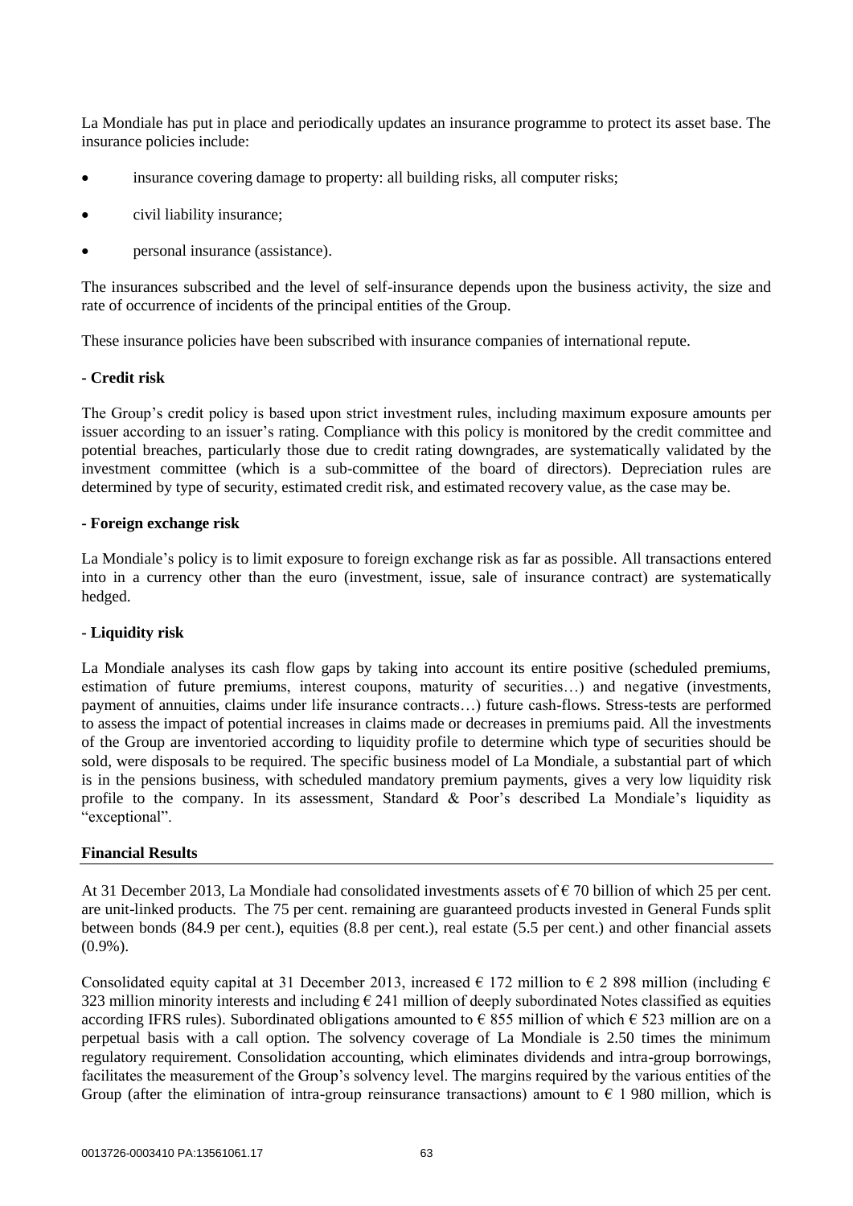La Mondiale has put in place and periodically updates an insurance programme to protect its asset base. The insurance policies include:

- insurance covering damage to property: all building risks, all computer risks;
- civil liability insurance;
- personal insurance (assistance).

The insurances subscribed and the level of self-insurance depends upon the business activity, the size and rate of occurrence of incidents of the principal entities of the Group.

These insurance policies have been subscribed with insurance companies of international repute.

**- Credit risk**

The Group's credit policy is based upon strict investment rules, including maximum exposure amounts per issuer according to an issuer's rating. Compliance with this policy is monitored by the credit committee and potential breaches, particularly those due to credit rating downgrades, are systematically validated by the investment committee (which is a sub-committee of the board of directors). Depreciation rules are determined by type of security, estimated credit risk, and estimated recovery value, as the case may be.

**- Foreign exchange risk**

La Mondiale's policy is to limit exposure to foreign exchange risk as far as possible. All transactions entered into in a currency other than the euro (investment, issue, sale of insurance contract) are systematically hedged.

**- Liquidity risk**

La Mondiale analyses its cash flow gaps by taking into account its entire positive (scheduled premiums, estimation of future premiums, interest coupons, maturity of securities…) and negative (investments, payment of annuities, claims under life insurance contracts…) future cash-flows. Stress-tests are performed to assess the impact of potential increases in claims made or decreases in premiums paid. All the investments of the Group are inventoried according to liquidity profile to determine which type of securities should be sold, were disposals to be required. The specific business model of La Mondiale, a substantial part of which is in the pensions business, with scheduled mandatory premium payments, gives a very low liquidity risk profile to the company. In its assessment, Standard & Poor's described La Mondiale's liquidity as "exceptional".

**Financial Results**

At 31 December 2013, La Mondiale had consolidated investments assets of € 70 billion of which 25 per cent. are unit-linked products. The 75 per cent. remaining are guaranteed products invested in General Funds split between bonds (84.9 per cent.), equities (8.8 per cent.), real estate (5.5 per cent.) and other financial assets (0.9%).

Consolidated equity capital at 31 December 2013, increased € 172 million to € 2 898 million (including € 323 million minority interests and including € 241 million of deeply subordinated Notes classified as equities according IFRS rules). Subordinated obligations amounted to € 855 million of which € 523 million are on a perpetual basis with a call option. The solvency coverage of La Mondiale is 2.50 times the minimum regulatory requirement. Consolidation accounting, which eliminates dividends and intra-group borrowings, facilitates the measurement of the Group's solvency level. The margins required by the various entities of the Group (after the elimination of intra-group reinsurance transactions) amount to € 1 980 million, which is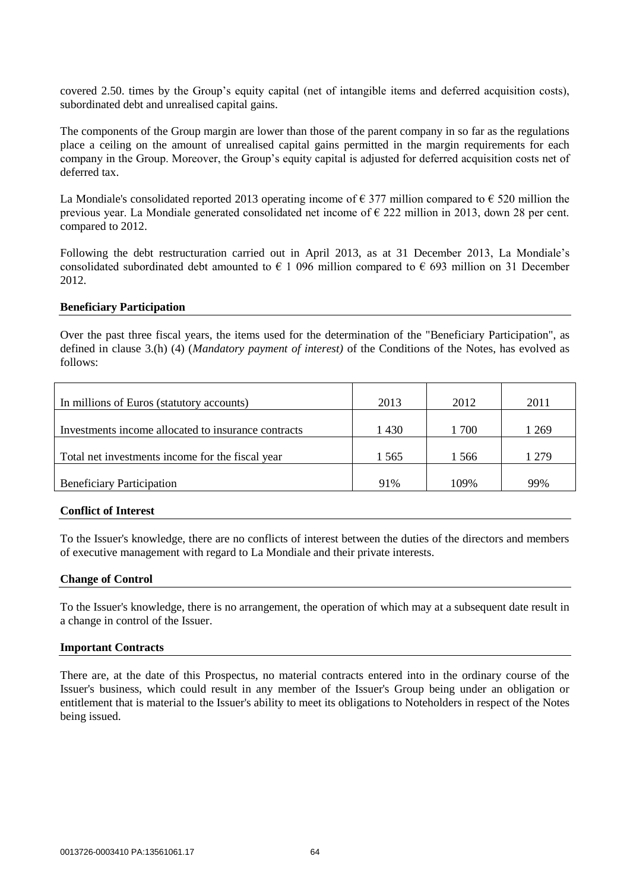covered 2.50. times by the Group's equity capital (net of intangible items and deferred acquisition costs), subordinated debt and unrealised capital gains.

The components of the Group margin are lower than those of the parent company in so far as the regulations place a ceiling on the amount of unrealised capital gains permitted in the margin requirements for each company in the Group. Moreover, the Group's equity capital is adjusted for deferred acquisition costs net of deferred tax.

La Mondiale's consolidated reported 2013 operating income of € 377 million compared to € 520 million the previous year. La Mondiale generated consolidated net income of € 222 million in 2013, down 28 per cent. compared to 2012.

Following the debt restructuration carried out in April 2013, as at 31 December 2013, La Mondiale's consolidated subordinated debt amounted to € 1 096 million compared to € 693 million on 31 December 2012.

**Beneficiary Participation**

Over the past three fiscal years, the items used for the determination of the "Beneficiary Participation", as defined in clause 3.(h) (4) (*Mandatory payment of interest)* of the Conditions of the Notes, has evolved as follows:

| In millions of Euros (statutory accounts) | 2013 | 2012 | 2011 |
|---|---|---|---|
| Investments income allocated to insurance contracts | 1 430 | 1 700 | 1 269 |
| Total net investments income for the fiscal year | 1 565 | 1 566 | 1 279 |
| Beneficiary Participation | 91% | 109% | 99% |

**Conflict of Interest**

To the Issuer's knowledge, there are no conflicts of interest between the duties of the directors and members of executive management with regard to La Mondiale and their private interests.

**Change of Control**

To the Issuer's knowledge, there is no arrangement, the operation of which may at a subsequent date result in a change in control of the Issuer.

**Important Contracts**

There are, at the date of this Prospectus, no material contracts entered into in the ordinary course of the Issuer's business, which could result in any member of the Issuer's Group being under an obligation or entitlement that is material to the Issuer's ability to meet its obligations to Noteholders in respect of the Notes being issued.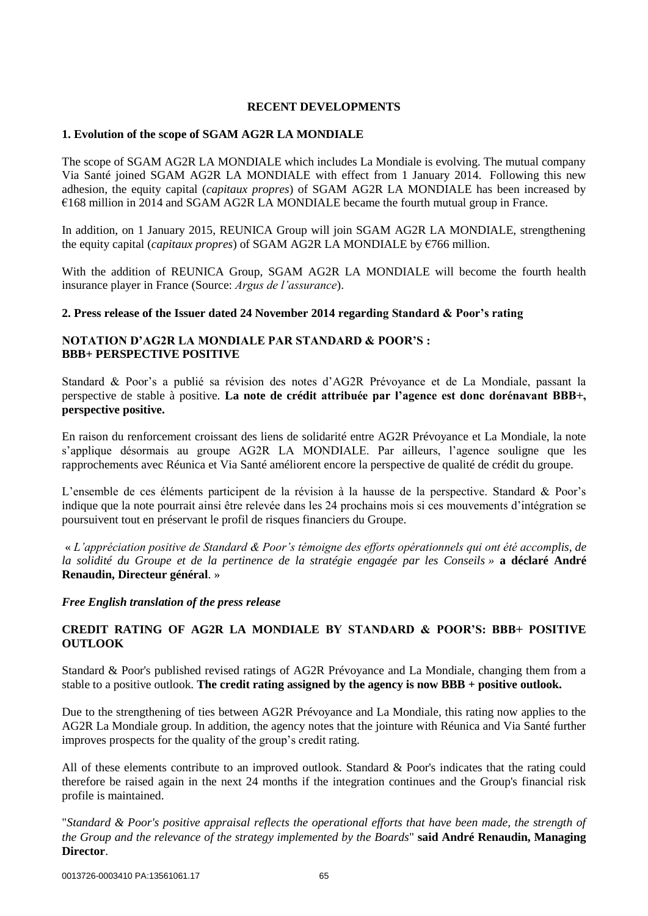## RECENT DEVELOPMENTS

### 1. Evolution of the scope of SGAM AG2R LA MONDIALE

The scope of SGAM AG2R LA MONDIALE which includes La Mondiale is evolving. The mutual company Via Santé joined SGAM AG2R LA MONDIALE with effect from 1 January 2014. Following this new adhesion, the equity capital (*capitaux propres*) of SGAM AG2R LA MONDIALE has been increased by €168 million in 2014 and SGAM AG2R LA MONDIALE became the fourth mutual group in France.

In addition, on 1 January 2015, REUNICA Group will join SGAM AG2R LA MONDIALE, strengthening the equity capital (*capitaux propres*) of SGAM AG2R LA MONDIALE by €766 million.

With the addition of REUNICA Group, SGAM AG2R LA MONDIALE will become the fourth health insurance player in France (Source: *Argus de l'assurance*).

### 2. Press release of the Issuer dated 24 November 2014 regarding Standard & Poor's rating

**NOTATION D'AG2R LA MONDIALE PAR STANDARD & POOR'S : BBB+ PERSPECTIVE POSITIVE**

Standard & Poor's a publié sa révision des notes d'AG2R Prévoyance et de La Mondiale, passant la perspective de stable à positive. **La note de crédit attribuée par l'agence est donc dorénavant BBB+, perspective positive.**

En raison du renforcement croissant des liens de solidarité entre AG2R Prévoyance et La Mondiale, la note s'applique désormais au groupe AG2R LA MONDIALE. Par ailleurs, l'agence souligne que les rapprochements avec Réunica et Via Santé améliorent encore la perspective de qualité de crédit du groupe.

L'ensemble de ces éléments participent de la révision à la hausse de la perspective. Standard & Poor's indique que la note pourrait ainsi être relevée dans les 24 prochains mois si ces mouvements d'intégration se poursuivent tout en préservant le profil de risques financiers du Groupe.

« *L'appréciation positive de Standard & Poor's témoigne des efforts opérationnels qui ont été accomplis, de la solidité du Groupe et de la pertinence de la stratégie engagée par les Conseils* » **a déclaré André Renaudin, Directeur général**. »

***Free English translation of the press release***

**CREDIT RATING OF AG2R LA MONDIALE BY STANDARD & POOR'S: BBB+ POSITIVE OUTLOOK**

Standard & Poor's published revised ratings of AG2R Prévoyance and La Mondiale, changing them from a stable to a positive outlook. **The credit rating assigned by the agency is now BBB + positive outlook.**

Due to the strengthening of ties between AG2R Prévoyance and La Mondiale, this rating now applies to the AG2R La Mondiale group. In addition, the agency notes that the jointure with Réunica and Via Santé further improves prospects for the quality of the group's credit rating.

All of these elements contribute to an improved outlook. Standard & Poor's indicates that the rating could therefore be raised again in the next 24 months if the integration continues and the Group's financial risk profile is maintained.

"*Standard & Poor's positive appraisal reflects the operational efforts that have been made, the strength of the Group and the relevance of the strategy implemented by the Boards*" **said André Renaudin, Managing Director**.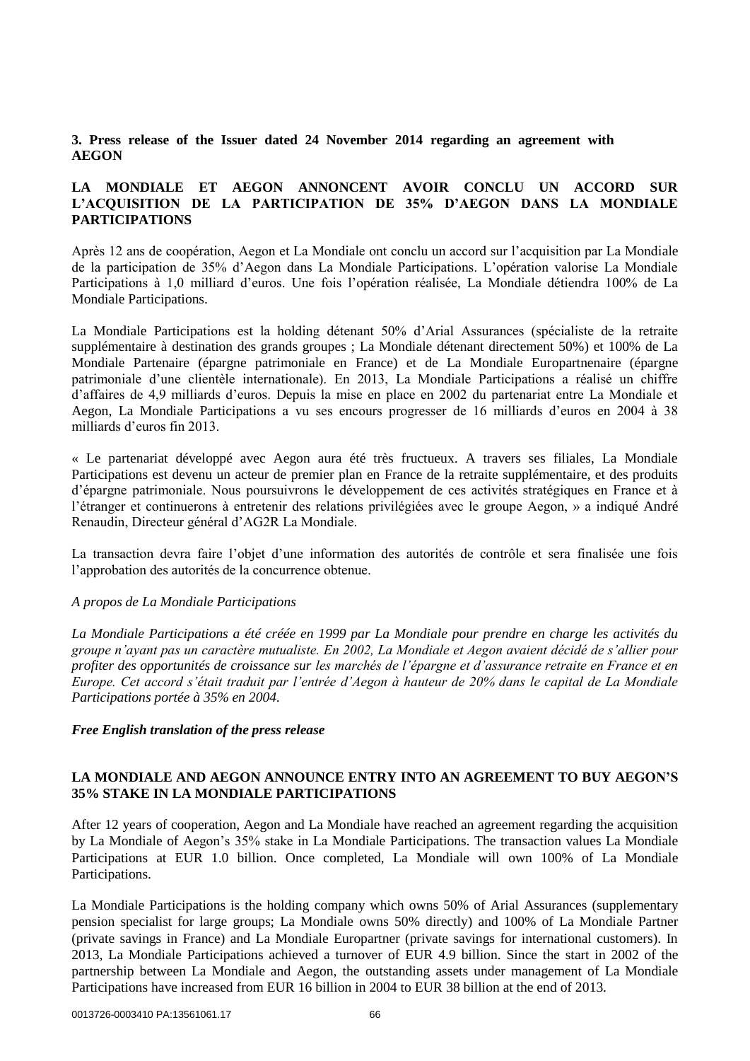**3. Press release of the Issuer dated 24 November 2014 regarding an agreement with AEGON**

**LA MONDIALE ET AEGON ANNONCENT AVOIR CONCLU UN ACCORD SUR L'ACQUISITION DE LA PARTICIPATION DE 35% D'AEGON DANS LA MONDIALE PARTICIPATIONS**

Après 12 ans de coopération, Aegon et La Mondiale ont conclu un accord sur l'acquisition par La Mondiale de la participation de 35% d'Aegon dans La Mondiale Participations. L'opération valorise La Mondiale Participations à 1,0 milliard d'euros. Une fois l'opération réalisée, La Mondiale détiendra 100% de La Mondiale Participations.

La Mondiale Participations est la holding détenant 50% d'Arial Assurances (spécialiste de la retraite supplémentaire à destination des grands groupes ; La Mondiale détenant directement 50%) et 100% de La Mondiale Partenaire (épargne patrimoniale en France) et de La Mondiale Europartnenaire (épargne patrimoniale d'une clientèle internationale). En 2013, La Mondiale Participations a réalisé un chiffre d'affaires de 4,9 milliards d'euros. Depuis la mise en place en 2002 du partenariat entre La Mondiale et Aegon, La Mondiale Participations a vu ses encours progresser de 16 milliards d'euros en 2004 à 38 milliards d'euros fin 2013.

« Le partenariat développé avec Aegon aura été très fructueux. A travers ses filiales, La Mondiale Participations est devenu un acteur de premier plan en France de la retraite supplémentaire, et des produits d'épargne patrimoniale. Nous poursuivrons le développement de ces activités stratégiques en France et à l'étranger et continuerons à entretenir des relations privilégiées avec le groupe Aegon, » a indiqué André Renaudin, Directeur général d'AG2R La Mondiale.

La transaction devra faire l'objet d'une information des autorités de contrôle et sera finalisée une fois l'approbation des autorités de la concurrence obtenue.

*A propos de La Mondiale Participations*

*La Mondiale Participations a été créée en 1999 par La Mondiale pour prendre en charge les activités du groupe n'ayant pas un caractère mutualiste. En 2002, La Mondiale et Aegon avaient décidé de s'allier pour profiter des opportunités de croissance sur les marchés de l'épargne et d'assurance retraite en France et en Europe. Cet accord s'était traduit par l'entrée d'Aegon à hauteur de 20% dans le capital de La Mondiale Participations portée à 35% en 2004.*

***Free English translation of the press release***

**LA MONDIALE AND AEGON ANNOUNCE ENTRY INTO AN AGREEMENT TO BUY AEGON'S 35% STAKE IN LA MONDIALE PARTICIPATIONS**

After 12 years of cooperation, Aegon and La Mondiale have reached an agreement regarding the acquisition by La Mondiale of Aegon's 35% stake in La Mondiale Participations. The transaction values La Mondiale Participations at EUR 1.0 billion. Once completed, La Mondiale will own 100% of La Mondiale Participations.

La Mondiale Participations is the holding company which owns 50% of Arial Assurances (supplementary pension specialist for large groups; La Mondiale owns 50% directly) and 100% of La Mondiale Partner (private savings in France) and La Mondiale Europartner (private savings for international customers). In 2013, La Mondiale Participations achieved a turnover of EUR 4.9 billion. Since the start in 2002 of the partnership between La Mondiale and Aegon, the outstanding assets under management of La Mondiale Participations have increased from EUR 16 billion in 2004 to EUR 38 billion at the end of 2013.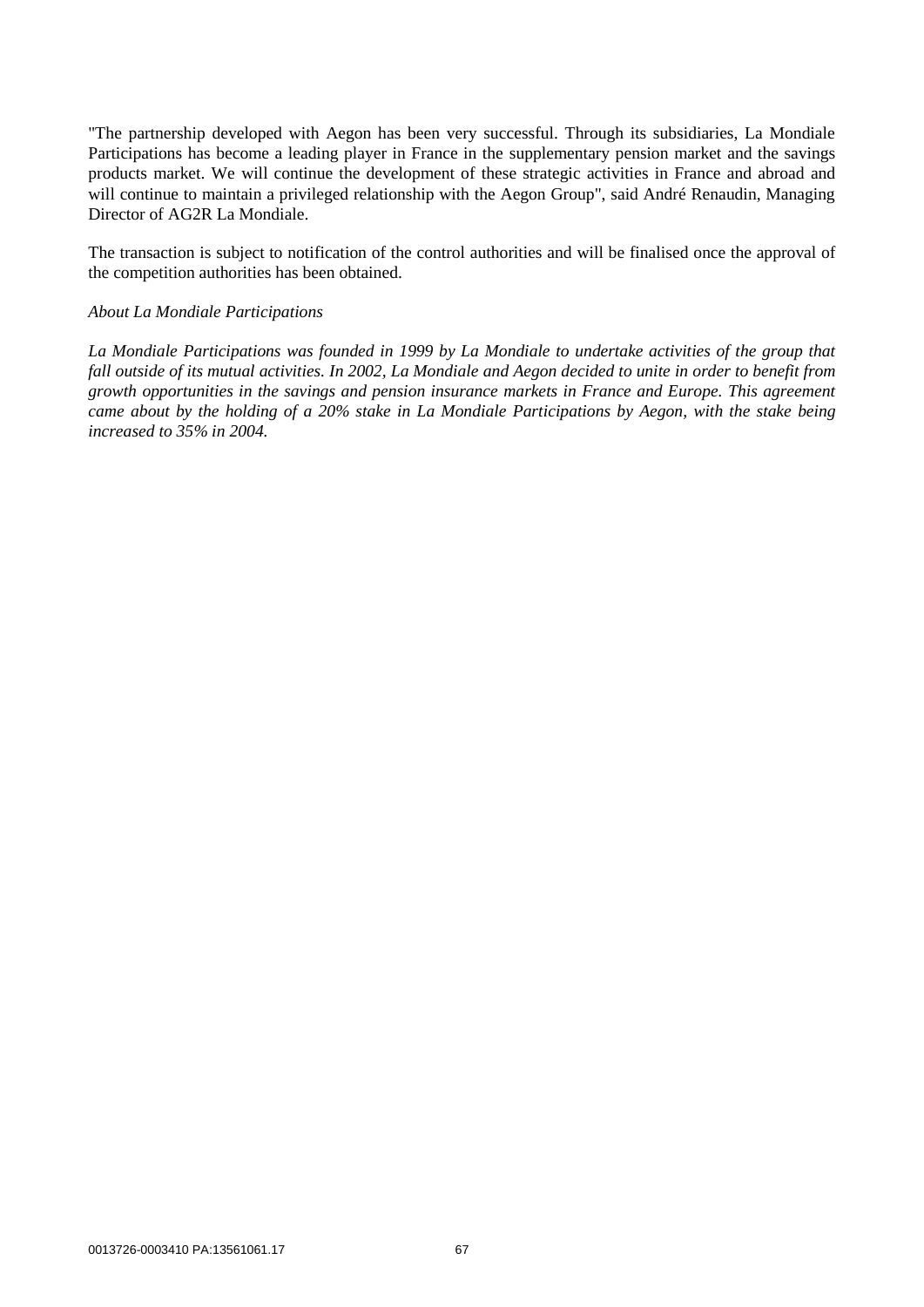"The partnership developed with Aegon has been very successful. Through its subsidiaries, La Mondiale Participations has become a leading player in France in the supplementary pension market and the savings products market. We will continue the development of these strategic activities in France and abroad and will continue to maintain a privileged relationship with the Aegon Group", said André Renaudin, Managing Director of AG2R La Mondiale.

The transaction is subject to notification of the control authorities and will be finalised once the approval of the competition authorities has been obtained.

*About La Mondiale Participations*

*La Mondiale Participations was founded in 1999 by La Mondiale to undertake activities of the group that fall outside of its mutual activities. In 2002, La Mondiale and Aegon decided to unite in order to benefit from growth opportunities in the savings and pension insurance markets in France and Europe. This agreement came about by the holding of a 20% stake in La Mondiale Participations by Aegon, with the stake being increased to 35% in 2004.*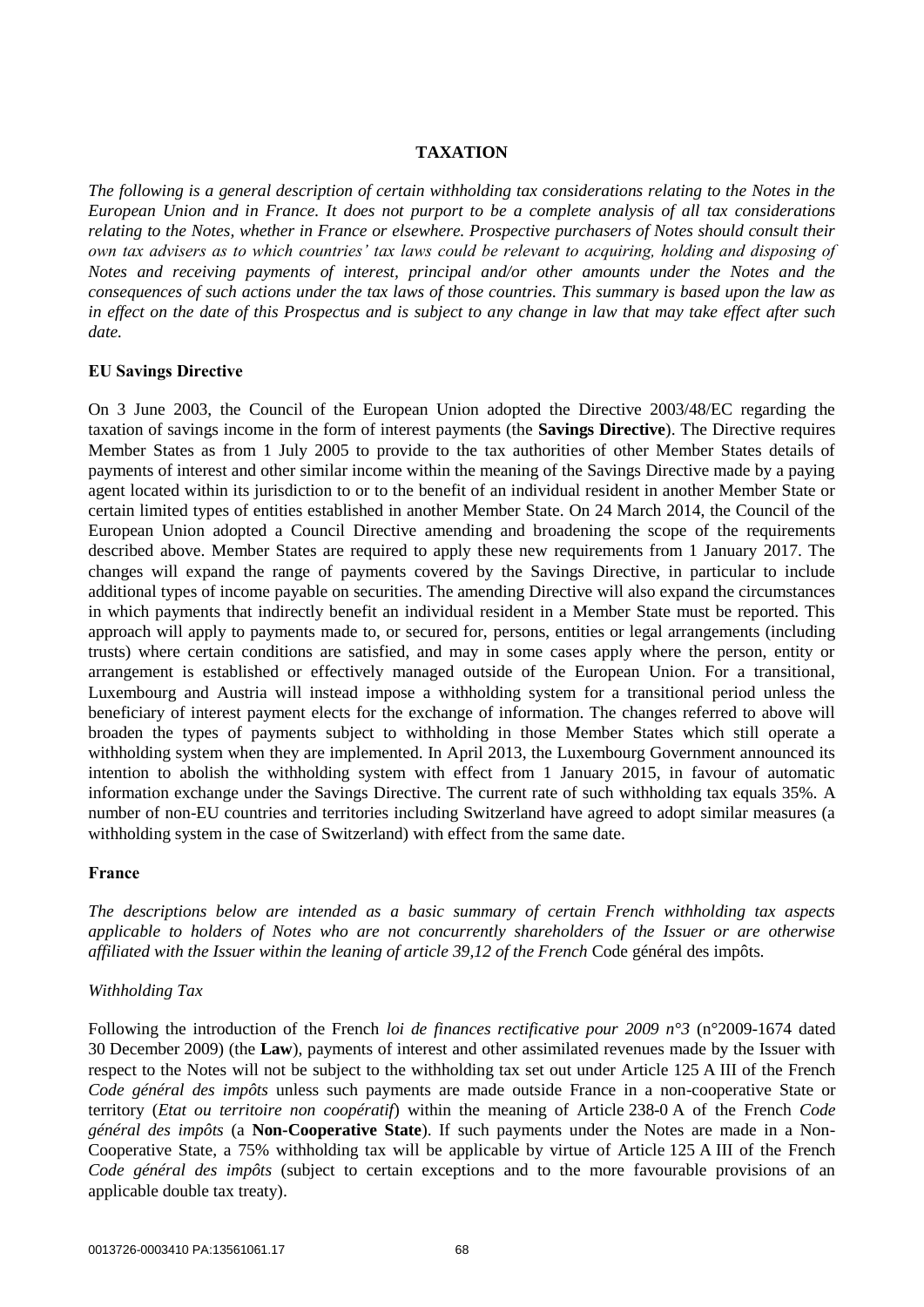# TAXATION

*The following is a general description of certain withholding tax considerations relating to the Notes in the European Union and in France. It does not purport to be a complete analysis of all tax considerations relating to the Notes, whether in France or elsewhere. Prospective purchasers of Notes should consult their own tax advisers as to which countries' tax laws could be relevant to acquiring, holding and disposing of Notes and receiving payments of interest, principal and/or other amounts under the Notes and the consequences of such actions under the tax laws of those countries. This summary is based upon the law as in effect on the date of this Prospectus and is subject to any change in law that may take effect after such date.*

## EU Savings Directive

On 3 June 2003, the Council of the European Union adopted the Directive 2003/48/EC regarding the taxation of savings income in the form of interest payments (the **Savings Directive**). The Directive requires Member States as from 1 July 2005 to provide to the tax authorities of other Member States details of payments of interest and other similar income within the meaning of the Savings Directive made by a paying agent located within its jurisdiction to or to the benefit of an individual resident in another Member State or certain limited types of entities established in another Member State. On 24 March 2014, the Council of the European Union adopted a Council Directive amending and broadening the scope of the requirements described above. Member States are required to apply these new requirements from 1 January 2017. The changes will expand the range of payments covered by the Savings Directive, in particular to include additional types of income payable on securities. The amending Directive will also expand the circumstances in which payments that indirectly benefit an individual resident in a Member State must be reported. This approach will apply to payments made to, or secured for, persons, entities or legal arrangements (including trusts) where certain conditions are satisfied, and may in some cases apply where the person, entity or arrangement is established or effectively managed outside of the European Union. For a transitional, Luxembourg and Austria will instead impose a withholding system for a transitional period unless the beneficiary of interest payment elects for the exchange of information. The changes referred to above will broaden the types of payments subject to withholding in those Member States which still operate a withholding system when they are implemented. In April 2013, the Luxembourg Government announced its intention to abolish the withholding system with effect from 1 January 2015, in favour of automatic information exchange under the Savings Directive. The current rate of such withholding tax equals 35%. A number of non-EU countries and territories including Switzerland have agreed to adopt similar measures (a withholding system in the case of Switzerland) with effect from the same date.

## France

*The descriptions below are intended as a basic summary of certain French withholding tax aspects applicable to holders of Notes who are not concurrently shareholders of the Issuer or are otherwise affiliated with the Issuer within the leaning of article 39,12 of the French* Code général des impôts*.*

### *Withholding Tax*

Following the introduction of the French *loi de finances rectificative pour 2009 n°3* (n°2009-1674 dated 30 December 2009) (the **Law**), payments of interest and other assimilated revenues made by the Issuer with respect to the Notes will not be subject to the withholding tax set out under Article 125 A III of the French *Code général des impôts* unless such payments are made outside France in a non-cooperative State or territory (*Etat ou territoire non coopératif*) within the meaning of Article 238-0 A of the French *Code général des impôts* (a **Non-Cooperative State**). If such payments under the Notes are made in a Non-Cooperative State, a 75% withholding tax will be applicable by virtue of Article 125 A III of the French *Code général des impôts* (subject to certain exceptions and to the more favourable provisions of an applicable double tax treaty).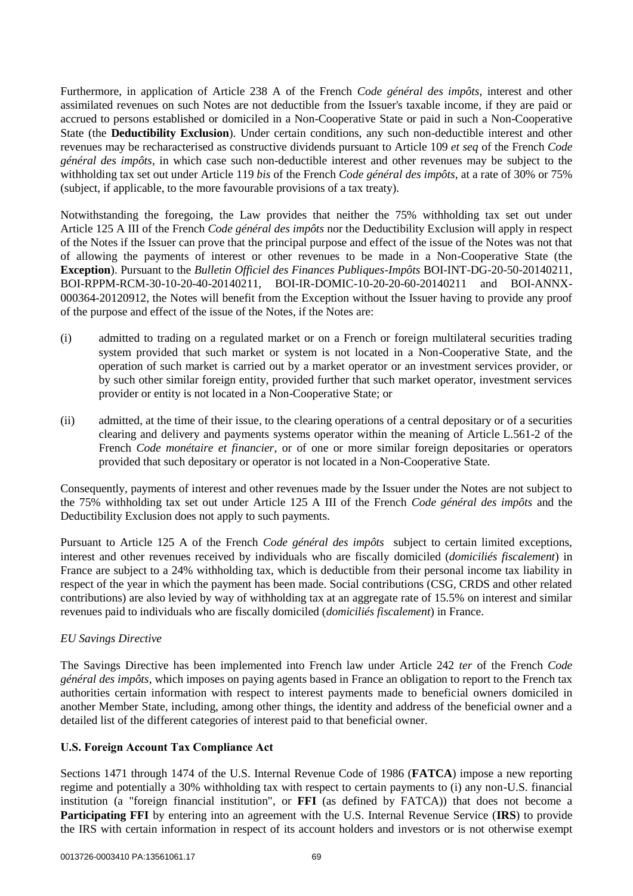Furthermore, in application of Article 238 A of the French *Code général des impôts*, interest and other assimilated revenues on such Notes are not deductible from the Issuer's taxable income, if they are paid or accrued to persons established or domiciled in a Non-Cooperative State or paid in such a Non-Cooperative State (the **Deductibility Exclusion**). Under certain conditions, any such non-deductible interest and other revenues may be recharacterised as constructive dividends pursuant to Article 109 *et seq* of the French *Code général des impôts*, in which case such non-deductible interest and other revenues may be subject to the withholding tax set out under Article 119 *bis* of the French *Code général des impôts*, at a rate of 30% or 75% (subject, if applicable, to the more favourable provisions of a tax treaty).

Notwithstanding the foregoing, the Law provides that neither the 75% withholding tax set out under Article 125 A III of the French *Code général des impôts* nor the Deductibility Exclusion will apply in respect of the Notes if the Issuer can prove that the principal purpose and effect of the issue of the Notes was not that of allowing the payments of interest or other revenues to be made in a Non-Cooperative State (the **Exception**). Pursuant to the *Bulletin Officiel des Finances Publiques-Impôts* BOI-INT-DG-20-50-20140211, BOI-RPPM-RCM-30-10-20-40-20140211, BOI-IR-DOMIC-10-20-20-60-20140211 and BOI-ANNX-000364-20120912, the Notes will benefit from the Exception without the Issuer having to provide any proof of the purpose and effect of the issue of the Notes, if the Notes are:

(i) admitted to trading on a regulated market or on a French or foreign multilateral securities trading system provided that such market or system is not located in a Non-Cooperative State, and the operation of such market is carried out by a market operator or an investment services provider, or by such other similar foreign entity, provided further that such market operator, investment services provider or entity is not located in a Non-Cooperative State; or

(ii) admitted, at the time of their issue, to the clearing operations of a central depositary or of a securities clearing and delivery and payments systems operator within the meaning of Article L.561-2 of the French *Code monétaire et financier*, or of one or more similar foreign depositaries or operators provided that such depositary or operator is not located in a Non-Cooperative State.

Consequently, payments of interest and other revenues made by the Issuer under the Notes are not subject to the 75% withholding tax set out under Article 125 A III of the French *Code général des impôts* and the Deductibility Exclusion does not apply to such payments.

Pursuant to Article 125 A of the French *Code général des impôts* subject to certain limited exceptions, interest and other revenues received by individuals who are fiscally domiciled (*domiciliés fiscalement*) in France are subject to a 24% withholding tax, which is deductible from their personal income tax liability in respect of the year in which the payment has been made. Social contributions (CSG, CRDS and other related contributions) are also levied by way of withholding tax at an aggregate rate of 15.5% on interest and similar revenues paid to individuals who are fiscally domiciled (*domiciliés fiscalement*) in France.

*EU Savings Directive*

The Savings Directive has been implemented into French law under Article 242 *ter* of the French *Code général des impôts*, which imposes on paying agents based in France an obligation to report to the French tax authorities certain information with respect to interest payments made to beneficial owners domiciled in another Member State, including, among other things, the identity and address of the beneficial owner and a detailed list of the different categories of interest paid to that beneficial owner.

**U.S. Foreign Account Tax Compliance Act**

Sections 1471 through 1474 of the U.S. Internal Revenue Code of 1986 (**FATCA**) impose a new reporting regime and potentially a 30% withholding tax with respect to certain payments to (i) any non-U.S. financial institution (a "foreign financial institution", or **FFI** (as defined by FATCA)) that does not become a **Participating FFI** by entering into an agreement with the U.S. Internal Revenue Service (**IRS**) to provide the IRS with certain information in respect of its account holders and investors or is not otherwise exempt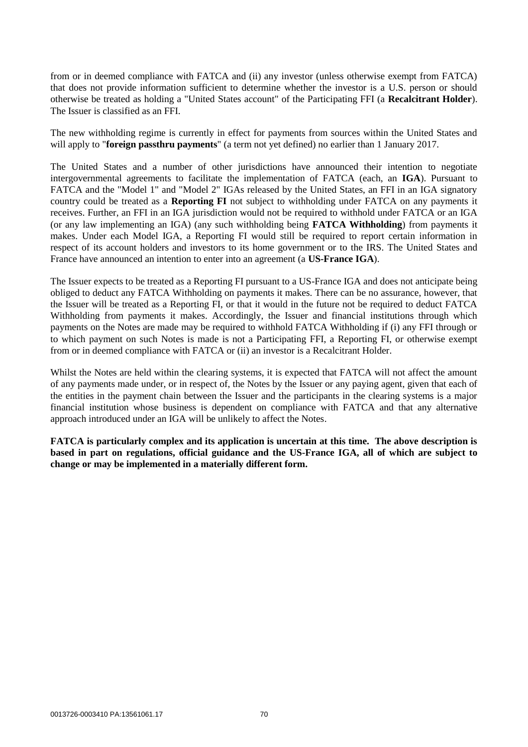from or in deemed compliance with FATCA and (ii) any investor (unless otherwise exempt from FATCA) that does not provide information sufficient to determine whether the investor is a U.S. person or should otherwise be treated as holding a "United States account" of the Participating FFI (a **Recalcitrant Holder**). The Issuer is classified as an FFI.

The new withholding regime is currently in effect for payments from sources within the United States and will apply to "**foreign passthru payments**" (a term not yet defined) no earlier than 1 January 2017.

The United States and a number of other jurisdictions have announced their intention to negotiate intergovernmental agreements to facilitate the implementation of FATCA (each, an **IGA**). Pursuant to FATCA and the "Model 1" and "Model 2" IGAs released by the United States, an FFI in an IGA signatory country could be treated as a **Reporting FI** not subject to withholding under FATCA on any payments it receives. Further, an FFI in an IGA jurisdiction would not be required to withhold under FATCA or an IGA (or any law implementing an IGA) (any such withholding being **FATCA Withholding**) from payments it makes. Under each Model IGA, a Reporting FI would still be required to report certain information in respect of its account holders and investors to its home government or to the IRS. The United States and France have announced an intention to enter into an agreement (a **US-France IGA**).

The Issuer expects to be treated as a Reporting FI pursuant to a US-France IGA and does not anticipate being obliged to deduct any FATCA Withholding on payments it makes. There can be no assurance, however, that the Issuer will be treated as a Reporting FI, or that it would in the future not be required to deduct FATCA Withholding from payments it makes. Accordingly, the Issuer and financial institutions through which payments on the Notes are made may be required to withhold FATCA Withholding if (i) any FFI through or to which payment on such Notes is made is not a Participating FFI, a Reporting FI, or otherwise exempt from or in deemed compliance with FATCA or (ii) an investor is a Recalcitrant Holder.

Whilst the Notes are held within the clearing systems, it is expected that FATCA will not affect the amount of any payments made under, or in respect of, the Notes by the Issuer or any paying agent, given that each of the entities in the payment chain between the Issuer and the participants in the clearing systems is a major financial institution whose business is dependent on compliance with FATCA and that any alternative approach introduced under an IGA will be unlikely to affect the Notes.

**FATCA is particularly complex and its application is uncertain at this time. The above description is based in part on regulations, official guidance and the US-France IGA, all of which are subject to change or may be implemented in a materially different form.**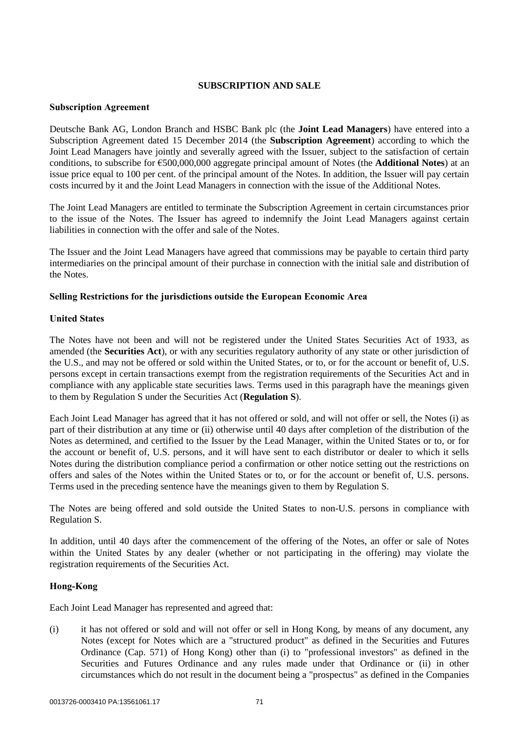## SUBSCRIPTION AND SALE

### Subscription Agreement

Deutsche Bank AG, London Branch and HSBC Bank plc (the **Joint Lead Managers**) have entered into a Subscription Agreement dated 15 December 2014 (the **Subscription Agreement**) according to which the Joint Lead Managers have jointly and severally agreed with the Issuer, subject to the satisfaction of certain conditions, to subscribe for €500,000,000 aggregate principal amount of Notes (the **Additional Notes**) at an issue price equal to 100 per cent. of the principal amount of the Notes. In addition, the Issuer will pay certain costs incurred by it and the Joint Lead Managers in connection with the issue of the Additional Notes.

The Joint Lead Managers are entitled to terminate the Subscription Agreement in certain circumstances prior to the issue of the Notes. The Issuer has agreed to indemnify the Joint Lead Managers against certain liabilities in connection with the offer and sale of the Notes.

The Issuer and the Joint Lead Managers have agreed that commissions may be payable to certain third party intermediaries on the principal amount of their purchase in connection with the initial sale and distribution of the Notes.

### Selling Restrictions for the jurisdictions outside the European Economic Area

### United States

The Notes have not been and will not be registered under the United States Securities Act of 1933, as amended (the **Securities Act**), or with any securities regulatory authority of any state or other jurisdiction of the U.S., and may not be offered or sold within the United States, or to, or for the account or benefit of, U.S. persons except in certain transactions exempt from the registration requirements of the Securities Act and in compliance with any applicable state securities laws. Terms used in this paragraph have the meanings given to them by Regulation S under the Securities Act (**Regulation S**).

Each Joint Lead Manager has agreed that it has not offered or sold, and will not offer or sell, the Notes (i) as part of their distribution at any time or (ii) otherwise until 40 days after completion of the distribution of the Notes as determined, and certified to the Issuer by the Lead Manager, within the United States or to, or for the account or benefit of, U.S. persons, and it will have sent to each distributor or dealer to which it sells Notes during the distribution compliance period a confirmation or other notice setting out the restrictions on offers and sales of the Notes within the United States or to, or for the account or benefit of, U.S. persons. Terms used in the preceding sentence have the meanings given to them by Regulation S.

The Notes are being offered and sold outside the United States to non-U.S. persons in compliance with Regulation S.

In addition, until 40 days after the commencement of the offering of the Notes, an offer or sale of Notes within the United States by any dealer (whether or not participating in the offering) may violate the registration requirements of the Securities Act.

### Hong-Kong

Each Joint Lead Manager has represented and agreed that:

(i) it has not offered or sold and will not offer or sell in Hong Kong, by means of any document, any Notes (except for Notes which are a "structured product" as defined in the Securities and Futures Ordinance (Cap. 571) of Hong Kong) other than (i) to "professional investors" as defined in the Securities and Futures Ordinance and any rules made under that Ordinance or (ii) in other circumstances which do not result in the document being a "prospectus" as defined in the Companies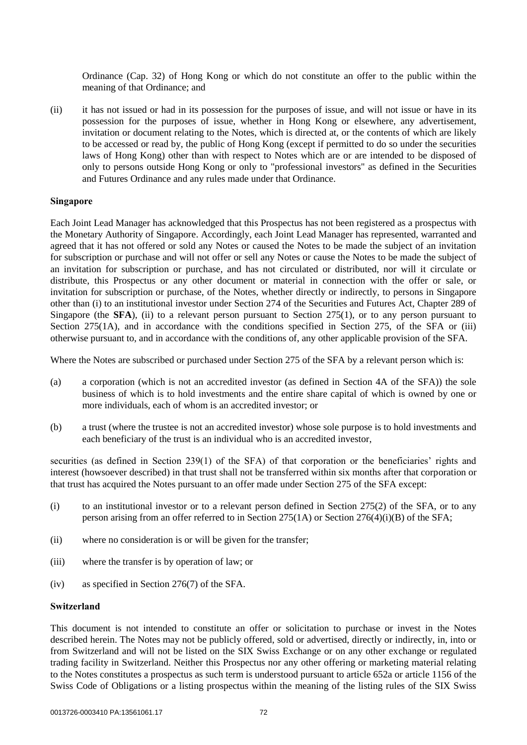Ordinance (Cap. 32) of Hong Kong or which do not constitute an offer to the public within the meaning of that Ordinance; and

(ii) it has not issued or had in its possession for the purposes of issue, and will not issue or have in its possession for the purposes of issue, whether in Hong Kong or elsewhere, any advertisement, invitation or document relating to the Notes, which is directed at, or the contents of which are likely to be accessed or read by, the public of Hong Kong (except if permitted to do so under the securities laws of Hong Kong) other than with respect to Notes which are or are intended to be disposed of only to persons outside Hong Kong or only to "professional investors" as defined in the Securities and Futures Ordinance and any rules made under that Ordinance.

**Singapore**

Each Joint Lead Manager has acknowledged that this Prospectus has not been registered as a prospectus with the Monetary Authority of Singapore. Accordingly, each Joint Lead Manager has represented, warranted and agreed that it has not offered or sold any Notes or caused the Notes to be made the subject of an invitation for subscription or purchase and will not offer or sell any Notes or cause the Notes to be made the subject of an invitation for subscription or purchase, and has not circulated or distributed, nor will it circulate or distribute, this Prospectus or any other document or material in connection with the offer or sale, or invitation for subscription or purchase, of the Notes, whether directly or indirectly, to persons in Singapore other than (i) to an institutional investor under Section 274 of the Securities and Futures Act, Chapter 289 of Singapore (the **SFA**), (ii) to a relevant person pursuant to Section 275(1), or to any person pursuant to Section 275(1A), and in accordance with the conditions specified in Section 275, of the SFA or (iii) otherwise pursuant to, and in accordance with the conditions of, any other applicable provision of the SFA.

Where the Notes are subscribed or purchased under Section 275 of the SFA by a relevant person which is:

(a) a corporation (which is not an accredited investor (as defined in Section 4A of the SFA)) the sole business of which is to hold investments and the entire share capital of which is owned by one or more individuals, each of whom is an accredited investor; or

(b) a trust (where the trustee is not an accredited investor) whose sole purpose is to hold investments and each beneficiary of the trust is an individual who is an accredited investor,

securities (as defined in Section 239(1) of the SFA) of that corporation or the beneficiaries' rights and interest (howsoever described) in that trust shall not be transferred within six months after that corporation or that trust has acquired the Notes pursuant to an offer made under Section 275 of the SFA except:

(i) to an institutional investor or to a relevant person defined in Section 275(2) of the SFA, or to any person arising from an offer referred to in Section 275(1A) or Section 276(4)(i)(B) of the SFA;

(ii) where no consideration is or will be given for the transfer;

(iii) where the transfer is by operation of law; or

(iv) as specified in Section 276(7) of the SFA.

**Switzerland**

This document is not intended to constitute an offer or solicitation to purchase or invest in the Notes described herein. The Notes may not be publicly offered, sold or advertised, directly or indirectly, in, into or from Switzerland and will not be listed on the SIX Swiss Exchange or on any other exchange or regulated trading facility in Switzerland. Neither this Prospectus nor any other offering or marketing material relating to the Notes constitutes a prospectus as such term is understood pursuant to article 652a or article 1156 of the Swiss Code of Obligations or a listing prospectus within the meaning of the listing rules of the SIX Swiss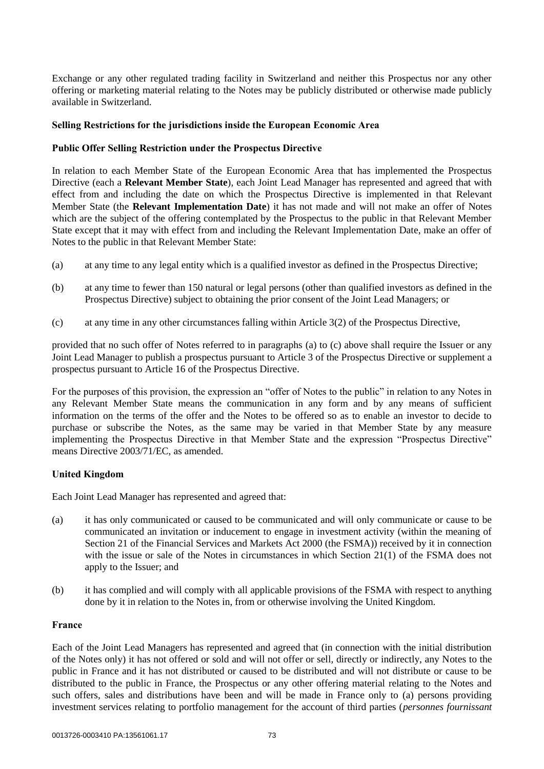Exchange or any other regulated trading facility in Switzerland and neither this Prospectus nor any other offering or marketing material relating to the Notes may be publicly distributed or otherwise made publicly available in Switzerland.

**Selling Restrictions for the jurisdictions inside the European Economic Area**

**Public Offer Selling Restriction under the Prospectus Directive**

In relation to each Member State of the European Economic Area that has implemented the Prospectus Directive (each a **Relevant Member State**), each Joint Lead Manager has represented and agreed that with effect from and including the date on which the Prospectus Directive is implemented in that Relevant Member State (the **Relevant Implementation Date**) it has not made and will not make an offer of Notes which are the subject of the offering contemplated by the Prospectus to the public in that Relevant Member State except that it may with effect from and including the Relevant Implementation Date, make an offer of Notes to the public in that Relevant Member State:

(a) at any time to any legal entity which is a qualified investor as defined in the Prospectus Directive;

(b) at any time to fewer than 150 natural or legal persons (other than qualified investors as defined in the Prospectus Directive) subject to obtaining the prior consent of the Joint Lead Managers; or

(c) at any time in any other circumstances falling within Article 3(2) of the Prospectus Directive,

provided that no such offer of Notes referred to in paragraphs (a) to (c) above shall require the Issuer or any Joint Lead Manager to publish a prospectus pursuant to Article 3 of the Prospectus Directive or supplement a prospectus pursuant to Article 16 of the Prospectus Directive.

For the purposes of this provision, the expression an "offer of Notes to the public" in relation to any Notes in any Relevant Member State means the communication in any form and by any means of sufficient information on the terms of the offer and the Notes to be offered so as to enable an investor to decide to purchase or subscribe the Notes, as the same may be varied in that Member State by any measure implementing the Prospectus Directive in that Member State and the expression "Prospectus Directive" means Directive 2003/71/EC, as amended.

**United Kingdom**

Each Joint Lead Manager has represented and agreed that:

(a) it has only communicated or caused to be communicated and will only communicate or cause to be communicated an invitation or inducement to engage in investment activity (within the meaning of Section 21 of the Financial Services and Markets Act 2000 (the FSMA)) received by it in connection with the issue or sale of the Notes in circumstances in which Section 21(1) of the FSMA does not apply to the Issuer; and

(b) it has complied and will comply with all applicable provisions of the FSMA with respect to anything done by it in relation to the Notes in, from or otherwise involving the United Kingdom.

**France**

Each of the Joint Lead Managers has represented and agreed that (in connection with the initial distribution of the Notes only) it has not offered or sold and will not offer or sell, directly or indirectly, any Notes to the public in France and it has not distributed or caused to be distributed and will not distribute or cause to be distributed to the public in France, the Prospectus or any other offering material relating to the Notes and such offers, sales and distributions have been and will be made in France only to (a) persons providing investment services relating to portfolio management for the account of third parties (*personnes fournissant*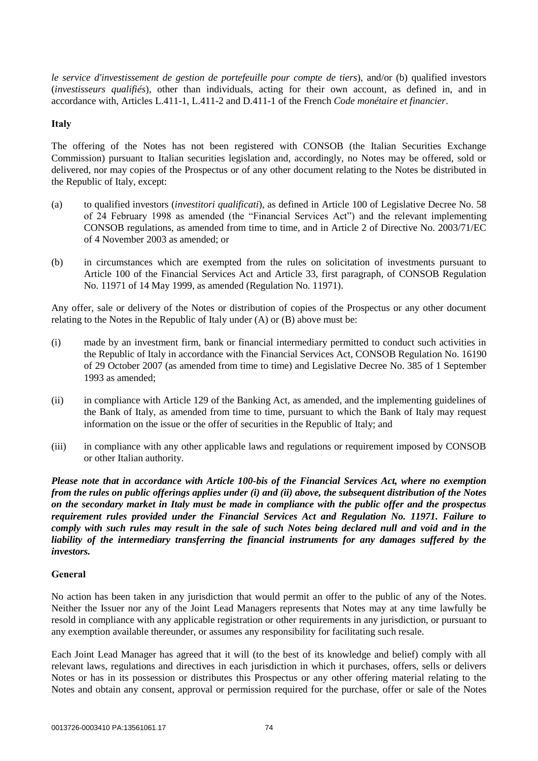*le service d'investissement de gestion de portefeuille pour compte de tiers*), and/or (b) qualified investors (*investisseurs qualifiés*), other than individuals, acting for their own account, as defined in, and in accordance with, Articles L.411-1, L.411-2 and D.411-1 of the French *Code monétaire et financier*.

**Italy**

The offering of the Notes has not been registered with CONSOB (the Italian Securities Exchange Commission) pursuant to Italian securities legislation and, accordingly, no Notes may be offered, sold or delivered, nor may copies of the Prospectus or of any other document relating to the Notes be distributed in the Republic of Italy, except:

(a) to qualified investors (*investitori qualificati*), as defined in Article 100 of Legislative Decree No. 58 of 24 February 1998 as amended (the "Financial Services Act") and the relevant implementing CONSOB regulations, as amended from time to time, and in Article 2 of Directive No. 2003/71/EC of 4 November 2003 as amended; or

(b) in circumstances which are exempted from the rules on solicitation of investments pursuant to Article 100 of the Financial Services Act and Article 33, first paragraph, of CONSOB Regulation No. 11971 of 14 May 1999, as amended (Regulation No. 11971).

Any offer, sale or delivery of the Notes or distribution of copies of the Prospectus or any other document relating to the Notes in the Republic of Italy under (A) or (B) above must be:

(i) made by an investment firm, bank or financial intermediary permitted to conduct such activities in the Republic of Italy in accordance with the Financial Services Act, CONSOB Regulation No. 16190 of 29 October 2007 (as amended from time to time) and Legislative Decree No. 385 of 1 September 1993 as amended;

(ii) in compliance with Article 129 of the Banking Act, as amended, and the implementing guidelines of the Bank of Italy, as amended from time to time, pursuant to which the Bank of Italy may request information on the issue or the offer of securities in the Republic of Italy; and

(iii) in compliance with any other applicable laws and regulations or requirement imposed by CONSOB or other Italian authority.

***Please note that in accordance with Article 100-bis of the Financial Services Act, where no exemption from the rules on public offerings applies under (i) and (ii) above, the subsequent distribution of the Notes on the secondary market in Italy must be made in compliance with the public offer and the prospectus requirement rules provided under the Financial Services Act and Regulation No. 11971. Failure to comply with such rules may result in the sale of such Notes being declared null and void and in the liability of the intermediary transferring the financial instruments for any damages suffered by the investors.***

**General**

No action has been taken in any jurisdiction that would permit an offer to the public of any of the Notes. Neither the Issuer nor any of the Joint Lead Managers represents that Notes may at any time lawfully be resold in compliance with any applicable registration or other requirements in any jurisdiction, or pursuant to any exemption available thereunder, or assumes any responsibility for facilitating such resale.

Each Joint Lead Manager has agreed that it will (to the best of its knowledge and belief) comply with all relevant laws, regulations and directives in each jurisdiction in which it purchases, offers, sells or delivers Notes or has in its possession or distributes this Prospectus or any other offering material relating to the Notes and obtain any consent, approval or permission required for the purchase, offer or sale of the Notes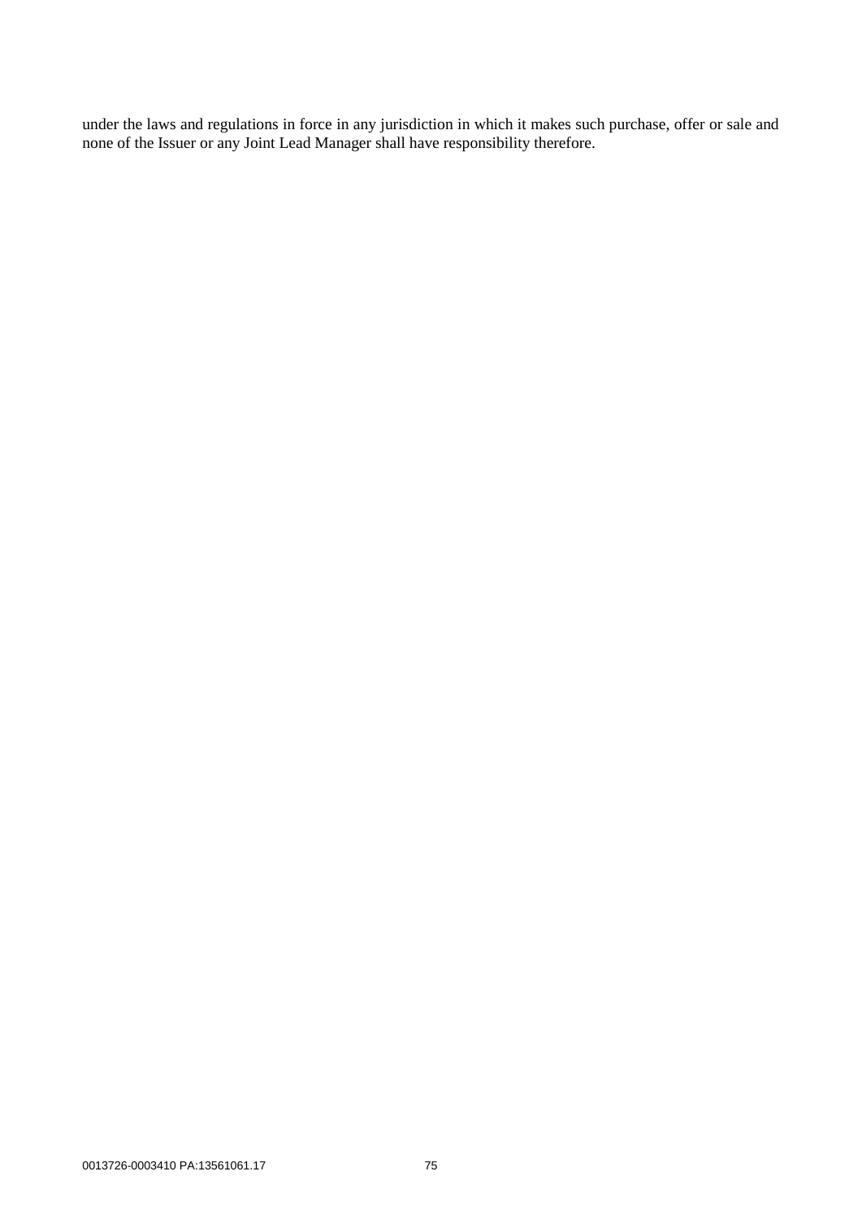under the laws and regulations in force in any jurisdiction in which it makes such purchase, offer or sale and none of the Issuer or any Joint Lead Manager shall have responsibility therefore.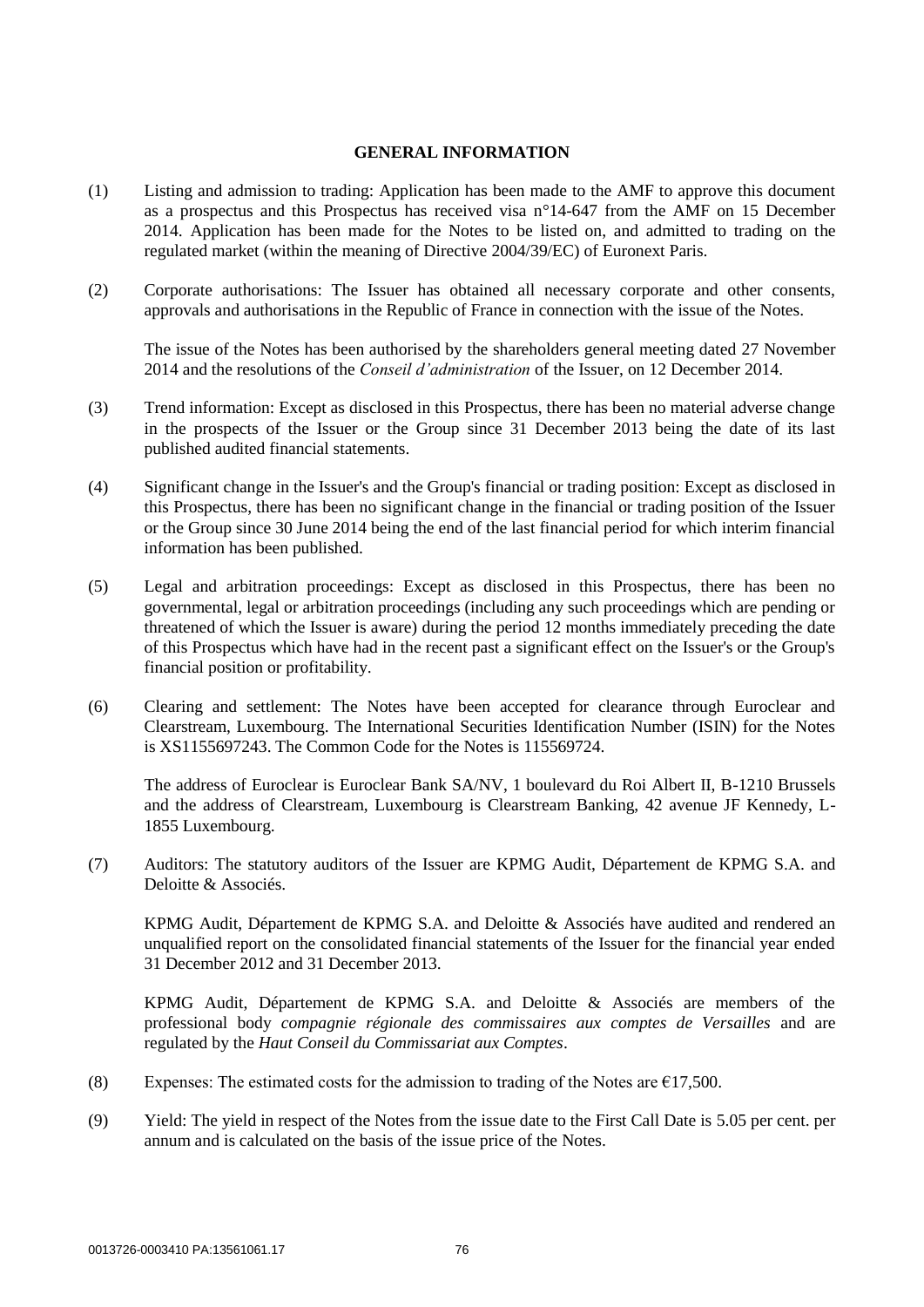## GENERAL INFORMATION

(1) Listing and admission to trading: Application has been made to the AMF to approve this document as a prospectus and this Prospectus has received visa n°14-647 from the AMF on 15 December 2014. Application has been made for the Notes to be listed on, and admitted to trading on the regulated market (within the meaning of Directive 2004/39/EC) of Euronext Paris.

(2) Corporate authorisations: The Issuer has obtained all necessary corporate and other consents, approvals and authorisations in the Republic of France in connection with the issue of the Notes.

The issue of the Notes has been authorised by the shareholders general meeting dated 27 November 2014 and the resolutions of the *Conseil d'administration* of the Issuer, on 12 December 2014.

(3) Trend information: Except as disclosed in this Prospectus, there has been no material adverse change in the prospects of the Issuer or the Group since 31 December 2013 being the date of its last published audited financial statements.

(4) Significant change in the Issuer's and the Group's financial or trading position: Except as disclosed in this Prospectus, there has been no significant change in the financial or trading position of the Issuer or the Group since 30 June 2014 being the end of the last financial period for which interim financial information has been published.

(5) Legal and arbitration proceedings: Except as disclosed in this Prospectus, there has been no governmental, legal or arbitration proceedings (including any such proceedings which are pending or threatened of which the Issuer is aware) during the period 12 months immediately preceding the date of this Prospectus which have had in the recent past a significant effect on the Issuer's or the Group's financial position or profitability.

(6) Clearing and settlement: The Notes have been accepted for clearance through Euroclear and Clearstream, Luxembourg. The International Securities Identification Number (ISIN) for the Notes is XS1155697243. The Common Code for the Notes is 115569724.

The address of Euroclear is Euroclear Bank SA/NV, 1 boulevard du Roi Albert II, B-1210 Brussels and the address of Clearstream, Luxembourg is Clearstream Banking, 42 avenue JF Kennedy, L-1855 Luxembourg.

(7) Auditors: The statutory auditors of the Issuer are KPMG Audit, Département de KPMG S.A. and Deloitte & Associés.

KPMG Audit, Département de KPMG S.A. and Deloitte & Associés have audited and rendered an unqualified report on the consolidated financial statements of the Issuer for the financial year ended 31 December 2012 and 31 December 2013.

KPMG Audit, Département de KPMG S.A. and Deloitte & Associés are members of the professional body *compagnie régionale des commissaires aux comptes de Versailles* and are regulated by the *Haut Conseil du Commissariat aux Comptes*.

(8) Expenses: The estimated costs for the admission to trading of the Notes are €17,500.

(9) Yield: The yield in respect of the Notes from the issue date to the First Call Date is 5.05 per cent. per annum and is calculated on the basis of the issue price of the Notes.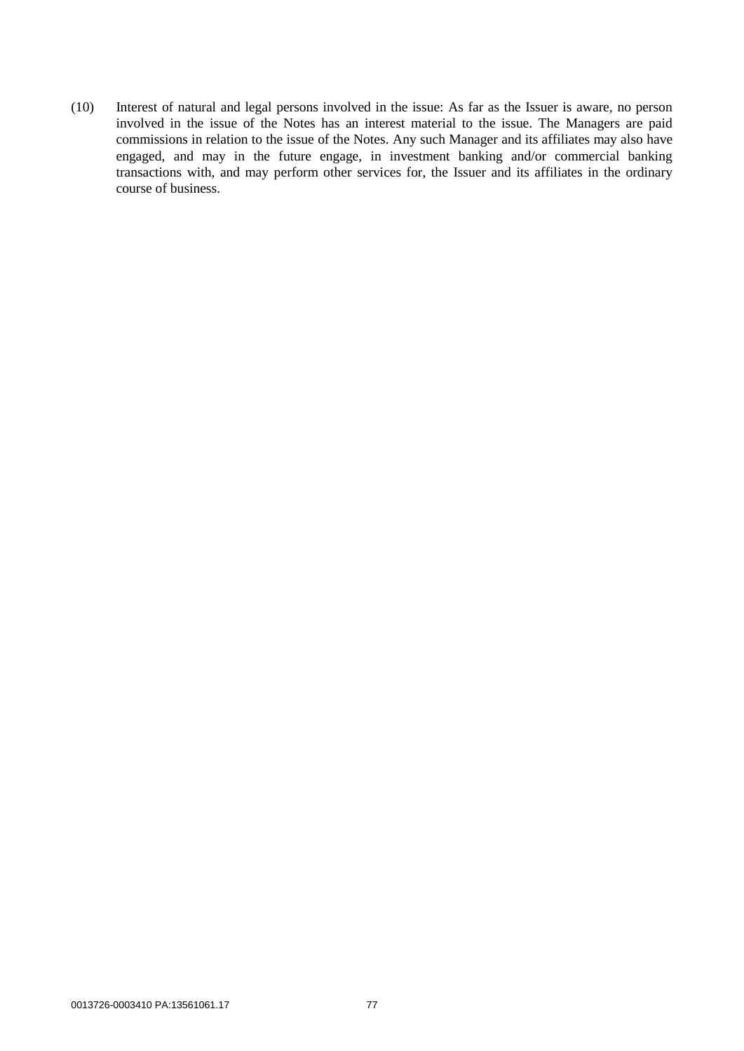(10) Interest of natural and legal persons involved in the issue: As far as the Issuer is aware, no person involved in the issue of the Notes has an interest material to the issue. The Managers are paid commissions in relation to the issue of the Notes. Any such Manager and its affiliates may also have engaged, and may in the future engage, in investment banking and/or commercial banking transactions with, and may perform other services for, the Issuer and its affiliates in the ordinary course of business.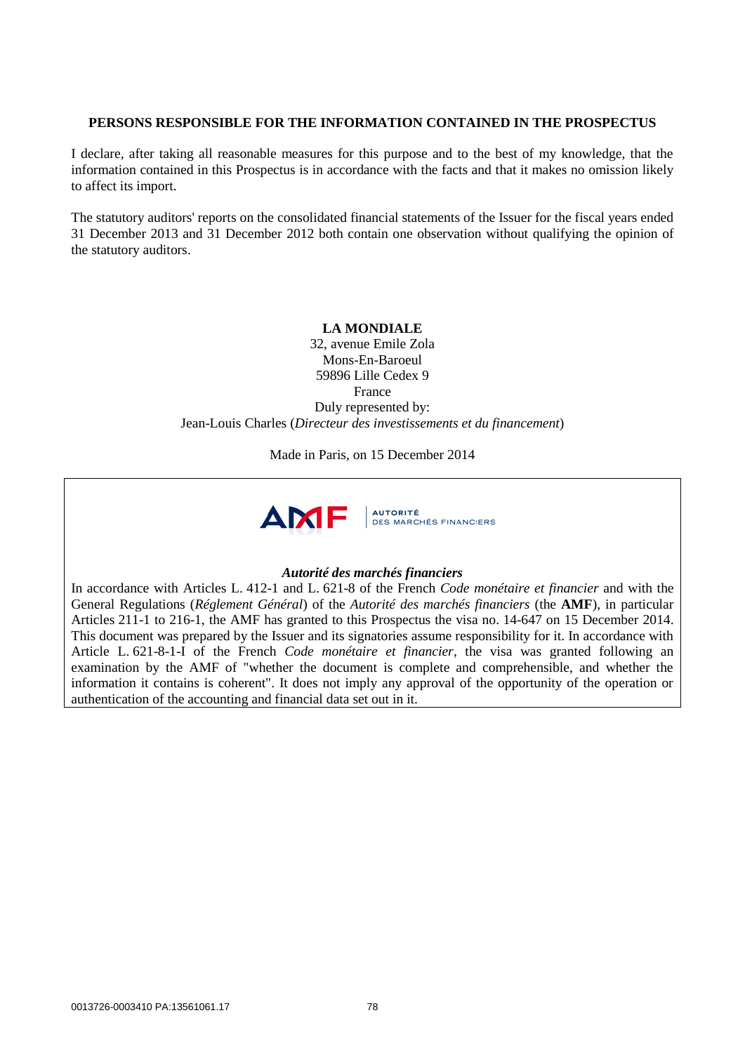## PERSONS RESPONSIBLE FOR THE INFORMATION CONTAINED IN THE PROSPECTUS

I declare, after taking all reasonable measures for this purpose and to the best of my knowledge, that the information contained in this Prospectus is in accordance with the facts and that it makes no omission likely to affect its import.

The statutory auditors' reports on the consolidated financial statements of the Issuer for the fiscal years ended 31 December 2013 and 31 December 2012 both contain one observation without qualifying the opinion of the statutory auditors.

**LA MONDIALE**
32, avenue Emile Zola
Mons-En-Baroeul
59896 Lille Cedex 9
France
Duly represented by:
Jean-Louis Charles (*Directeur des investissements et du financement*)

Made in Paris, on 15 December 2014

AMF | AUTORITÉ DES MARCHÉS FINANCIERS

***Autorité des marchés financiers***

In accordance with Articles L. 412-1 and L. 621-8 of the French *Code monétaire et financier* and with the General Regulations (*Réglement Général*) of the *Autorité des marchés financiers* (the **AMF**), in particular Articles 211-1 to 216-1, the AMF has granted to this Prospectus the visa no. 14-647 on 15 December 2014. This document was prepared by the Issuer and its signatories assume responsibility for it. In accordance with Article L. 621-8-1-I of the French *Code monétaire et financier*, the visa was granted following an examination by the AMF of "whether the document is complete and comprehensible, and whether the information it contains is coherent". It does not imply any approval of the opportunity of the operation or authentication of the accounting and financial data set out in it.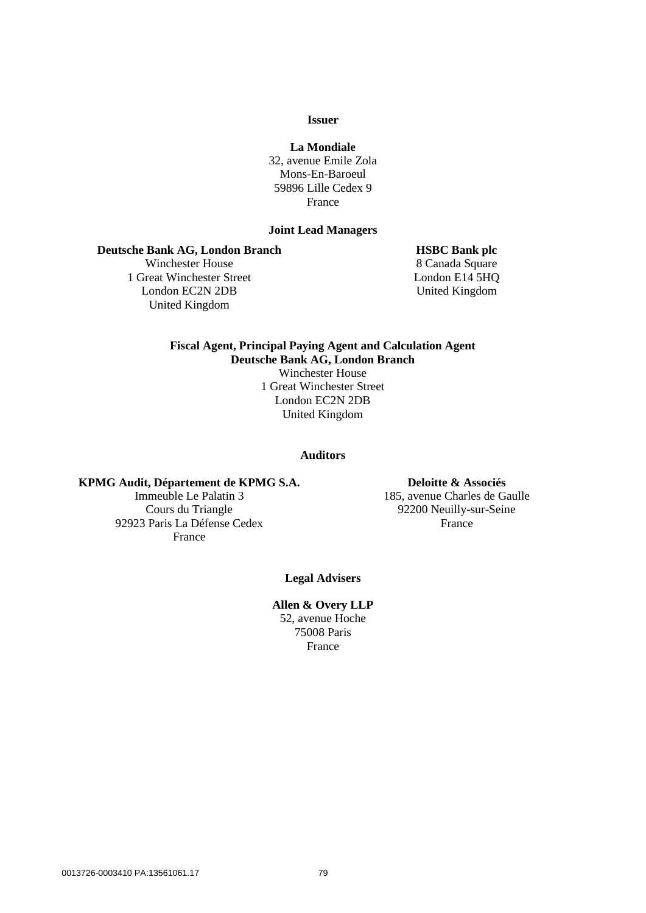**Issuer**

**La Mondiale**
32, avenue Emile Zola
Mons-En-Baroeul
59896 Lille Cedex 9
France

**Joint Lead Managers**

**Deutsche Bank AG, London Branch**
Winchester House
1 Great Winchester Street
London EC2N 2DB
United Kingdom

**HSBC Bank plc**
8 Canada Square
London E14 5HQ
United Kingdom

**Fiscal Agent, Principal Paying Agent and Calculation Agent**
**Deutsche Bank AG, London Branch**
Winchester House
1 Great Winchester Street
London EC2N 2DB
United Kingdom

**Auditors**

**KPMG Audit, Département de KPMG S.A.**
Immeuble Le Palatin 3
Cours du Triangle
92923 Paris La Défense Cedex
France

**Deloitte & Associés**
185, avenue Charles de Gaulle
92200 Neuilly-sur-Seine
France

**Legal Advisers**

**Allen & Overy LLP**
52, avenue Hoche
75008 Paris
France